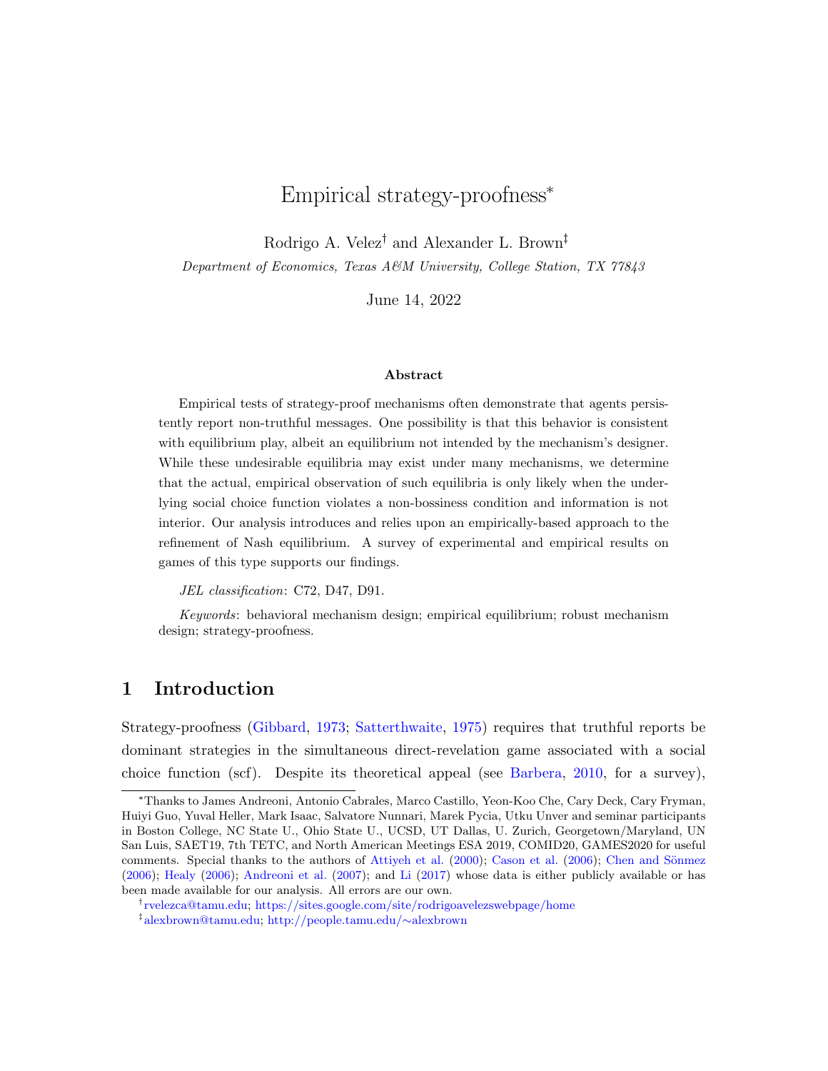# Empirical strategy-proofness[*]

Rodrigo A. Velez[†] and Alexander L. Brown[‡]

*Department of Economics, Texas A&M University, College Station, TX 77843*

June 14, 2022

### Abstract

Empirical tests of strategy-proof mechanisms often demonstrate that agents persistently report non-truthful messages. One possibility is that this behavior is consistent with equilibrium play, albeit an equilibrium not intended by the mechanism's designer. While these undesirable equilibria may exist under many mechanisms, we determine that the actual, empirical observation of such equilibria is only likely when the underlying social choice function violates a non-bossiness condition and information is not interior. Our analysis introduces and relies upon an empirically-based approach to the refinement of Nash equilibrium. A survey of experimental and empirical results on games of this type supports our findings.

*JEL classification*: C72, D47, D91.

*Keywords*: behavioral mechanism design; empirical equilibrium; robust mechanism design; strategy-proofness.

## 1 Introduction

Strategy-proofness (Gibbard, 1973; Satterthwaite, 1975) requires that truthful reports be dominant strategies in the simultaneous direct-revelation game associated with a social choice function (scf). Despite its theoretical appeal (see Barbera, 2010, for a survey),

---

[*] Thanks to James Andreoni, Antonio Cabrales, Marco Castillo, Yeon-Koo Che, Cary Deck, Cary Fryman, Huiyi Guo, Yuval Heller, Mark Isaac, Salvatore Nunnari, Marek Pycia, Utku Unver and seminar participants in Boston College, NC State U., Ohio State U., UCSD, UT Dallas, U. Zurich, Georgetown/Maryland, UN San Luis, SAET19, 7th TETC, and North American Meetings ESA 2019, COMID20, GAMES2020 for useful comments. Special thanks to the authors of Attiyeh et al. (2000); Cason et al. (2006); Chen and Sönmez (2006); Healy (2006); Andreoni et al. (2007); and Li (2017) whose data is either publicly available or has been made available for our analysis. All errors are our own.

[†] rvelezca@tamu.edu; https://sites.google.com/site/rodrigoavelezswebpage/home

[‡] alexbrown@tamu.edu; http://people.tamu.edu/∼alexbrown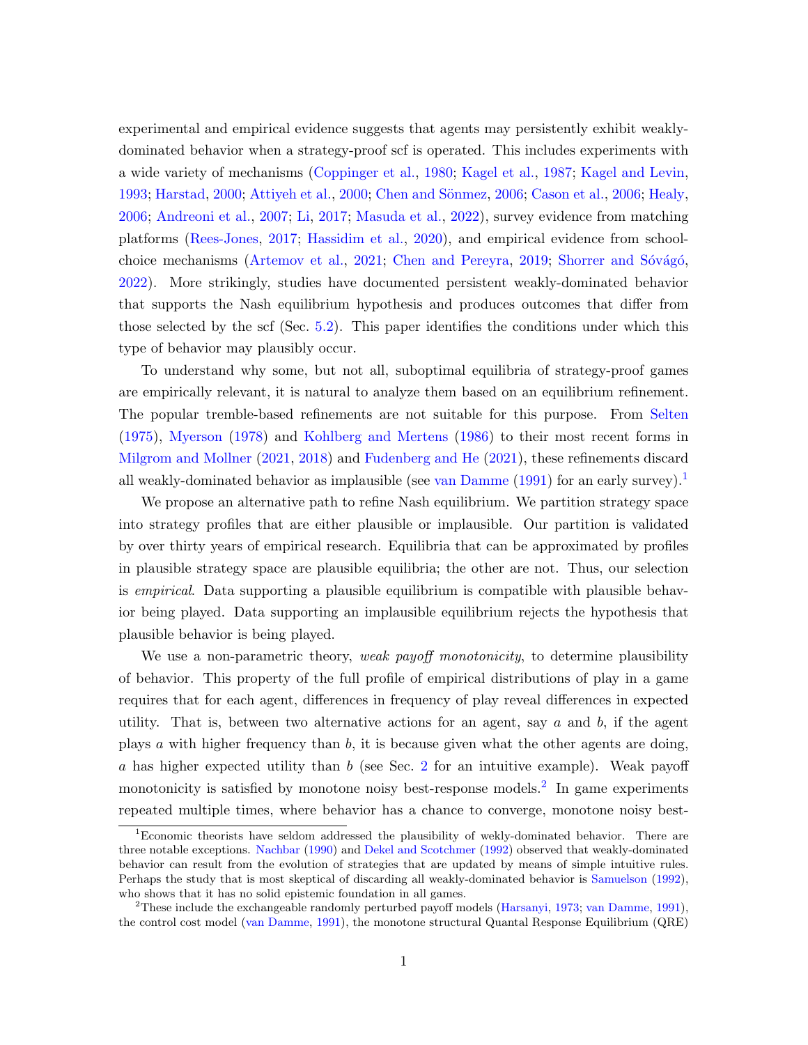experimental and empirical evidence suggests that agents may persistently exhibit weakly-dominated behavior when a strategy-proof scf is operated. This includes experiments with a wide variety of mechanisms (Coppinger et al., 1980; Kagel et al., 1987; Kagel and Levin, 1993; Harstad, 2000; Attiyeh et al., 2000; Chen and Sönmez, 2006; Cason et al., 2006; Healy, 2006; Andreoni et al., 2007; Li, 2017; Masuda et al., 2022), survey evidence from matching platforms (Rees-Jones, 2017; Hassidim et al., 2020), and empirical evidence from school-choice mechanisms (Artemov et al., 2021; Chen and Pereyra, 2019; Shorrer and Sóvágó, 2022). More strikingly, studies have documented persistent weakly-dominated behavior that supports the Nash equilibrium hypothesis and produces outcomes that differ from those selected by the scf (Sec. 5.2). This paper identifies the conditions under which this type of behavior may plausibly occur.

To understand why some, but not all, suboptimal equilibria of strategy-proof games are empirically relevant, it is natural to analyze them based on an equilibrium refinement. The popular tremble-based refinements are not suitable for this purpose. From Selten (1975), Myerson (1978) and Kohlberg and Mertens (1986) to their most recent forms in Milgrom and Mollner (2021, 2018) and Fudenberg and He (2021), these refinements discard all weakly-dominated behavior as implausible (see van Damme (1991) for an early survey).[1]

We propose an alternative path to refine Nash equilibrium. We partition strategy space into strategy profiles that are either plausible or implausible. Our partition is validated by over thirty years of empirical research. Equilibria that can be approximated by profiles in plausible strategy space are plausible equilibria; the other are not. Thus, our selection is *empirical*. Data supporting a plausible equilibrium is compatible with plausible behavior being played. Data supporting an implausible equilibrium rejects the hypothesis that plausible behavior is being played.

We use a non-parametric theory, *weak payoff monotonicity*, to determine plausibility of behavior. This property of the full profile of empirical distributions of play in a game requires that for each agent, differences in frequency of play reveal differences in expected utility. That is, between two alternative actions for an agent, say $a$ and $b$, if the agent plays $a$ with higher frequency than $b$, it is because given what the other agents are doing, $a$ has higher expected utility than $b$ (see Sec. 2 for an intuitive example). Weak payoff monotonicity is satisfied by monotone noisy best-response models.[2] In game experiments repeated multiple times, where behavior has a chance to converge, monotone noisy best-

[1] Economic theorists have seldom addressed the plausibility of wekly-dominated behavior. There are three notable exceptions. Nachbar (1990) and Dekel and Scotchmer (1992) observed that weakly-dominated behavior can result from the evolution of strategies that are updated by means of simple intuitive rules. Perhaps the study that is most skeptical of discarding all weakly-dominated behavior is Samuelson (1992), who shows that it has no solid epistemic foundation in all games.

[2] These include the exchangeable randomly perturbed payoff models (Harsanyi, 1973; van Damme, 1991), the control cost model (van Damme, 1991), the monotone structural Quantal Response Equilibrium (QRE)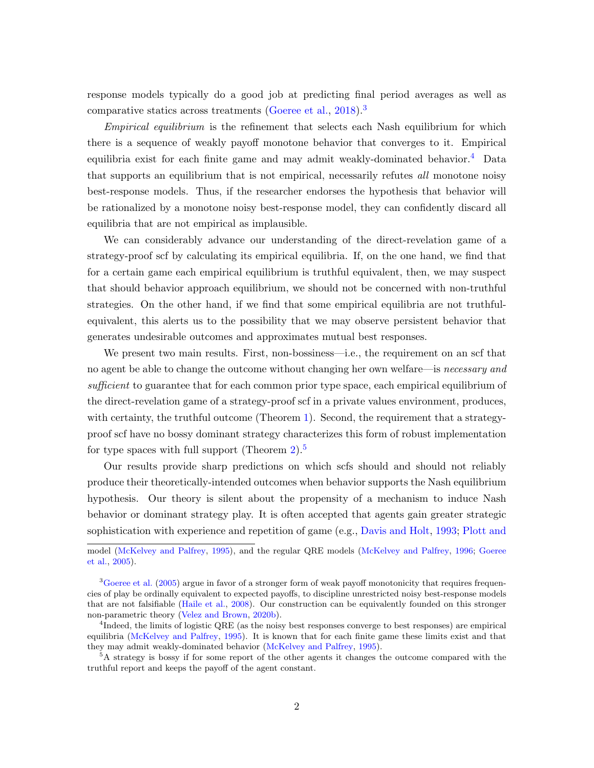response models typically do a good job at predicting final period averages as well as comparative statics across treatments (Goeree et al., 2018).[3]

*Empirical equilibrium* is the refinement that selects each Nash equilibrium for which there is a sequence of weakly payoff monotone behavior that converges to it. Empirical equilibria exist for each finite game and may admit weakly-dominated behavior.[4] Data that supports an equilibrium that is not empirical, necessarily refutes *all* monotone noisy best-response models. Thus, if the researcher endorses the hypothesis that behavior will be rationalized by a monotone noisy best-response model, they can confidently discard all equilibria that are not empirical as implausible.

We can considerably advance our understanding of the direct-revelation game of a strategy-proof scf by calculating its empirical equilibria. If, on the one hand, we find that for a certain game each empirical equilibrium is truthful equivalent, then, we may suspect that should behavior approach equilibrium, we should not be concerned with non-truthful strategies. On the other hand, if we find that some empirical equilibria are not truthful-equivalent, this alerts us to the possibility that we may observe persistent behavior that generates undesirable outcomes and approximates mutual best responses.

We present two main results. First, non-bossiness—i.e., the requirement on an scf that no agent be able to change the outcome without changing her own welfare—is *necessary and sufficient* to guarantee that for each common prior type space, each empirical equilibrium of the direct-revelation game of a strategy-proof scf in a private values environment, produces, with certainty, the truthful outcome (Theorem 1). Second, the requirement that a strategy-proof scf have no bossy dominant strategy characterizes this form of robust implementation for type spaces with full support (Theorem 2).[5]

Our results provide sharp predictions on which scfs should and should not reliably produce their theoretically-intended outcomes when behavior supports the Nash equilibrium hypothesis. Our theory is silent about the propensity of a mechanism to induce Nash behavior or dominant strategy play. It is often accepted that agents gain greater strategic sophistication with experience and repetition of game (e.g., Davis and Holt, 1993; Plott and

---

model (McKelvey and Palfrey, 1995), and the regular QRE models (McKelvey and Palfrey, 1996; Goeree et al., 2005).

[3] Goeree et al. (2005) argue in favor of a stronger form of weak payoff monotonicity that requires frequencies of play be ordinally equivalent to expected payoffs, to discipline unrestricted noisy best-response models that are not falsifiable (Haile et al., 2008). Our construction can be equivalently founded on this stronger non-parametric theory (Velez and Brown, 2020b).

[4] Indeed, the limits of logistic QRE (as the noisy best responses converge to best responses) are empirical equilibria (McKelvey and Palfrey, 1995). It is known that for each finite game these limits exist and that they may admit weakly-dominated behavior (McKelvey and Palfrey, 1995).

[5] A strategy is bossy if for some report of the other agents it changes the outcome compared with the truthful report and keeps the payoff of the agent constant.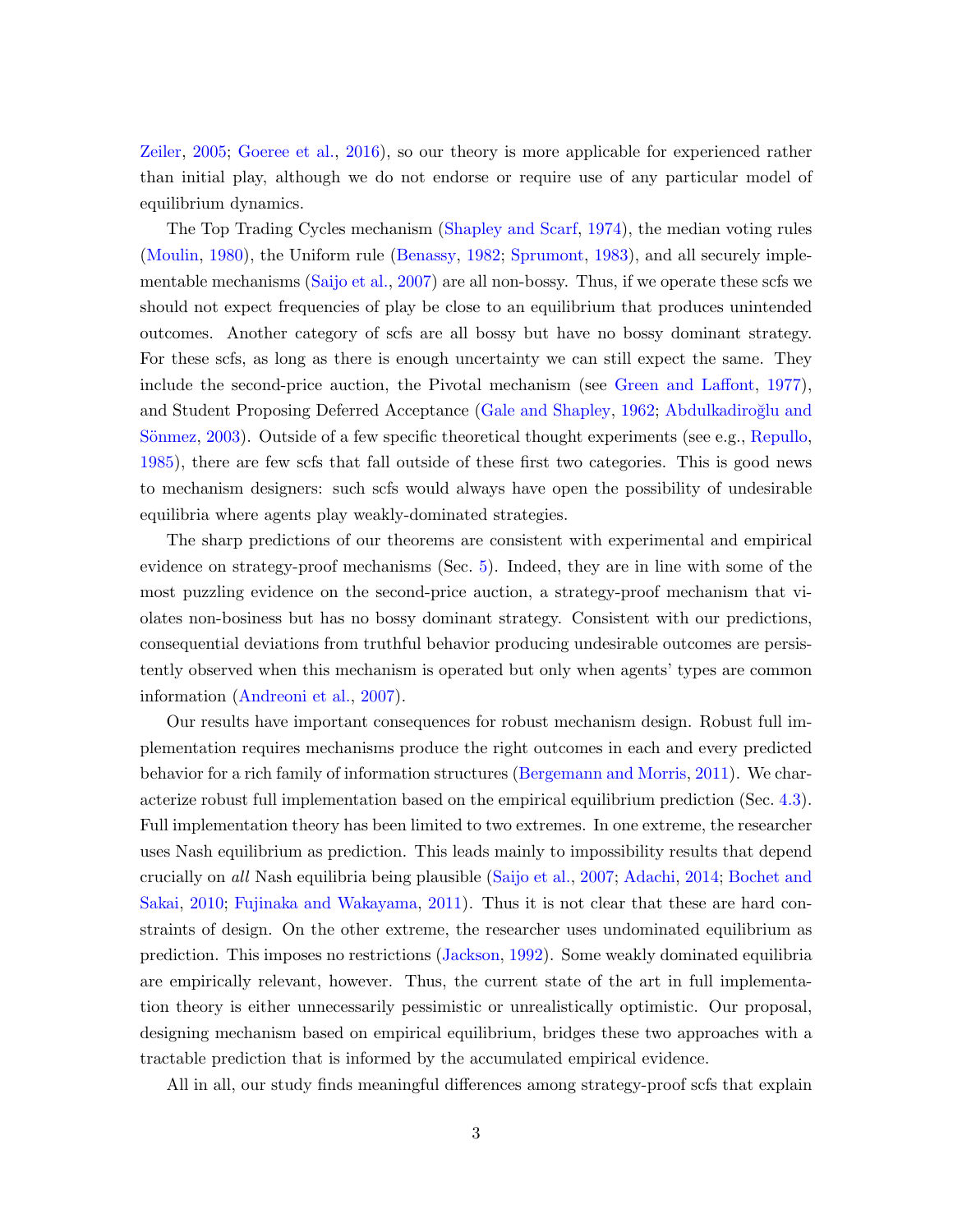Zeiler, 2005; Goeree et al., 2016), so our theory is more applicable for experienced rather than initial play, although we do not endorse or require use of any particular model of equilibrium dynamics.

The Top Trading Cycles mechanism (Shapley and Scarf, 1974), the median voting rules (Moulin, 1980), the Uniform rule (Benassy, 1982; Sprumont, 1983), and all securely implementable mechanisms (Saijo et al., 2007) are all non-bossy. Thus, if we operate these scfs we should not expect frequencies of play be close to an equilibrium that produces unintended outcomes. Another category of scfs are all bossy but have no bossy dominant strategy. For these scfs, as long as there is enough uncertainty we can still expect the same. They include the second-price auction, the Pivotal mechanism (see Green and Laffont, 1977), and Student Proposing Deferred Acceptance (Gale and Shapley, 1962; Abdulkadiroğlu and Sönmez, 2003). Outside of a few specific theoretical thought experiments (see e.g., Repullo, 1985), there are few scfs that fall outside of these first two categories. This is good news to mechanism designers: such scfs would always have open the possibility of undesirable equilibria where agents play weakly-dominated strategies.

The sharp predictions of our theorems are consistent with experimental and empirical evidence on strategy-proof mechanisms (Sec. 5). Indeed, they are in line with some of the most puzzling evidence on the second-price auction, a strategy-proof mechanism that violates non-bosiness but has no bossy dominant strategy. Consistent with our predictions, consequential deviations from truthful behavior producing undesirable outcomes are persistently observed when this mechanism is operated but only when agents' types are common information (Andreoni et al., 2007).

Our results have important consequences for robust mechanism design. Robust full implementation requires mechanisms produce the right outcomes in each and every predicted behavior for a rich family of information structures (Bergemann and Morris, 2011). We characterize robust full implementation based on the empirical equilibrium prediction (Sec. 4.3). Full implementation theory has been limited to two extremes. In one extreme, the researcher uses Nash equilibrium as prediction. This leads mainly to impossibility results that depend crucially on *all* Nash equilibria being plausible (Saijo et al., 2007; Adachi, 2014; Bochet and Sakai, 2010; Fujinaka and Wakayama, 2011). Thus it is not clear that these are hard constraints of design. On the other extreme, the researcher uses undominated equilibrium as prediction. This imposes no restrictions (Jackson, 1992). Some weakly dominated equilibria are empirically relevant, however. Thus, the current state of the art in full implementation theory is either unnecessarily pessimistic or unrealistically optimistic. Our proposal, designing mechanism based on empirical equilibrium, bridges these two approaches with a tractable prediction that is informed by the accumulated empirical evidence.

All in all, our study finds meaningful differences among strategy-proof scfs that explain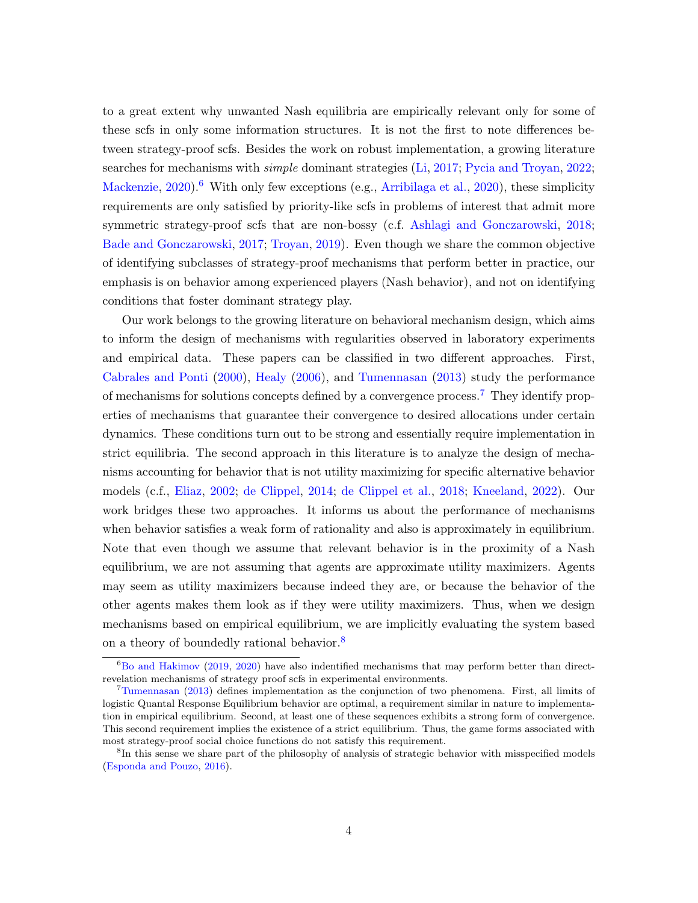to a great extent why unwanted Nash equilibria are empirically relevant only for some of these scfs in only some information structures. It is not the first to note differences between strategy-proof scfs. Besides the work on robust implementation, a growing literature searches for mechanisms with *simple* dominant strategies (Li, 2017; Pycia and Troyan, 2022; Mackenzie, 2020).[6] With only few exceptions (e.g., Arribilaga et al., 2020), these simplicity requirements are only satisfied by priority-like scfs in problems of interest that admit more symmetric strategy-proof scfs that are non-bossy (c.f. Ashlagi and Gonczarowski, 2018; Bade and Gonczarowski, 2017; Troyan, 2019). Even though we share the common objective of identifying subclasses of strategy-proof mechanisms that perform better in practice, our emphasis is on behavior among experienced players (Nash behavior), and not on identifying conditions that foster dominant strategy play.

Our work belongs to the growing literature on behavioral mechanism design, which aims to inform the design of mechanisms with regularities observed in laboratory experiments and empirical data. These papers can be classified in two different approaches. First, Cabrales and Ponti (2000), Healy (2006), and Tumennasan (2013) study the performance of mechanisms for solutions concepts defined by a convergence process.[7] They identify properties of mechanisms that guarantee their convergence to desired allocations under certain dynamics. These conditions turn out to be strong and essentially require implementation in strict equilibria. The second approach in this literature is to analyze the design of mechanisms accounting for behavior that is not utility maximizing for specific alternative behavior models (c.f., Eliaz, 2002; de Clippel, 2014; de Clippel et al., 2018; Kneeland, 2022). Our work bridges these two approaches. It informs us about the performance of mechanisms when behavior satisfies a weak form of rationality and also is approximately in equilibrium. Note that even though we assume that relevant behavior is in the proximity of a Nash equilibrium, we are not assuming that agents are approximate utility maximizers. Agents may seem as utility maximizers because indeed they are, or because the behavior of the other agents makes them look as if they were utility maximizers. Thus, when we design mechanisms based on empirical equilibrium, we are implicitly evaluating the system based on a theory of boundedly rational behavior.[8]

[6] Bo and Hakimov (2019, 2020) have also indentified mechanisms that may perform better than direct-revelation mechanisms of strategy proof scfs in experimental environments.

[7] Tumennasan (2013) defines implementation as the conjunction of two phenomena. First, all limits of logistic Quantal Response Equilibrium behavior are optimal, a requirement similar in nature to implementation in empirical equilibrium. Second, at least one of these sequences exhibits a strong form of convergence. This second requirement implies the existence of a strict equilibrium. Thus, the game forms associated with most strategy-proof social choice functions do not satisfy this requirement.

[8] In this sense we share part of the philosophy of analysis of strategic behavior with misspecified models (Esponda and Pouzo, 2016).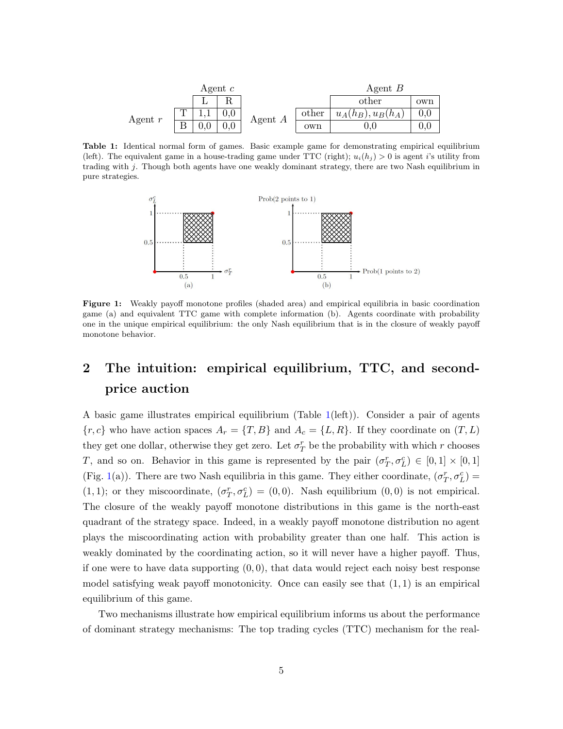|  |  | Agent $c$ |  |
|---|---|---|---|
|  |  | L | R |
| Agent $r$ | T | 1,1 | 0,0 |
|  | B | 0,0 | 0,0 |

|  |  | Agent $B$ |  |
|---|---|---|---|
|  |  | other | own |
| Agent $A$ | other | $u_A(h_B), u_B(h_A)$ | 0,0 |
|  | own | 0,0 | 0,0 |

**Table 1:** Identical normal form of games. Basic example game for demonstrating empirical equilibrium (left). The equivalent game in a house-trading game under TTC (right); $u_i(h_j) > 0$ is agent $i$'s utility from trading with $j$. Though both agents have one weakly dominant strategy, there are two Nash equilibrium in pure strategies.

**Figure 1:** Weakly payoff monotone profiles (shaded area) and empirical equilibria in basic coordination game (a) and equivalent TTC game with complete information (b). Agents coordinate with probability one in the unique empirical equilibrium: the only Nash equilibrium that is in the closure of weakly payoff monotone behavior.

## 2 The intuition: empirical equilibrium, TTC, and second-price auction

A basic game illustrates empirical equilibrium (Table 1(left)). Consider a pair of agents $\{r, c\}$ who have action spaces $A_r = \{T, B\}$ and $A_c = \{L, R\}$. If they coordinate on $(T, L)$ they get one dollar, otherwise they get zero. Let $\sigma_T^r$ be the probability with which $r$ chooses $T$, and so on. Behavior in this game is represented by the pair $(\sigma_T^r, \sigma_L^c) \in [0,1] \times [0,1]$ (Fig. 1(a)). There are two Nash equilibria in this game. They either coordinate, $(\sigma_T^r, \sigma_L^c) = (1,1)$; or they miscoordinate, $(\sigma_T^r, \sigma_L^c) = (0,0)$. Nash equilibrium $(0,0)$ is not empirical. The closure of the weakly payoff monotone distributions in this game is the north-east quadrant of the strategy space. Indeed, in a weakly payoff monotone distribution no agent plays the miscoordinating action with probability greater than one half. This action is weakly dominated by the coordinating action, so it will never have a higher payoff. Thus, if one were to have data supporting $(0,0)$, that data would reject each noisy best response model satisfying weak payoff monotonicity. Once can easily see that $(1,1)$ is an empirical equilibrium of this game.

Two mechanisms illustrate how empirical equilibrium informs us about the performance of dominant strategy mechanisms: The top trading cycles (TTC) mechanism for the real-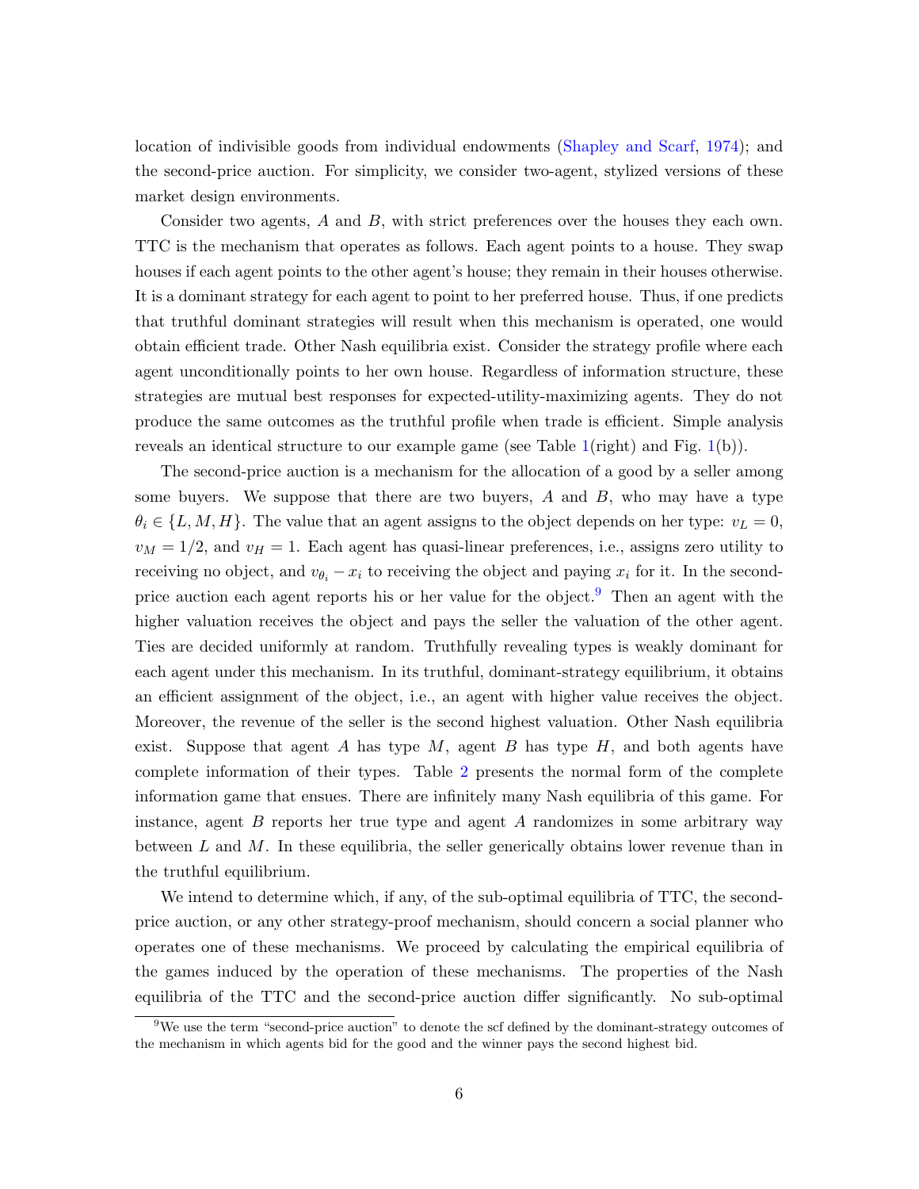location of indivisible goods from individual endowments (Shapley and Scarf, 1974); and the second-price auction. For simplicity, we consider two-agent, stylized versions of these market design environments.

Consider two agents, $A$ and $B$, with strict preferences over the houses they each own. TTC is the mechanism that operates as follows. Each agent points to a house. They swap houses if each agent points to the other agent's house; they remain in their houses otherwise. It is a dominant strategy for each agent to point to her preferred house. Thus, if one predicts that truthful dominant strategies will result when this mechanism is operated, one would obtain efficient trade. Other Nash equilibria exist. Consider the strategy profile where each agent unconditionally points to her own house. Regardless of information structure, these strategies are mutual best responses for expected-utility-maximizing agents. They do not produce the same outcomes as the truthful profile when trade is efficient. Simple analysis reveals an identical structure to our example game (see Table 1(right) and Fig. 1(b)).

The second-price auction is a mechanism for the allocation of a good by a seller among some buyers. We suppose that there are two buyers, $A$ and $B$, who may have a type $\theta_i \in \{L, M, H\}$. The value that an agent assigns to the object depends on her type: $v_L = 0$, $v_M = 1/2$, and $v_H = 1$. Each agent has quasi-linear preferences, i.e., assigns zero utility to receiving no object, and $v_{\theta_i} - x_i$ to receiving the object and paying $x_i$ for it. In the second-price auction each agent reports his or her value for the object.[9] Then an agent with the higher valuation receives the object and pays the seller the valuation of the other agent. Ties are decided uniformly at random. Truthfully revealing types is weakly dominant for each agent under this mechanism. In its truthful, dominant-strategy equilibrium, it obtains an efficient assignment of the object, i.e., an agent with higher value receives the object. Moreover, the revenue of the seller is the second highest valuation. Other Nash equilibria exist. Suppose that agent $A$ has type $M$, agent $B$ has type $H$, and both agents have complete information of their types. Table 2 presents the normal form of the complete information game that ensues. There are infinitely many Nash equilibria of this game. For instance, agent $B$ reports her true type and agent $A$ randomizes in some arbitrary way between $L$ and $M$. In these equilibria, the seller generically obtains lower revenue than in the truthful equilibrium.

We intend to determine which, if any, of the sub-optimal equilibria of TTC, the second-price auction, or any other strategy-proof mechanism, should concern a social planner who operates one of these mechanisms. We proceed by calculating the empirical equilibria of the games induced by the operation of these mechanisms. The properties of the Nash equilibria of the TTC and the second-price auction differ significantly. No sub-optimal

[9] We use the term "second-price auction" to denote the scf defined by the dominant-strategy outcomes of the mechanism in which agents bid for the good and the winner pays the second highest bid.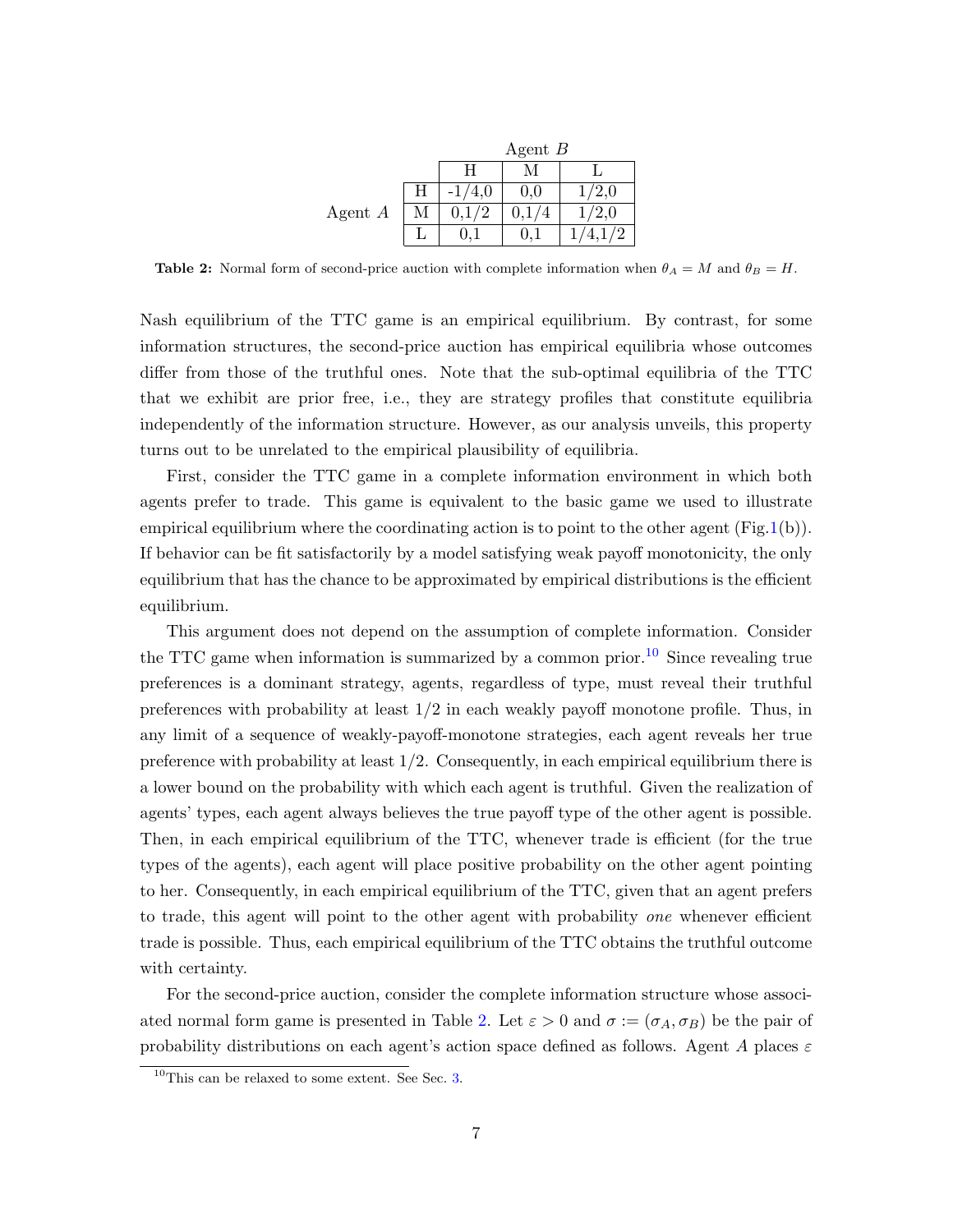| | | Agent $B$ | | |
|---|---|---|---|---|
| | | H | M | L |
| Agent $A$ | H | -1/4,0 | 0,0 | 1/2,0 |
| | M | 0,1/2 | 0,1/4 | 1/2,0 |
| | L | 0,1 | 0,1 | 1/4,1/2 |

**Table 2:** Normal form of second-price auction with complete information when $\theta_A = M$ and $\theta_B = H$.

Nash equilibrium of the TTC game is an empirical equilibrium. By contrast, for some information structures, the second-price auction has empirical equilibria whose outcomes differ from those of the truthful ones. Note that the sub-optimal equilibria of the TTC that we exhibit are prior free, i.e., they are strategy profiles that constitute equilibria independently of the information structure. However, as our analysis unveils, this property turns out to be unrelated to the empirical plausibility of equilibria.

First, consider the TTC game in a complete information environment in which both agents prefer to trade. This game is equivalent to the basic game we used to illustrate empirical equilibrium where the coordinating action is to point to the other agent (Fig.1(b)). If behavior can be fit satisfactorily by a model satisfying weak payoff monotonicity, the only equilibrium that has the chance to be approximated by empirical distributions is the efficient equilibrium.

This argument does not depend on the assumption of complete information. Consider the TTC game when information is summarized by a common prior.[10] Since revealing true preferences is a dominant strategy, agents, regardless of type, must reveal their truthful preferences with probability at least 1/2 in each weakly payoff monotone profile. Thus, in any limit of a sequence of weakly-payoff-monotone strategies, each agent reveals her true preference with probability at least 1/2. Consequently, in each empirical equilibrium there is a lower bound on the probability with which each agent is truthful. Given the realization of agents' types, each agent always believes the true payoff type of the other agent is possible. Then, in each empirical equilibrium of the TTC, whenever trade is efficient (for the true types of the agents), each agent will place positive probability on the other agent pointing to her. Consequently, in each empirical equilibrium of the TTC, given that an agent prefers to trade, this agent will point to the other agent with probability *one* whenever efficient trade is possible. Thus, each empirical equilibrium of the TTC obtains the truthful outcome with certainty.

For the second-price auction, consider the complete information structure whose associated normal form game is presented in Table 2. Let $\varepsilon > 0$ and $\sigma := (\sigma_A, \sigma_B)$ be the pair of probability distributions on each agent's action space defined as follows. Agent $A$ places $\varepsilon$

[10] This can be relaxed to some extent. See Sec. 3.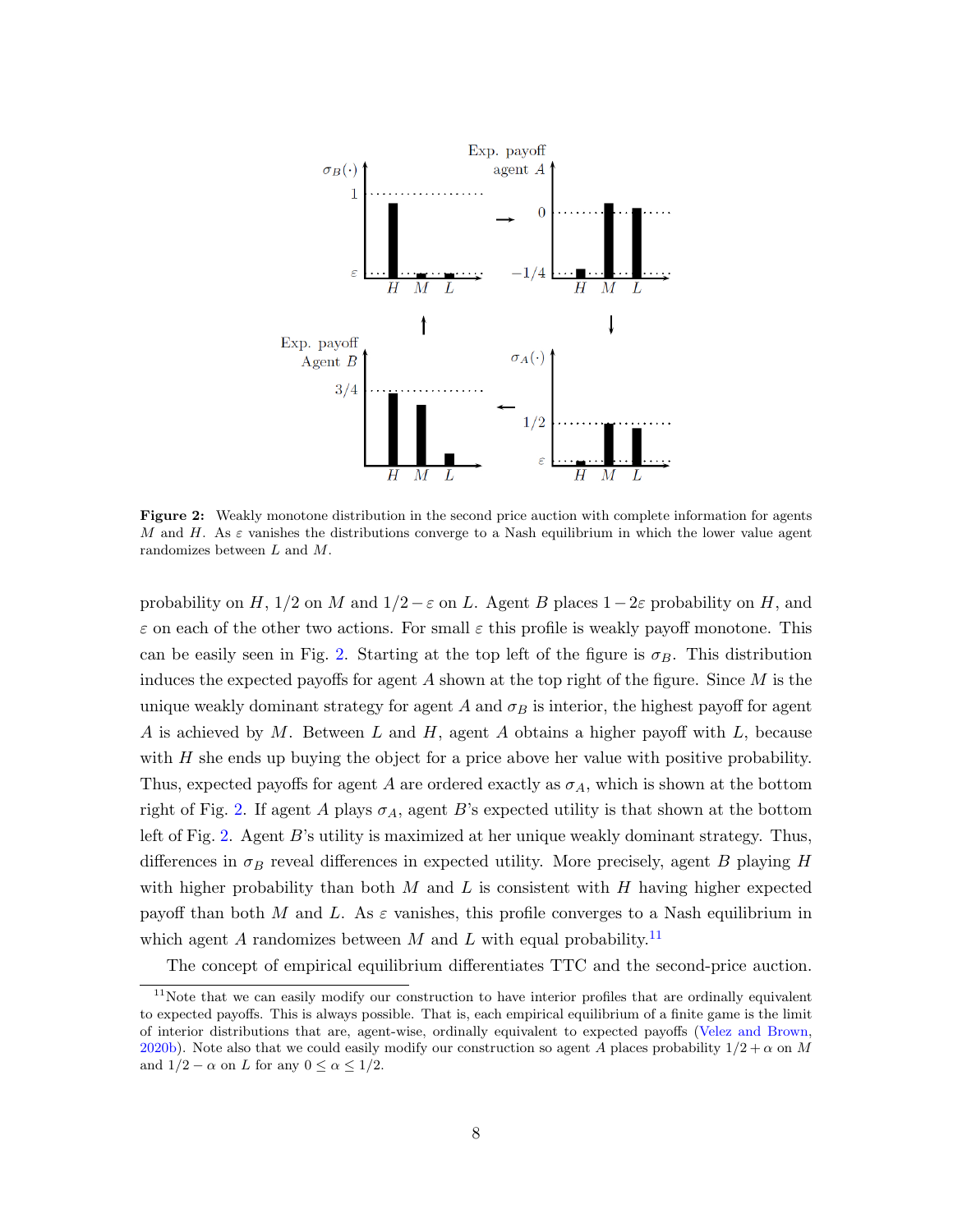**Figure 2:** Weakly monotone distribution in the second price auction with complete information for agents $M$ and $H$. As $\varepsilon$ vanishes the distributions converge to a Nash equilibrium in which the lower value agent randomizes between $L$ and $M$.

probability on $H$, $1/2$ on $M$ and $1/2-\varepsilon$ on $L$. Agent $B$ places $1-2\varepsilon$ probability on $H$, and $\varepsilon$ on each of the other two actions. For small $\varepsilon$ this profile is weakly payoff monotone. This can be easily seen in Fig. 2. Starting at the top left of the figure is $\sigma_B$. This distribution induces the expected payoffs for agent $A$ shown at the top right of the figure. Since $M$ is the unique weakly dominant strategy for agent $A$ and $\sigma_B$ is interior, the highest payoff for agent $A$ is achieved by $M$. Between $L$ and $H$, agent $A$ obtains a higher payoff with $L$, because with $H$ she ends up buying the object for a price above her value with positive probability. Thus, expected payoffs for agent $A$ are ordered exactly as $\sigma_A$, which is shown at the bottom right of Fig. 2. If agent $A$ plays $\sigma_A$, agent $B$'s expected utility is that shown at the bottom left of Fig. 2. Agent $B$'s utility is maximized at her unique weakly dominant strategy. Thus, differences in $\sigma_B$ reveal differences in expected utility. More precisely, agent $B$ playing $H$ with higher probability than both $M$ and $L$ is consistent with $H$ having higher expected payoff than both $M$ and $L$. As $\varepsilon$ vanishes, this profile converges to a Nash equilibrium in which agent $A$ randomizes between $M$ and $L$ with equal probability.[11]

The concept of empirical equilibrium differentiates TTC and the second-price auction.

[11]Note that we can easily modify our construction to have interior profiles that are ordinally equivalent to expected payoffs. This is always possible. That is, each empirical equilibrium of a finite game is the limit of interior distributions that are, agent-wise, ordinally equivalent to expected payoffs (Velez and Brown, 2020b). Note also that we could easily modify our construction so agent $A$ places probability $1/2+\alpha$ on $M$ and $1/2-\alpha$ on $L$ for any $0 \leq \alpha \leq 1/2$.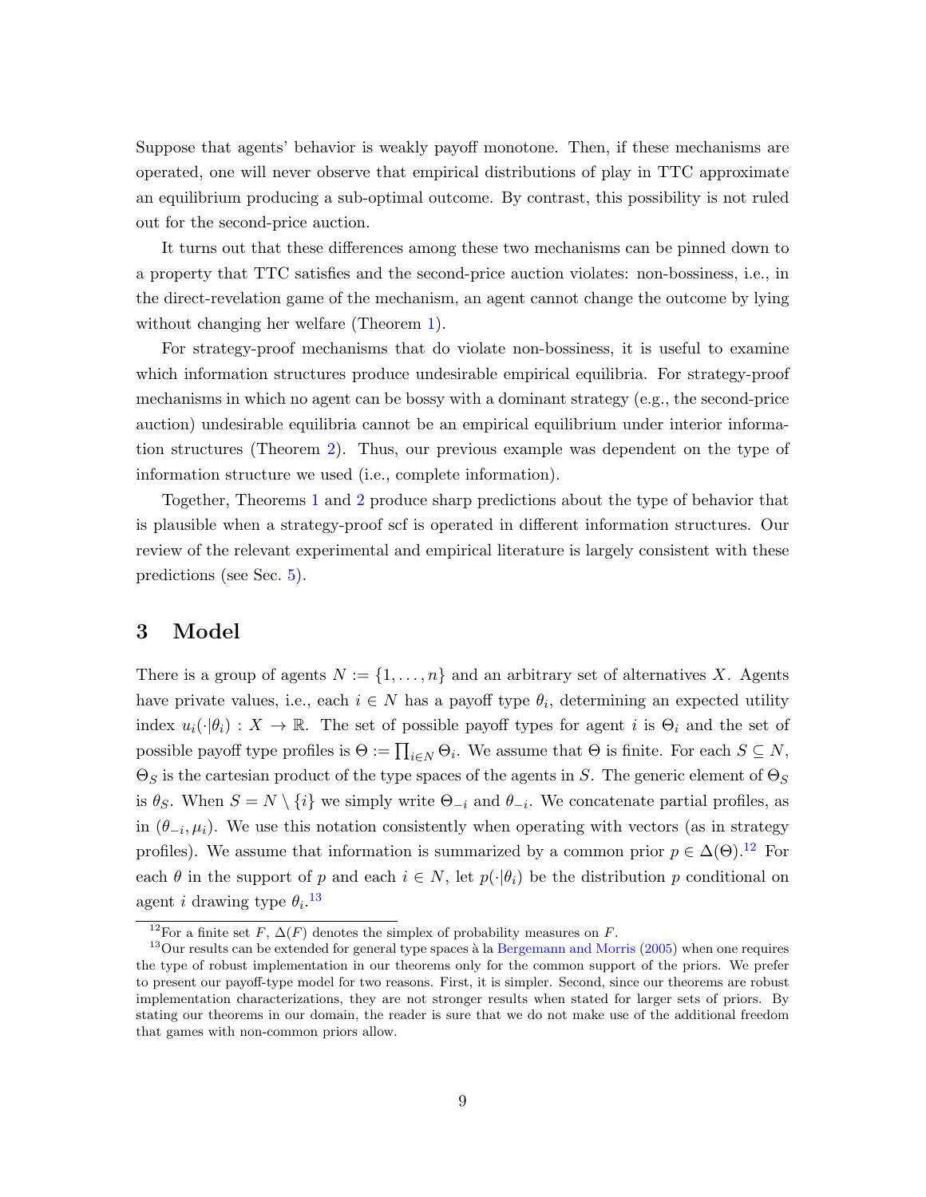Suppose that agents' behavior is weakly payoff monotone. Then, if these mechanisms are operated, one will never observe that empirical distributions of play in TTC approximate an equilibrium producing a sub-optimal outcome. By contrast, this possibility is not ruled out for the second-price auction.

It turns out that these differences among these two mechanisms can be pinned down to a property that TTC satisfies and the second-price auction violates: non-bossiness, i.e., in the direct-revelation game of the mechanism, an agent cannot change the outcome by lying without changing her welfare (Theorem 1).

For strategy-proof mechanisms that do violate non-bossiness, it is useful to examine which information structures produce undesirable empirical equilibria. For strategy-proof mechanisms in which no agent can be bossy with a dominant strategy (e.g., the second-price auction) undesirable equilibria cannot be an empirical equilibrium under interior information structures (Theorem 2). Thus, our previous example was dependent on the type of information structure we used (i.e., complete information).

Together, Theorems 1 and 2 produce sharp predictions about the type of behavior that is plausible when a strategy-proof scf is operated in different information structures. Our review of the relevant experimental and empirical literature is largely consistent with these predictions (see Sec. 5).

## 3 Model

There is a group of agents $N := \{1, \ldots, n\}$ and an arbitrary set of alternatives $X$. Agents have private values, i.e., each $i \in N$ has a payoff type $\theta_i$, determining an expected utility index $u_i(\cdot|\theta_i) : X \to \mathbb{R}$. The set of possible payoff types for agent $i$ is $\Theta_i$ and the set of possible payoff type profiles is $\Theta := \prod_{i \in N} \Theta_i$. We assume that $\Theta$ is finite. For each $S \subseteq N$, $\Theta_S$ is the cartesian product of the type spaces of the agents in $S$. The generic element of $\Theta_S$ is $\theta_S$. When $S = N \setminus \{i\}$ we simply write $\Theta_{-i}$ and $\theta_{-i}$. We concatenate partial profiles, as in $(\theta_{-i}, \mu_i)$. We use this notation consistently when operating with vectors (as in strategy profiles). We assume that information is summarized by a common prior $p \in \Delta(\Theta)$.[12] For each $\theta$ in the support of $p$ and each $i \in N$, let $p(\cdot|\theta_i)$ be the distribution $p$ conditional on agent $i$ drawing type $\theta_i$.[13]

[12] For a finite set $F$, $\Delta(F)$ denotes the simplex of probability measures on $F$.

[13] Our results can be extended for general type spaces à la Bergemann and Morris (2005) when one requires the type of robust implementation in our theorems only for the common support of the priors. We prefer to present our payoff-type model for two reasons. First, it is simpler. Second, since our theorems are robust implementation characterizations, they are not stronger results when stated for larger sets of priors. By stating our theorems in our domain, the reader is sure that we do not make use of the additional freedom that games with non-common priors allow.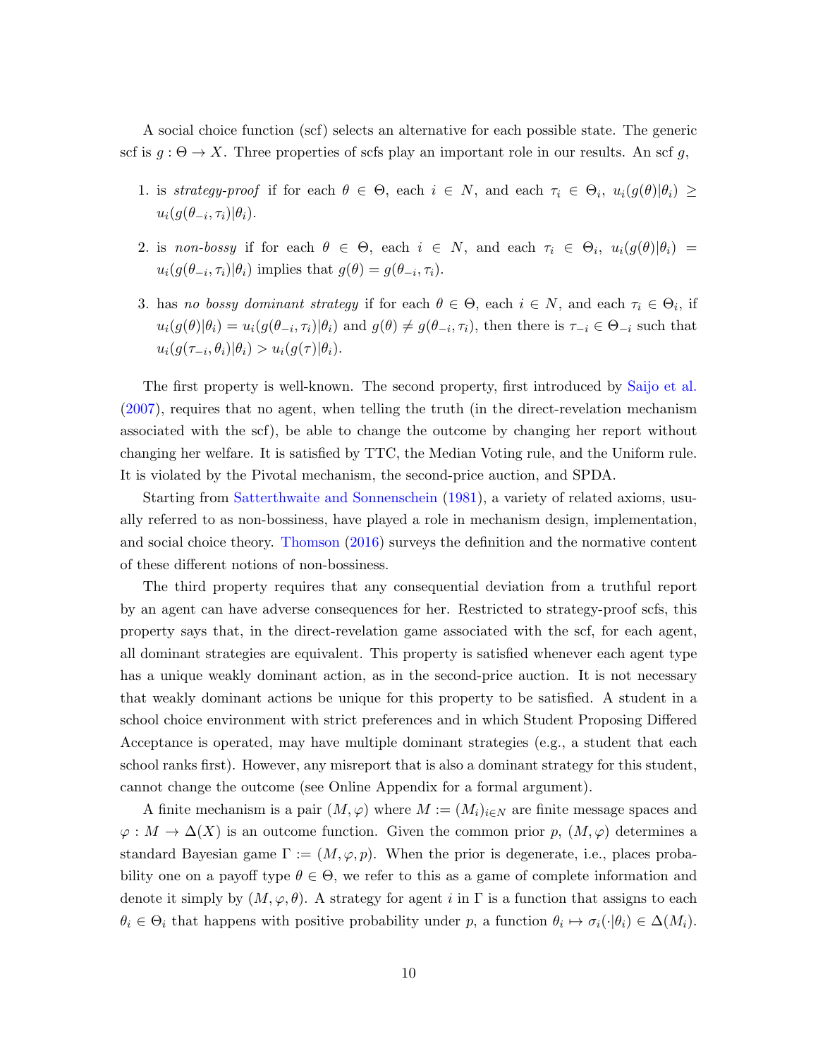A social choice function (scf) selects an alternative for each possible state. The generic scf is $g : \Theta \to X$. Three properties of scfs play an important role in our results. An scf $g$,

1. is *strategy-proof* if for each $\theta \in \Theta$, each $i \in N$, and each $\tau_i \in \Theta_i$, $u_i(g(\theta)|\theta_i) \geq u_i(g(\theta_{-i}, \tau_i)|\theta_i)$.

2. is *non-bossy* if for each $\theta \in \Theta$, each $i \in N$, and each $\tau_i \in \Theta_i$, $u_i(g(\theta)|\theta_i) = u_i(g(\theta_{-i}, \tau_i)|\theta_i)$ implies that $g(\theta) = g(\theta_{-i}, \tau_i)$.

3. has *no bossy dominant strategy* if for each $\theta \in \Theta$, each $i \in N$, and each $\tau_i \in \Theta_i$, if $u_i(g(\theta)|\theta_i) = u_i(g(\theta_{-i}, \tau_i)|\theta_i)$ and $g(\theta) \neq g(\theta_{-i}, \tau_i)$, then there is $\tau_{-i} \in \Theta_{-i}$ such that $u_i(g(\tau_{-i}, \theta_i)|\theta_i) > u_i(g(\tau)|\theta_i)$.

The first property is well-known. The second property, first introduced by Saijo et al. (2007), requires that no agent, when telling the truth (in the direct-revelation mechanism associated with the scf), be able to change the outcome by changing her report without changing her welfare. It is satisfied by TTC, the Median Voting rule, and the Uniform rule. It is violated by the Pivotal mechanism, the second-price auction, and SPDA.

Starting from Satterthwaite and Sonnenschein (1981), a variety of related axioms, usually referred to as non-bossiness, have played a role in mechanism design, implementation, and social choice theory. Thomson (2016) surveys the definition and the normative content of these different notions of non-bossiness.

The third property requires that any consequential deviation from a truthful report by an agent can have adverse consequences for her. Restricted to strategy-proof scfs, this property says that, in the direct-revelation game associated with the scf, for each agent, all dominant strategies are equivalent. This property is satisfied whenever each agent type has a unique weakly dominant action, as in the second-price auction. It is not necessary that weakly dominant actions be unique for this property to be satisfied. A student in a school choice environment with strict preferences and in which Student Proposing Differed Acceptance is operated, may have multiple dominant strategies (e.g., a student that each school ranks first). However, any misreport that is also a dominant strategy for this student, cannot change the outcome (see Online Appendix for a formal argument).

A finite mechanism is a pair $(M, \varphi)$ where $M := (M_i)_{i \in N}$ are finite message spaces and $\varphi : M \to \Delta(X)$ is an outcome function. Given the common prior $p$, $(M, \varphi)$ determines a standard Bayesian game $\Gamma := (M, \varphi, p)$. When the prior is degenerate, i.e., places probability one on a payoff type $\theta \in \Theta$, we refer to this as a game of complete information and denote it simply by $(M, \varphi, \theta)$. A strategy for agent $i$ in $\Gamma$ is a function that assigns to each $\theta_i \in \Theta_i$ that happens with positive probability under $p$, a function $\theta_i \mapsto \sigma_i(\cdot|\theta_i) \in \Delta(M_i)$.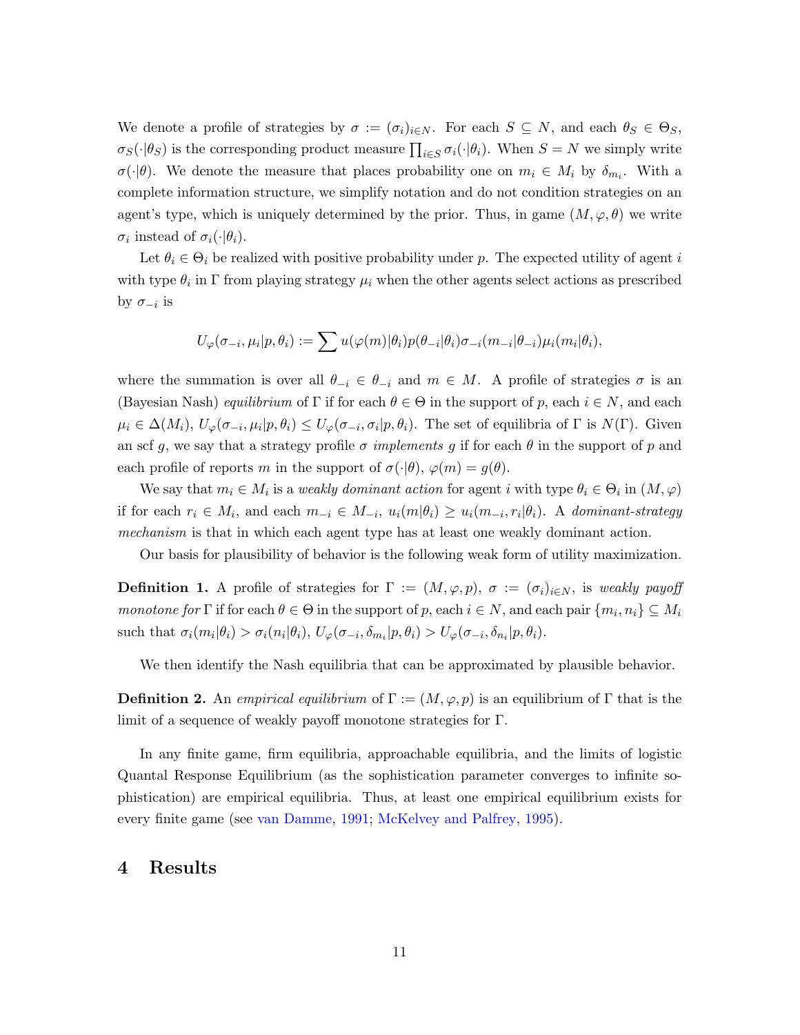We denote a profile of strategies by $\sigma := (\sigma_i)_{i \in N}$. For each $S \subseteq N$, and each $\theta_S \in \Theta_S$, $\sigma_S(\cdot|\theta_S)$ is the corresponding product measure $\prod_{i \in S} \sigma_i(\cdot|\theta_i)$. When $S = N$ we simply write $\sigma(\cdot|\theta)$. We denote the measure that places probability one on $m_i \in M_i$ by $\delta_{m_i}$. With a complete information structure, we simplify notation and do not condition strategies on an agent's type, which is uniquely determined by the prior. Thus, in game $(M, \varphi, \theta)$ we write $\sigma_i$ instead of $\sigma_i(\cdot|\theta_i)$.

Let $\theta_i \in \Theta_i$ be realized with positive probability under $p$. The expected utility of agent $i$ with type $\theta_i$ in $\Gamma$ from playing strategy $\mu_i$ when the other agents select actions as prescribed by $\sigma_{-i}$ is

$$U_\varphi(\sigma_{-i}, \mu_i | p, \theta_i) := \sum u(\varphi(m)|\theta_i) p(\theta_{-i}|\theta_i) \sigma_{-i}(m_{-i}|\theta_{-i}) \mu_i(m_i|\theta_i),$$

where the summation is over all $\theta_{-i} \in \theta_{-i}$ and $m \in M$. A profile of strategies $\sigma$ is an (Bayesian Nash) *equilibrium* of $\Gamma$ if for each $\theta \in \Theta$ in the support of $p$, each $i \in N$, and each $\mu_i \in \Delta(M_i)$, $U_\varphi(\sigma_{-i}, \mu_i | p, \theta_i) \leq U_\varphi(\sigma_{-i}, \sigma_i | p, \theta_i)$. The set of equilibria of $\Gamma$ is $N(\Gamma)$. Given an scf $g$, we say that a strategy profile $\sigma$ *implements* $g$ if for each $\theta$ in the support of $p$ and each profile of reports $m$ in the support of $\sigma(\cdot|\theta)$, $\varphi(m) = g(\theta)$.

We say that $m_i \in M_i$ is a *weakly dominant action* for agent $i$ with type $\theta_i \in \Theta_i$ in $(M, \varphi)$ if for each $r_i \in M_i$, and each $m_{-i} \in M_{-i}$, $u_i(m|\theta_i) \geq u_i(m_{-i}, r_i|\theta_i)$. A *dominant-strategy mechanism* is that in which each agent type has at least one weakly dominant action.

Our basis for plausibility of behavior is the following weak form of utility maximization.

**Definition 1.** A profile of strategies for $\Gamma := (M, \varphi, p)$, $\sigma := (\sigma_i)_{i \in N}$, is *weakly payoff monotone for* $\Gamma$ if for each $\theta \in \Theta$ in the support of $p$, each $i \in N$, and each pair $\{m_i, n_i\} \subseteq M_i$ such that $\sigma_i(m_i|\theta_i) > \sigma_i(n_i|\theta_i)$, $U_\varphi(\sigma_{-i}, \delta_{m_i}|p, \theta_i) > U_\varphi(\sigma_{-i}, \delta_{n_i}|p, \theta_i)$.

We then identify the Nash equilibria that can be approximated by plausible behavior.

**Definition 2.** An *empirical equilibrium* of $\Gamma := (M, \varphi, p)$ is an equilibrium of $\Gamma$ that is the limit of a sequence of weakly payoff monotone strategies for $\Gamma$.

In any finite game, firm equilibria, approachable equilibria, and the limits of logistic Quantal Response Equilibrium (as the sophistication parameter converges to infinite sophistication) are empirical equilibria. Thus, at least one empirical equilibrium exists for every finite game (see van Damme, 1991; McKelvey and Palfrey, 1995).

# 4 Results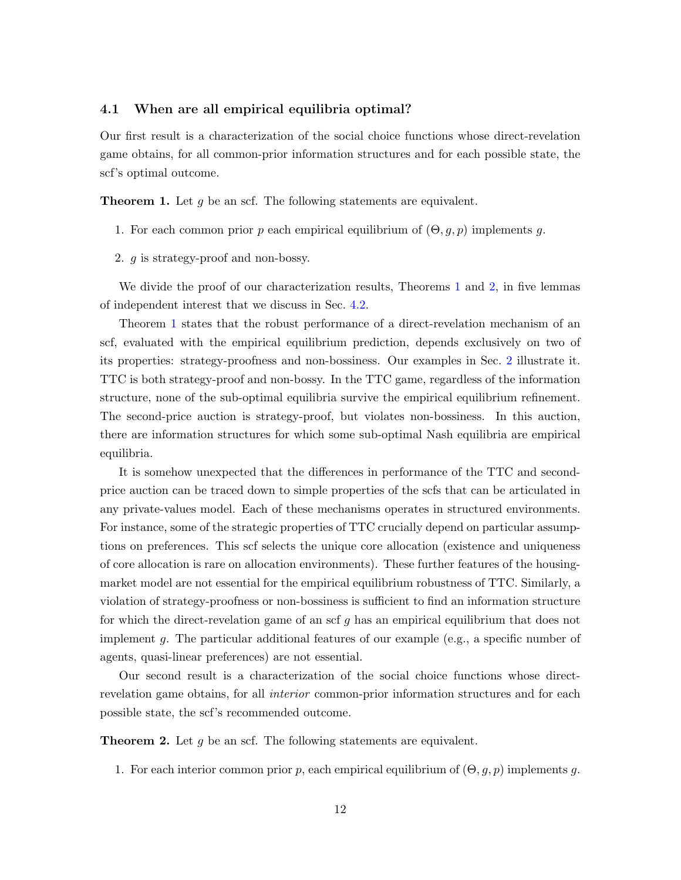### 4.1 When are all empirical equilibria optimal?

Our first result is a characterization of the social choice functions whose direct-revelation game obtains, for all common-prior information structures and for each possible state, the scf's optimal outcome.

**Theorem 1.** Let $g$ be an scf. The following statements are equivalent.

1. For each common prior $p$ each empirical equilibrium of $(\Theta, g, p)$ implements $g$.
2. $g$ is strategy-proof and non-bossy.

We divide the proof of our characterization results, Theorems 1 and 2, in five lemmas of independent interest that we discuss in Sec. 4.2.

Theorem 1 states that the robust performance of a direct-revelation mechanism of an scf, evaluated with the empirical equilibrium prediction, depends exclusively on two of its properties: strategy-proofness and non-bossiness. Our examples in Sec. 2 illustrate it. TTC is both strategy-proof and non-bossy. In the TTC game, regardless of the information structure, none of the sub-optimal equilibria survive the empirical equilibrium refinement. The second-price auction is strategy-proof, but violates non-bossiness. In this auction, there are information structures for which some sub-optimal Nash equilibria are empirical equilibria.

It is somehow unexpected that the differences in performance of the TTC and second-price auction can be traced down to simple properties of the scfs that can be articulated in any private-values model. Each of these mechanisms operates in structured environments. For instance, some of the strategic properties of TTC crucially depend on particular assumptions on preferences. This scf selects the unique core allocation (existence and uniqueness of core allocation is rare on allocation environments). These further features of the housing-market model are not essential for the empirical equilibrium robustness of TTC. Similarly, a violation of strategy-proofness or non-bossiness is sufficient to find an information structure for which the direct-revelation game of an scf $g$ has an empirical equilibrium that does not implement $g$. The particular additional features of our example (e.g., a specific number of agents, quasi-linear preferences) are not essential.

Our second result is a characterization of the social choice functions whose direct-revelation game obtains, for all *interior* common-prior information structures and for each possible state, the scf's recommended outcome.

**Theorem 2.** Let $g$ be an scf. The following statements are equivalent.

1. For each interior common prior $p$, each empirical equilibrium of $(\Theta, g, p)$ implements $g$.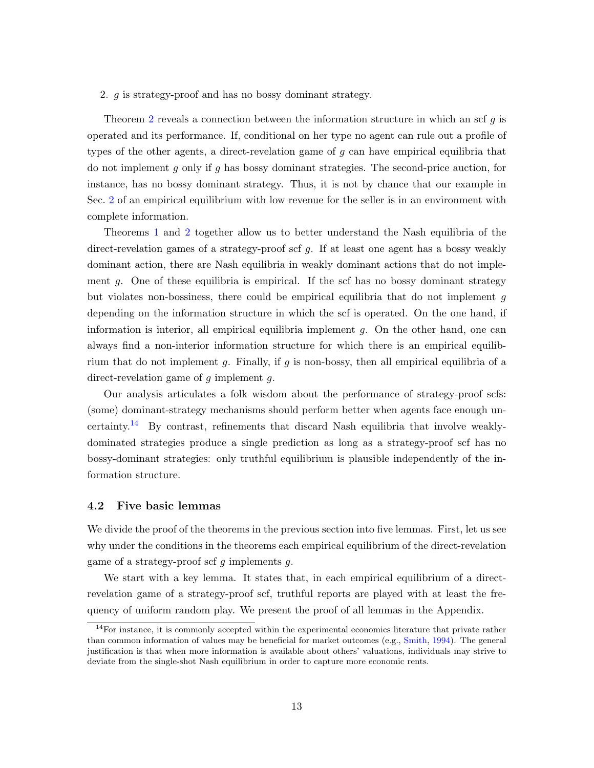2. $g$ is strategy-proof and has no bossy dominant strategy.

Theorem 2 reveals a connection between the information structure in which an scf $g$ is operated and its performance. If, conditional on her type no agent can rule out a profile of types of the other agents, a direct-revelation game of $g$ can have empirical equilibria that do not implement $g$ only if $g$ has bossy dominant strategies. The second-price auction, for instance, has no bossy dominant strategy. Thus, it is not by chance that our example in Sec. 2 of an empirical equilibrium with low revenue for the seller is in an environment with complete information.

Theorems 1 and 2 together allow us to better understand the Nash equilibria of the direct-revelation games of a strategy-proof scf $g$. If at least one agent has a bossy weakly dominant action, there are Nash equilibria in weakly dominant actions that do not implement $g$. One of these equilibria is empirical. If the scf has no bossy dominant strategy but violates non-bossiness, there could be empirical equilibria that do not implement $g$ depending on the information structure in which the scf is operated. On the one hand, if information is interior, all empirical equilibria implement $g$. On the other hand, one can always find a non-interior information structure for which there is an empirical equilibrium that do not implement $g$. Finally, if $g$ is non-bossy, then all empirical equilibria of a direct-revelation game of $g$ implement $g$.

Our analysis articulates a folk wisdom about the performance of strategy-proof scfs: (some) dominant-strategy mechanisms should perform better when agents face enough uncertainty.[14] By contrast, refinements that discard Nash equilibria that involve weakly-dominated strategies produce a single prediction as long as a strategy-proof scf has no bossy-dominant strategies: only truthful equilibrium is plausible independently of the information structure.

### 4.2 Five basic lemmas

We divide the proof of the theorems in the previous section into five lemmas. First, let us see why under the conditions in the theorems each empirical equilibrium of the direct-revelation game of a strategy-proof scf $g$ implements $g$.

We start with a key lemma. It states that, in each empirical equilibrium of a direct-revelation game of a strategy-proof scf, truthful reports are played with at least the frequency of uniform random play. We present the proof of all lemmas in the Appendix.

[14] For instance, it is commonly accepted within the experimental economics literature that private rather than common information of values may be beneficial for market outcomes (e.g., Smith, 1994). The general justification is that when more information is available about others' valuations, individuals may strive to deviate from the single-shot Nash equilibrium in order to capture more economic rents.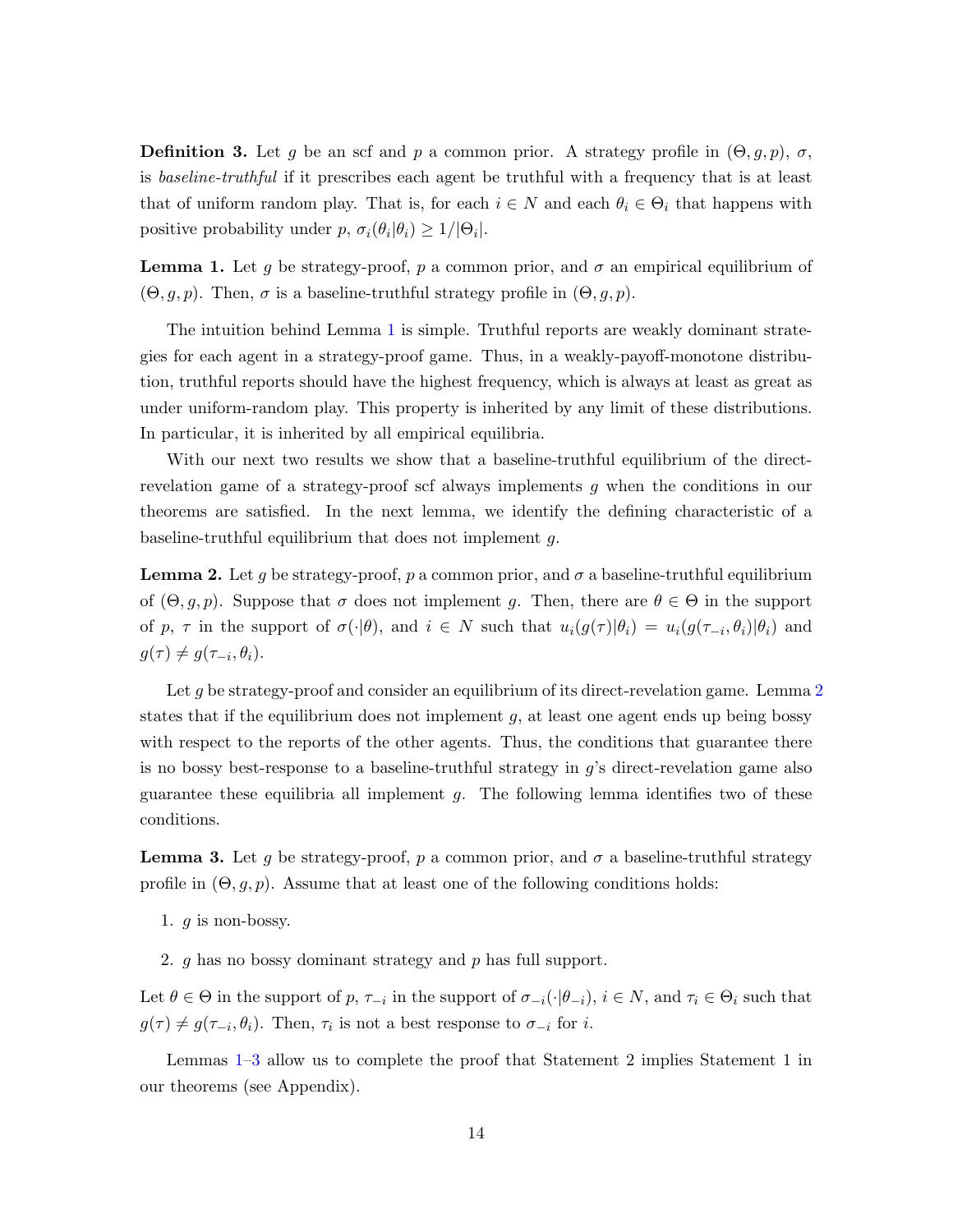**Definition 3.** Let $g$ be an scf and $p$ a common prior. A strategy profile in $(\Theta, g, p)$, $\sigma$, is *baseline-truthful* if it prescribes each agent be truthful with a frequency that is at least that of uniform random play. That is, for each $i \in N$ and each $\theta_i \in \Theta_i$ that happens with positive probability under $p$, $\sigma_i(\theta_i|\theta_i) \geq 1/|\Theta_i|$.

**Lemma 1.** Let $g$ be strategy-proof, $p$ a common prior, and $\sigma$ an empirical equilibrium of $(\Theta, g, p)$. Then, $\sigma$ is a baseline-truthful strategy profile in $(\Theta, g, p)$.

The intuition behind Lemma 1 is simple. Truthful reports are weakly dominant strategies for each agent in a strategy-proof game. Thus, in a weakly-payoff-monotone distribution, truthful reports should have the highest frequency, which is always at least as great as under uniform-random play. This property is inherited by any limit of these distributions. In particular, it is inherited by all empirical equilibria.

With our next two results we show that a baseline-truthful equilibrium of the direct-revelation game of a strategy-proof scf always implements $g$ when the conditions in our theorems are satisfied. In the next lemma, we identify the defining characteristic of a baseline-truthful equilibrium that does not implement $g$.

**Lemma 2.** Let $g$ be strategy-proof, $p$ a common prior, and $\sigma$ a baseline-truthful equilibrium of $(\Theta, g, p)$. Suppose that $\sigma$ does not implement $g$. Then, there are $\theta \in \Theta$ in the support of $p$, $\tau$ in the support of $\sigma(\cdot|\theta)$, and $i \in N$ such that $u_i(g(\tau)|\theta_i) = u_i(g(\tau_{-i}, \theta_i)|\theta_i)$ and $g(\tau) \neq g(\tau_{-i}, \theta_i)$.

Let $g$ be strategy-proof and consider an equilibrium of its direct-revelation game. Lemma 2 states that if the equilibrium does not implement $g$, at least one agent ends up being bossy with respect to the reports of the other agents. Thus, the conditions that guarantee there is no bossy best-response to a baseline-truthful strategy in $g$'s direct-revelation game also guarantee these equilibria all implement $g$. The following lemma identifies two of these conditions.

**Lemma 3.** Let $g$ be strategy-proof, $p$ a common prior, and $\sigma$ a baseline-truthful strategy profile in $(\Theta, g, p)$. Assume that at least one of the following conditions holds:

1. $g$ is non-bossy.

2. $g$ has no bossy dominant strategy and $p$ has full support.

Let $\theta \in \Theta$ in the support of $p$, $\tau_{-i}$ in the support of $\sigma_{-i}(\cdot|\theta_{-i})$, $i \in N$, and $\tau_i \in \Theta_i$ such that $g(\tau) \neq g(\tau_{-i}, \theta_i)$. Then, $\tau_i$ is not a best response to $\sigma_{-i}$ for $i$.

Lemmas 1–3 allow us to complete the proof that Statement 2 implies Statement 1 in our theorems (see Appendix).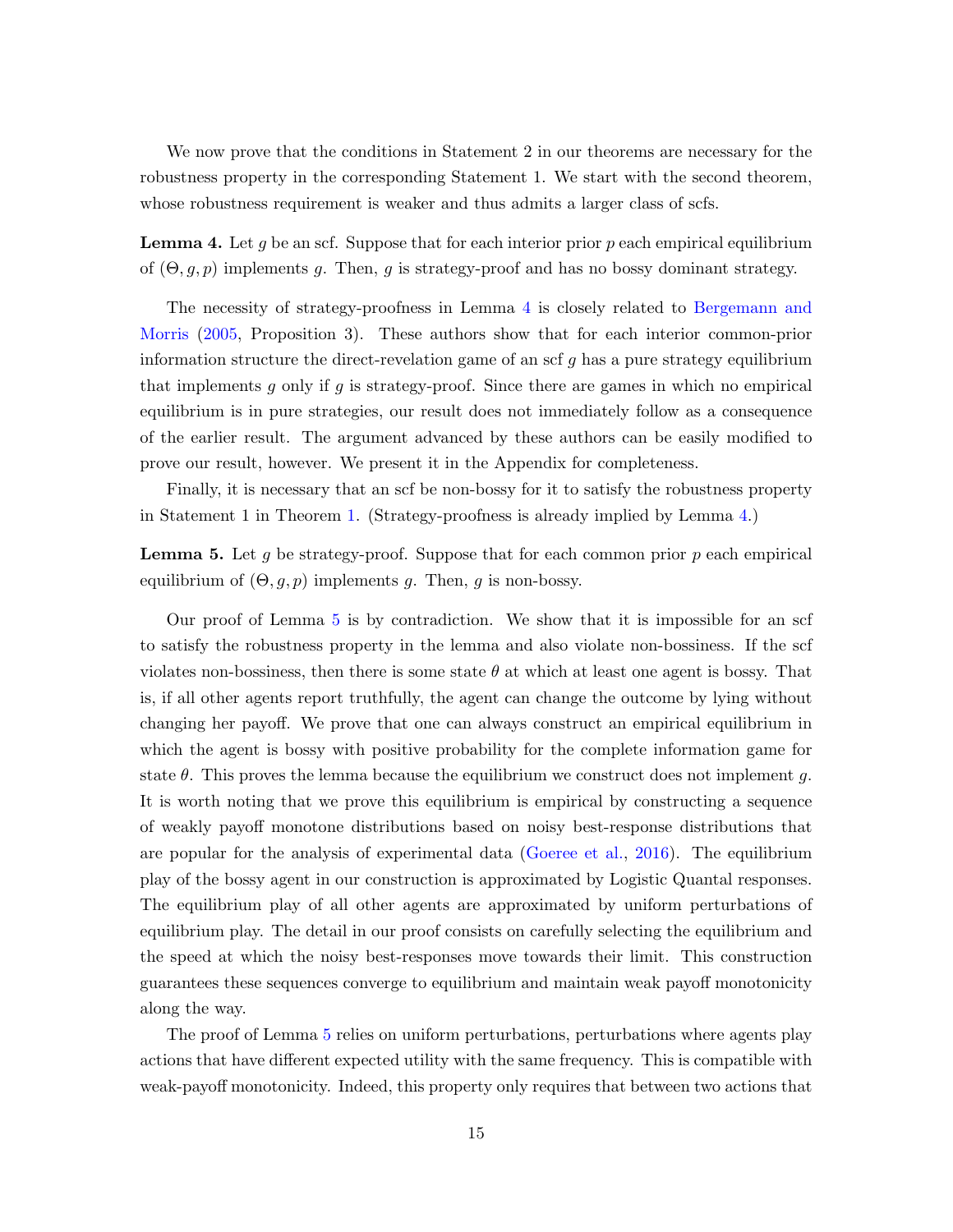We now prove that the conditions in Statement 2 in our theorems are necessary for the robustness property in the corresponding Statement 1. We start with the second theorem, whose robustness requirement is weaker and thus admits a larger class of scfs.

**Lemma 4.** Let $g$ be an scf. Suppose that for each interior prior $p$ each empirical equilibrium of $(\Theta, g, p)$ implements $g$. Then, $g$ is strategy-proof and has no bossy dominant strategy.

The necessity of strategy-proofness in Lemma 4 is closely related to Bergemann and Morris (2005, Proposition 3). These authors show that for each interior common-prior information structure the direct-revelation game of an scf $g$ has a pure strategy equilibrium that implements $g$ only if $g$ is strategy-proof. Since there are games in which no empirical equilibrium is in pure strategies, our result does not immediately follow as a consequence of the earlier result. The argument advanced by these authors can be easily modified to prove our result, however. We present it in the Appendix for completeness.

Finally, it is necessary that an scf be non-bossy for it to satisfy the robustness property in Statement 1 in Theorem 1. (Strategy-proofness is already implied by Lemma 4.)

**Lemma 5.** Let $g$ be strategy-proof. Suppose that for each common prior $p$ each empirical equilibrium of $(\Theta, g, p)$ implements $g$. Then, $g$ is non-bossy.

Our proof of Lemma 5 is by contradiction. We show that it is impossible for an scf to satisfy the robustness property in the lemma and also violate non-bossiness. If the scf violates non-bossiness, then there is some state $\theta$ at which at least one agent is bossy. That is, if all other agents report truthfully, the agent can change the outcome by lying without changing her payoff. We prove that one can always construct an empirical equilibrium in which the agent is bossy with positive probability for the complete information game for state $\theta$. This proves the lemma because the equilibrium we construct does not implement $g$. It is worth noting that we prove this equilibrium is empirical by constructing a sequence of weakly payoff monotone distributions based on noisy best-response distributions that are popular for the analysis of experimental data (Goeree et al., 2016). The equilibrium play of the bossy agent in our construction is approximated by Logistic Quantal responses. The equilibrium play of all other agents are approximated by uniform perturbations of equilibrium play. The detail in our proof consists on carefully selecting the equilibrium and the speed at which the noisy best-responses move towards their limit. This construction guarantees these sequences converge to equilibrium and maintain weak payoff monotonicity along the way.

The proof of Lemma 5 relies on uniform perturbations, perturbations where agents play actions that have different expected utility with the same frequency. This is compatible with weak-payoff monotonicity. Indeed, this property only requires that between two actions that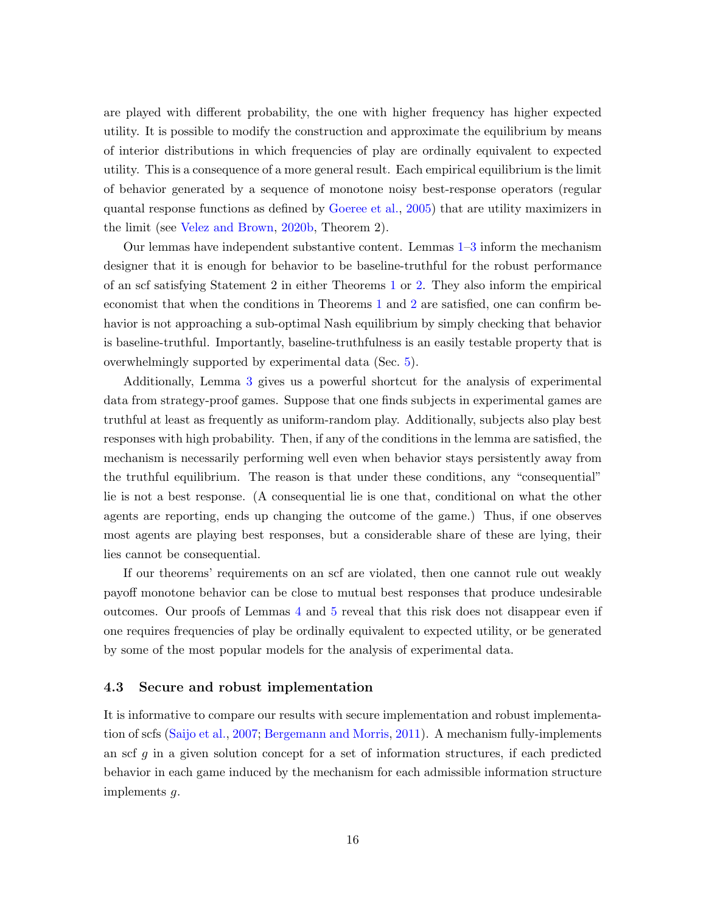are played with different probability, the one with higher frequency has higher expected utility. It is possible to modify the construction and approximate the equilibrium by means of interior distributions in which frequencies of play are ordinally equivalent to expected utility. This is a consequence of a more general result. Each empirical equilibrium is the limit of behavior generated by a sequence of monotone noisy best-response operators (regular quantal response functions as defined by Goeree et al., 2005) that are utility maximizers in the limit (see Velez and Brown, 2020b, Theorem 2).

Our lemmas have independent substantive content. Lemmas 1–3 inform the mechanism designer that it is enough for behavior to be baseline-truthful for the robust performance of an scf satisfying Statement 2 in either Theorems 1 or 2. They also inform the empirical economist that when the conditions in Theorems 1 and 2 are satisfied, one can confirm behavior is not approaching a sub-optimal Nash equilibrium by simply checking that behavior is baseline-truthful. Importantly, baseline-truthfulness is an easily testable property that is overwhelmingly supported by experimental data (Sec. 5).

Additionally, Lemma 3 gives us a powerful shortcut for the analysis of experimental data from strategy-proof games. Suppose that one finds subjects in experimental games are truthful at least as frequently as uniform-random play. Additionally, subjects also play best responses with high probability. Then, if any of the conditions in the lemma are satisfied, the mechanism is necessarily performing well even when behavior stays persistently away from the truthful equilibrium. The reason is that under these conditions, any "consequential" lie is not a best response. (A consequential lie is one that, conditional on what the other agents are reporting, ends up changing the outcome of the game.) Thus, if one observes most agents are playing best responses, but a considerable share of these are lying, their lies cannot be consequential.

If our theorems' requirements on an scf are violated, then one cannot rule out weakly payoff monotone behavior can be close to mutual best responses that produce undesirable outcomes. Our proofs of Lemmas 4 and 5 reveal that this risk does not disappear even if one requires frequencies of play be ordinally equivalent to expected utility, or be generated by some of the most popular models for the analysis of experimental data.

### 4.3 Secure and robust implementation

It is informative to compare our results with secure implementation and robust implementation of scfs (Saijo et al., 2007; Bergemann and Morris, 2011). A mechanism fully-implements an scf $g$ in a given solution concept for a set of information structures, if each predicted behavior in each game induced by the mechanism for each admissible information structure implements $g$.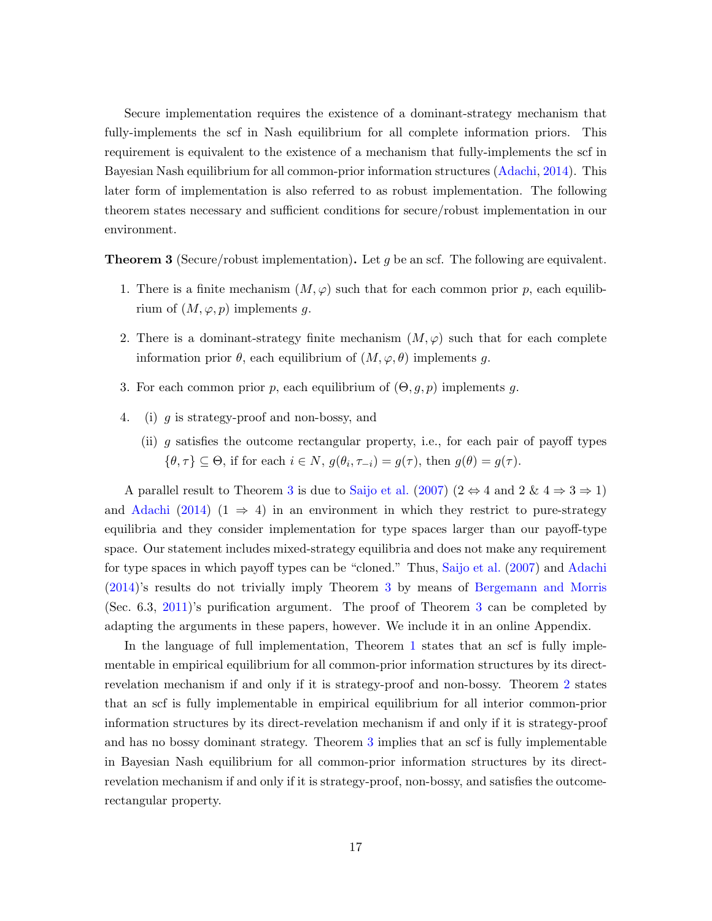Secure implementation requires the existence of a dominant-strategy mechanism that fully-implements the scf in Nash equilibrium for all complete information priors. This requirement is equivalent to the existence of a mechanism that fully-implements the scf in Bayesian Nash equilibrium for all common-prior information structures (Adachi, 2014). This later form of implementation is also referred to as robust implementation. The following theorem states necessary and sufficient conditions for secure/robust implementation in our environment.

**Theorem 3** (Secure/robust implementation)**.** Let $g$ be an scf. The following are equivalent.

1. There is a finite mechanism $(M, \varphi)$ such that for each common prior $p$, each equilibrium of $(M, \varphi, p)$ implements $g$.
2. There is a dominant-strategy finite mechanism $(M, \varphi)$ such that for each complete information prior $\theta$, each equilibrium of $(M, \varphi, \theta)$ implements $g$.
3. For each common prior $p$, each equilibrium of $(\Theta, g, p)$ implements $g$.
4. (i) $g$ is strategy-proof and non-bossy, and

   (ii) $g$ satisfies the outcome rectangular property, i.e., for each pair of payoff types $\{\theta, \tau\} \subseteq \Theta$, if for each $i \in N$, $g(\theta_i, \tau_{-i}) = g(\tau)$, then $g(\theta) = g(\tau)$.

A parallel result to Theorem 3 is due to Saijo et al. (2007) ($2 \Leftrightarrow 4$ and $2$ & $4 \Rightarrow 3 \Rightarrow 1$) and Adachi (2014) ($1 \Rightarrow 4$) in an environment in which they restrict to pure-strategy equilibria and they consider implementation for type spaces larger than our payoff-type space. Our statement includes mixed-strategy equilibria and does not make any requirement for type spaces in which payoff types can be "cloned." Thus, Saijo et al. (2007) and Adachi (2014)'s results do not trivially imply Theorem 3 by means of Bergemann and Morris (Sec. 6.3, 2011)'s purification argument. The proof of Theorem 3 can be completed by adapting the arguments in these papers, however. We include it in an online Appendix.

In the language of full implementation, Theorem 1 states that an scf is fully implementable in empirical equilibrium for all common-prior information structures by its direct-revelation mechanism if and only if it is strategy-proof and non-bossy. Theorem 2 states that an scf is fully implementable in empirical equilibrium for all interior common-prior information structures by its direct-revelation mechanism if and only if it is strategy-proof and has no bossy dominant strategy. Theorem 3 implies that an scf is fully implementable in Bayesian Nash equilibrium for all common-prior information structures by its direct-revelation mechanism if and only if it is strategy-proof, non-bossy, and satisfies the outcome-rectangular property.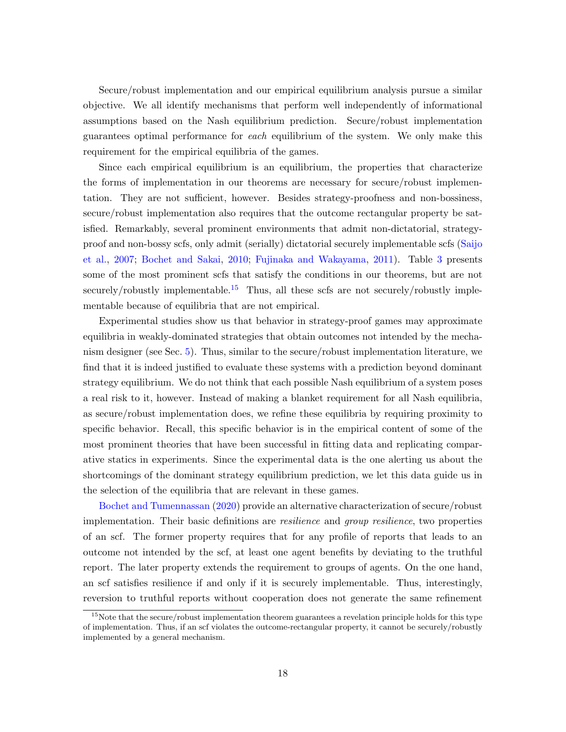Secure/robust implementation and our empirical equilibrium analysis pursue a similar objective. We all identify mechanisms that perform well independently of informational assumptions based on the Nash equilibrium prediction. Secure/robust implementation guarantees optimal performance for *each* equilibrium of the system. We only make this requirement for the empirical equilibria of the games.

Since each empirical equilibrium is an equilibrium, the properties that characterize the forms of implementation in our theorems are necessary for secure/robust implementation. They are not sufficient, however. Besides strategy-proofness and non-bossiness, secure/robust implementation also requires that the outcome rectangular property be satisfied. Remarkably, several prominent environments that admit non-dictatorial, strategy-proof and non-bossy scfs, only admit (serially) dictatorial securely implementable scfs (Saijo et al., 2007; Bochet and Sakai, 2010; Fujinaka and Wakayama, 2011). Table 3 presents some of the most prominent scfs that satisfy the conditions in our theorems, but are not securely/robustly implementable.[15] Thus, all these scfs are not securely/robustly implementable because of equilibria that are not empirical.

Experimental studies show us that behavior in strategy-proof games may approximate equilibria in weakly-dominated strategies that obtain outcomes not intended by the mechanism designer (see Sec. 5). Thus, similar to the secure/robust implementation literature, we find that it is indeed justified to evaluate these systems with a prediction beyond dominant strategy equilibrium. We do not think that each possible Nash equilibrium of a system poses a real risk to it, however. Instead of making a blanket requirement for all Nash equilibria, as secure/robust implementation does, we refine these equilibria by requiring proximity to specific behavior. Recall, this specific behavior is in the empirical content of some of the most prominent theories that have been successful in fitting data and replicating comparative statics in experiments. Since the experimental data is the one alerting us about the shortcomings of the dominant strategy equilibrium prediction, we let this data guide us in the selection of the equilibria that are relevant in these games.

Bochet and Tumennassan (2020) provide an alternative characterization of secure/robust implementation. Their basic definitions are *resilience* and *group resilience*, two properties of an scf. The former property requires that for any profile of reports that leads to an outcome not intended by the scf, at least one agent benefits by deviating to the truthful report. The later property extends the requirement to groups of agents. On the one hand, an scf satisfies resilience if and only if it is securely implementable. Thus, interestingly, reversion to truthful reports without cooperation does not generate the same refinement

[15] Note that the secure/robust implementation theorem guarantees a revelation principle holds for this type of implementation. Thus, if an scf violates the outcome-rectangular property, it cannot be securely/robustly implemented by a general mechanism.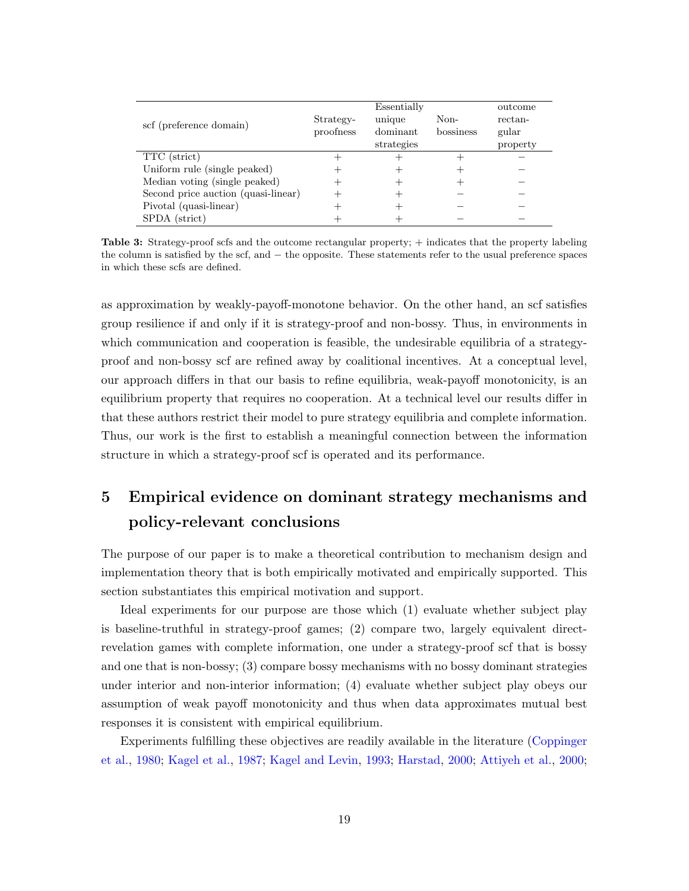| scf (preference domain) | Strategy-proofness | Essentially unique dominant strategies | Non-bossiness | outcome rectangular property |
|---|---|---|---|---|
| TTC (strict) | + | + | + | − |
| Uniform rule (single peaked) | + | + | + | − |
| Median voting (single peaked) | + | + | + | − |
| Second price auction (quasi-linear) | + | + | − | − |
| Pivotal (quasi-linear) | + | + | − | − |
| SPDA (strict) | + | + | − | − |

**Table 3:** Strategy-proof scfs and the outcome rectangular property; + indicates that the property labeling the column is satisfied by the scf, and − the opposite. These statements refer to the usual preference spaces in which these scfs are defined.

as approximation by weakly-payoff-monotone behavior. On the other hand, an scf satisfies group resilience if and only if it is strategy-proof and non-bossy. Thus, in environments in which communication and cooperation is feasible, the undesirable equilibria of a strategy-proof and non-bossy scf are refined away by coalitional incentives. At a conceptual level, our approach differs in that our basis to refine equilibria, weak-payoff monotonicity, is an equilibrium property that requires no cooperation. At a technical level our results differ in that these authors restrict their model to pure strategy equilibria and complete information. Thus, our work is the first to establish a meaningful connection between the information structure in which a strategy-proof scf is operated and its performance.

# 5 Empirical evidence on dominant strategy mechanisms and policy-relevant conclusions

The purpose of our paper is to make a theoretical contribution to mechanism design and implementation theory that is both empirically motivated and empirically supported. This section substantiates this empirical motivation and support.

Ideal experiments for our purpose are those which (1) evaluate whether subject play is baseline-truthful in strategy-proof games; (2) compare two, largely equivalent direct-revelation games with complete information, one under a strategy-proof scf that is bossy and one that is non-bossy; (3) compare bossy mechanisms with no bossy dominant strategies under interior and non-interior information; (4) evaluate whether subject play obeys our assumption of weak payoff monotonicity and thus when data approximates mutual best responses it is consistent with empirical equilibrium.

Experiments fulfilling these objectives are readily available in the literature (Coppinger et al., 1980; Kagel et al., 1987; Kagel and Levin, 1993; Harstad, 2000; Attiyeh et al., 2000;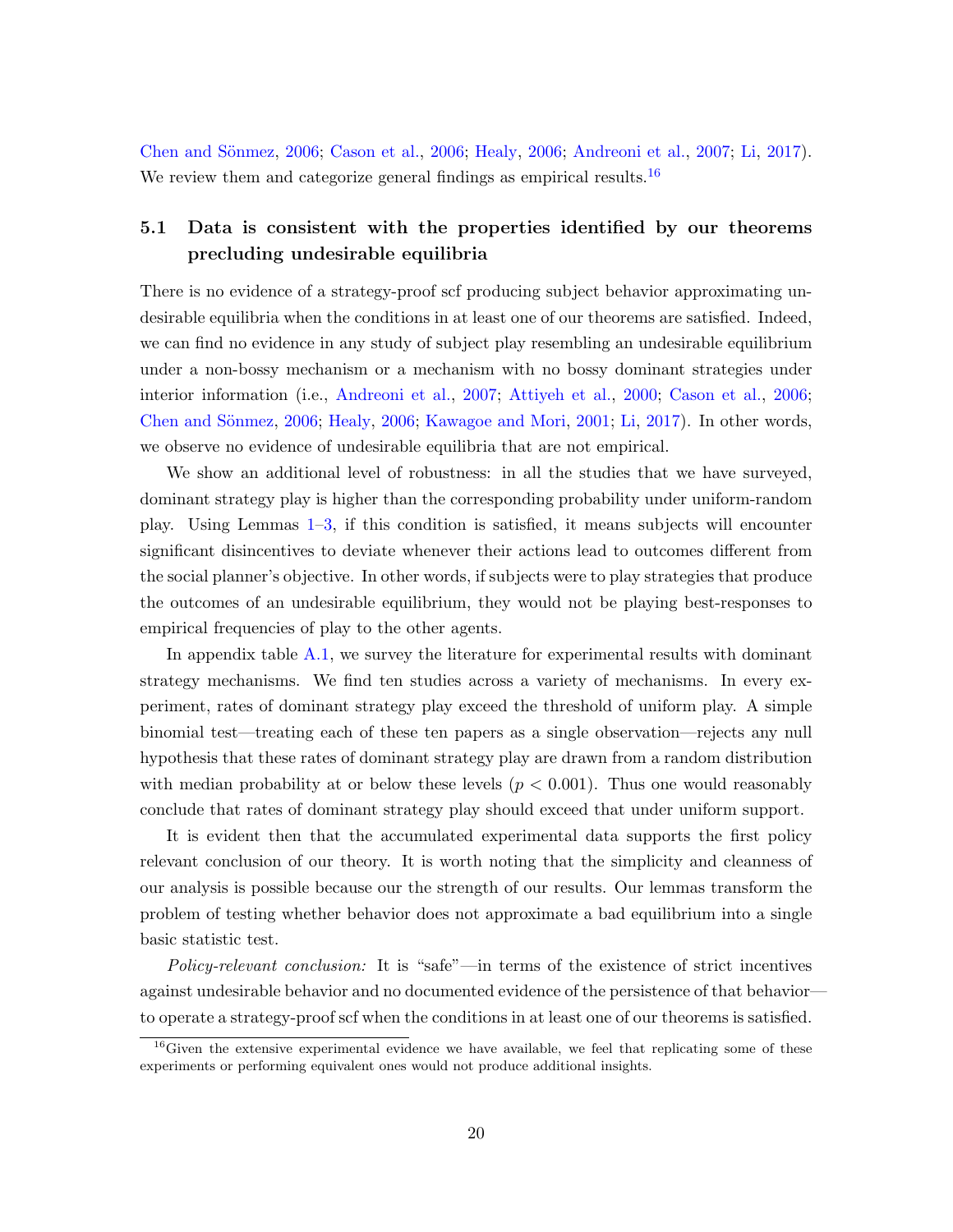Chen and Sönmez, 2006; Cason et al., 2006; Healy, 2006; Andreoni et al., 2007; Li, 2017). We review them and categorize general findings as empirical results.[16]

## 5.1 Data is consistent with the properties identified by our theorems precluding undesirable equilibria

There is no evidence of a strategy-proof scf producing subject behavior approximating undesirable equilibria when the conditions in at least one of our theorems are satisfied. Indeed, we can find no evidence in any study of subject play resembling an undesirable equilibrium under a non-bossy mechanism or a mechanism with no bossy dominant strategies under interior information (i.e., Andreoni et al., 2007; Attiyeh et al., 2000; Cason et al., 2006; Chen and Sönmez, 2006; Healy, 2006; Kawagoe and Mori, 2001; Li, 2017). In other words, we observe no evidence of undesirable equilibria that are not empirical.

We show an additional level of robustness: in all the studies that we have surveyed, dominant strategy play is higher than the corresponding probability under uniform-random play. Using Lemmas 1–3, if this condition is satisfied, it means subjects will encounter significant disincentives to deviate whenever their actions lead to outcomes different from the social planner's objective. In other words, if subjects were to play strategies that produce the outcomes of an undesirable equilibrium, they would not be playing best-responses to empirical frequencies of play to the other agents.

In appendix table A.1, we survey the literature for experimental results with dominant strategy mechanisms. We find ten studies across a variety of mechanisms. In every experiment, rates of dominant strategy play exceed the threshold of uniform play. A simple binomial test—treating each of these ten papers as a single observation—rejects any null hypothesis that these rates of dominant strategy play are drawn from a random distribution with median probability at or below these levels ($p < 0.001$). Thus one would reasonably conclude that rates of dominant strategy play should exceed that under uniform support.

It is evident then that the accumulated experimental data supports the first policy relevant conclusion of our theory. It is worth noting that the simplicity and cleanness of our analysis is possible because our the strength of our results. Our lemmas transform the problem of testing whether behavior does not approximate a bad equilibrium into a single basic statistic test.

*Policy-relevant conclusion:* It is "safe"—in terms of the existence of strict incentives against undesirable behavior and no documented evidence of the persistence of that behavior—to operate a strategy-proof scf when the conditions in at least one of our theorems is satisfied.

[16] Given the extensive experimental evidence we have available, we feel that replicating some of these experiments or performing equivalent ones would not produce additional insights.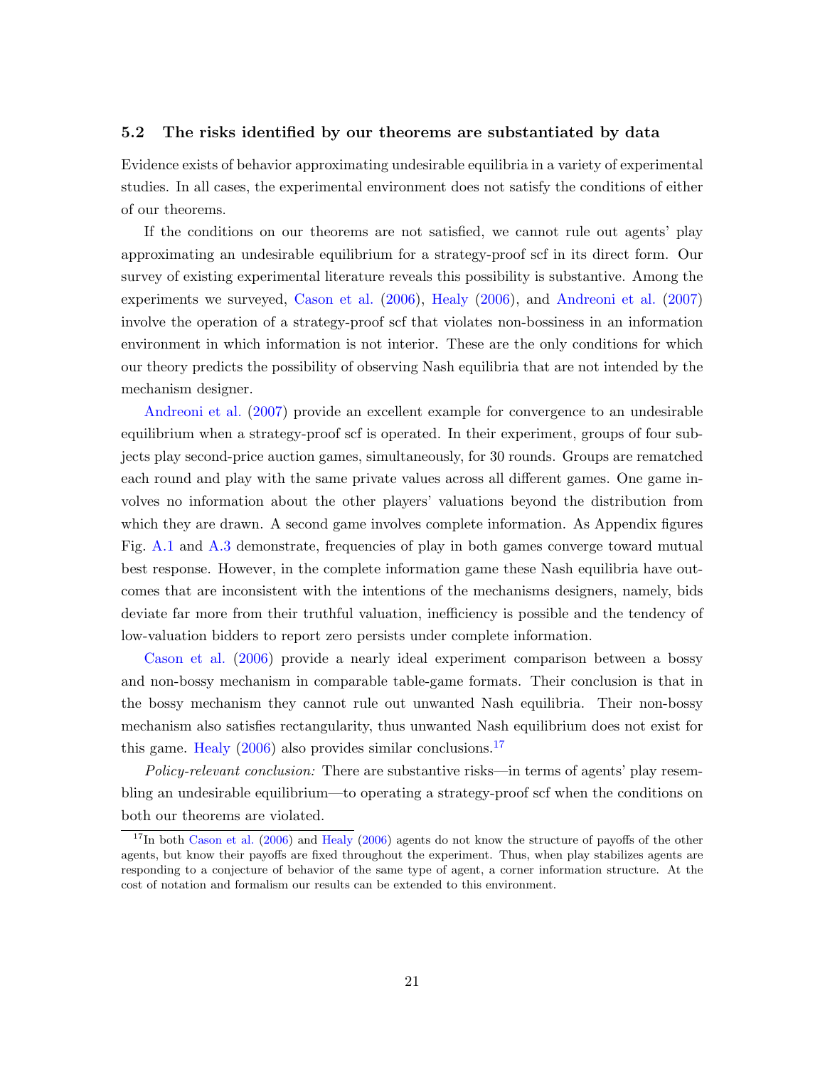### 5.2 The risks identified by our theorems are substantiated by data

Evidence exists of behavior approximating undesirable equilibria in a variety of experimental studies. In all cases, the experimental environment does not satisfy the conditions of either of our theorems.

If the conditions on our theorems are not satisfied, we cannot rule out agents' play approximating an undesirable equilibrium for a strategy-proof scf in its direct form. Our survey of existing experimental literature reveals this possibility is substantive. Among the experiments we surveyed, Cason et al. (2006), Healy (2006), and Andreoni et al. (2007) involve the operation of a strategy-proof scf that violates non-bossiness in an information environment in which information is not interior. These are the only conditions for which our theory predicts the possibility of observing Nash equilibria that are not intended by the mechanism designer.

Andreoni et al. (2007) provide an excellent example for convergence to an undesirable equilibrium when a strategy-proof scf is operated. In their experiment, groups of four subjects play second-price auction games, simultaneously, for 30 rounds. Groups are rematched each round and play with the same private values across all different games. One game involves no information about the other players' valuations beyond the distribution from which they are drawn. A second game involves complete information. As Appendix figures Fig. A.1 and A.3 demonstrate, frequencies of play in both games converge toward mutual best response. However, in the complete information game these Nash equilibria have outcomes that are inconsistent with the intentions of the mechanisms designers, namely, bids deviate far more from their truthful valuation, inefficiency is possible and the tendency of low-valuation bidders to report zero persists under complete information.

Cason et al. (2006) provide a nearly ideal experiment comparison between a bossy and non-bossy mechanism in comparable table-game formats. Their conclusion is that in the bossy mechanism they cannot rule out unwanted Nash equilibria. Their non-bossy mechanism also satisfies rectangularity, thus unwanted Nash equilibrium does not exist for this game. Healy (2006) also provides similar conclusions.[17]

*Policy-relevant conclusion:* There are substantive risks—in terms of agents' play resembling an undesirable equilibrium—to operating a strategy-proof scf when the conditions on both our theorems are violated.

[17] In both Cason et al. (2006) and Healy (2006) agents do not know the structure of payoffs of the other agents, but know their payoffs are fixed throughout the experiment. Thus, when play stabilizes agents are responding to a conjecture of behavior of the same type of agent, a corner information structure. At the cost of notation and formalism our results can be extended to this environment.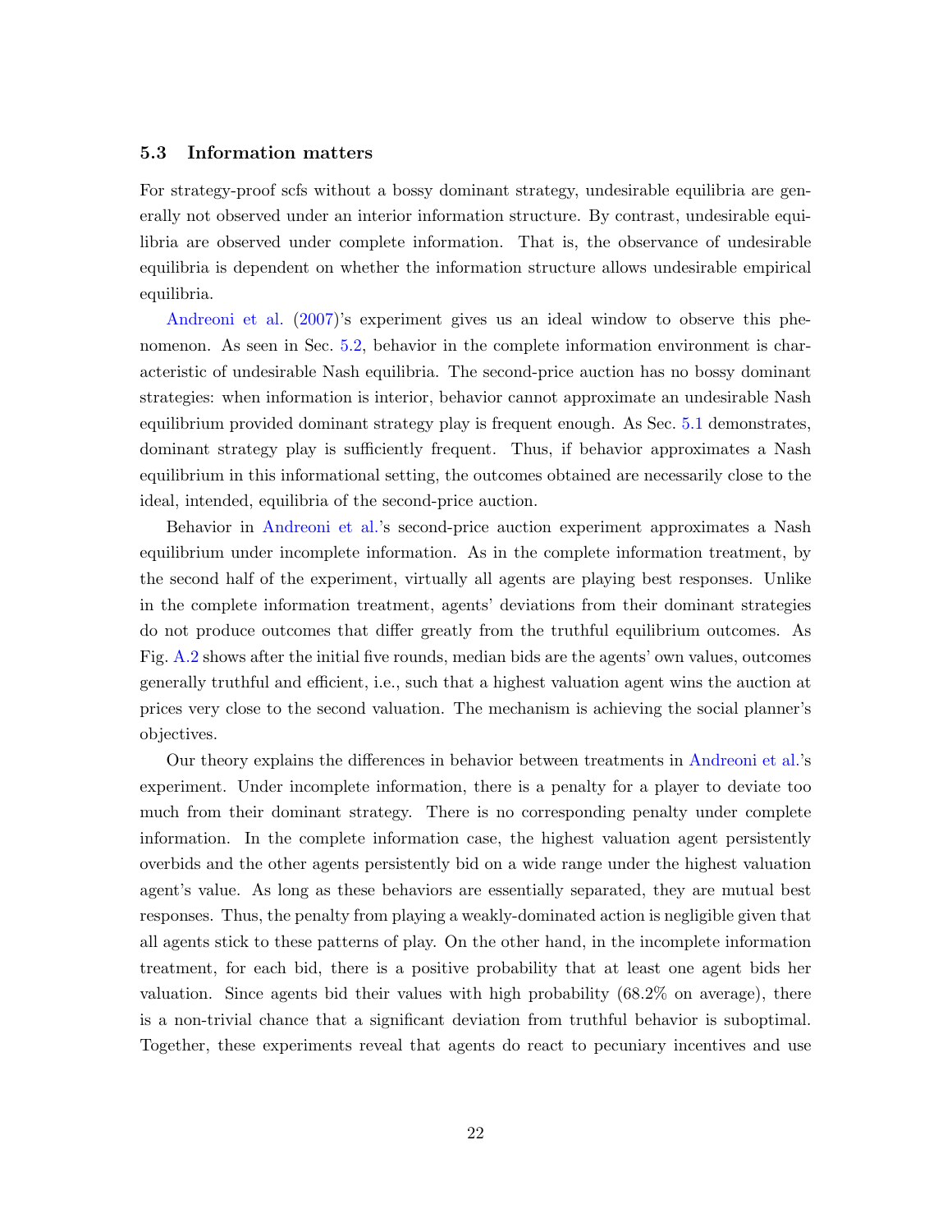### 5.3 Information matters

For strategy-proof scfs without a bossy dominant strategy, undesirable equilibria are generally not observed under an interior information structure. By contrast, undesirable equilibria are observed under complete information. That is, the observance of undesirable equilibria is dependent on whether the information structure allows undesirable empirical equilibria.

Andreoni et al. (2007)'s experiment gives us an ideal window to observe this phenomenon. As seen in Sec. 5.2, behavior in the complete information environment is characteristic of undesirable Nash equilibria. The second-price auction has no bossy dominant strategies: when information is interior, behavior cannot approximate an undesirable Nash equilibrium provided dominant strategy play is frequent enough. As Sec. 5.1 demonstrates, dominant strategy play is sufficiently frequent. Thus, if behavior approximates a Nash equilibrium in this informational setting, the outcomes obtained are necessarily close to the ideal, intended, equilibria of the second-price auction.

Behavior in Andreoni et al.'s second-price auction experiment approximates a Nash equilibrium under incomplete information. As in the complete information treatment, by the second half of the experiment, virtually all agents are playing best responses. Unlike in the complete information treatment, agents' deviations from their dominant strategies do not produce outcomes that differ greatly from the truthful equilibrium outcomes. As Fig. A.2 shows after the initial five rounds, median bids are the agents' own values, outcomes generally truthful and efficient, i.e., such that a highest valuation agent wins the auction at prices very close to the second valuation. The mechanism is achieving the social planner's objectives.

Our theory explains the differences in behavior between treatments in Andreoni et al.'s experiment. Under incomplete information, there is a penalty for a player to deviate too much from their dominant strategy. There is no corresponding penalty under complete information. In the complete information case, the highest valuation agent persistently overbids and the other agents persistently bid on a wide range under the highest valuation agent's value. As long as these behaviors are essentially separated, they are mutual best responses. Thus, the penalty from playing a weakly-dominated action is negligible given that all agents stick to these patterns of play. On the other hand, in the incomplete information treatment, for each bid, there is a positive probability that at least one agent bids her valuation. Since agents bid their values with high probability (68.2% on average), there is a non-trivial chance that a significant deviation from truthful behavior is suboptimal. Together, these experiments reveal that agents do react to pecuniary incentives and use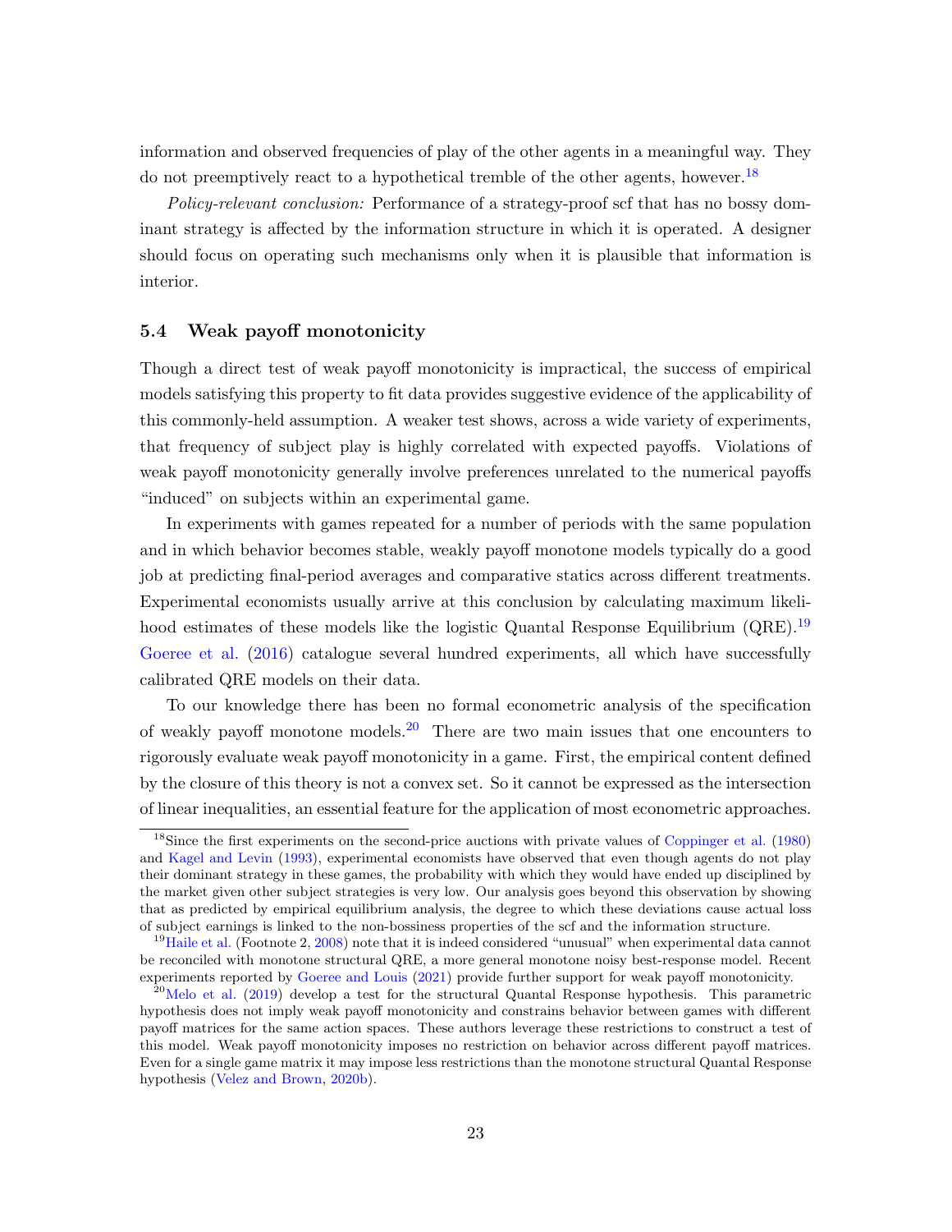information and observed frequencies of play of the other agents in a meaningful way. They do not preemptively react to a hypothetical tremble of the other agents, however.[18]

*Policy-relevant conclusion:* Performance of a strategy-proof scf that has no bossy dominant strategy is affected by the information structure in which it is operated. A designer should focus on operating such mechanisms only when it is plausible that information is interior.

### 5.4 Weak payoff monotonicity

Though a direct test of weak payoff monotonicity is impractical, the success of empirical models satisfying this property to fit data provides suggestive evidence of the applicability of this commonly-held assumption. A weaker test shows, across a wide variety of experiments, that frequency of subject play is highly correlated with expected payoffs. Violations of weak payoff monotonicity generally involve preferences unrelated to the numerical payoffs "induced" on subjects within an experimental game.

In experiments with games repeated for a number of periods with the same population and in which behavior becomes stable, weakly payoff monotone models typically do a good job at predicting final-period averages and comparative statics across different treatments. Experimental economists usually arrive at this conclusion by calculating maximum likelihood estimates of these models like the logistic Quantal Response Equilibrium (QRE).[19] Goeree et al. (2016) catalogue several hundred experiments, all which have successfully calibrated QRE models on their data.

To our knowledge there has been no formal econometric analysis of the specification of weakly payoff monotone models.[20] There are two main issues that one encounters to rigorously evaluate weak payoff monotonicity in a game. First, the empirical content defined by the closure of this theory is not a convex set. So it cannot be expressed as the intersection of linear inequalities, an essential feature for the application of most econometric approaches.

[18] Since the first experiments on the second-price auctions with private values of Coppinger et al. (1980) and Kagel and Levin (1993), experimental economists have observed that even though agents do not play their dominant strategy in these games, the probability with which they would have ended up disciplined by the market given other subject strategies is very low. Our analysis goes beyond this observation by showing that as predicted by empirical equilibrium analysis, the degree to which these deviations cause actual loss of subject earnings is linked to the non-bossiness properties of the scf and the information structure.

[19] Haile et al. (Footnote 2, 2008) note that it is indeed considered "unusual" when experimental data cannot be reconciled with monotone structural QRE, a more general monotone noisy best-response model. Recent experiments reported by Goeree and Louis (2021) provide further support for weak payoff monotonicity.

[20] Melo et al. (2019) develop a test for the structural Quantal Response hypothesis. This parametric hypothesis does not imply weak payoff monotonicity and constrains behavior between games with different payoff matrices for the same action spaces. These authors leverage these restrictions to construct a test of this model. Weak payoff monotonicity imposes no restriction on behavior across different payoff matrices. Even for a single game matrix it may impose less restrictions than the monotone structural Quantal Response hypothesis (Velez and Brown, 2020b).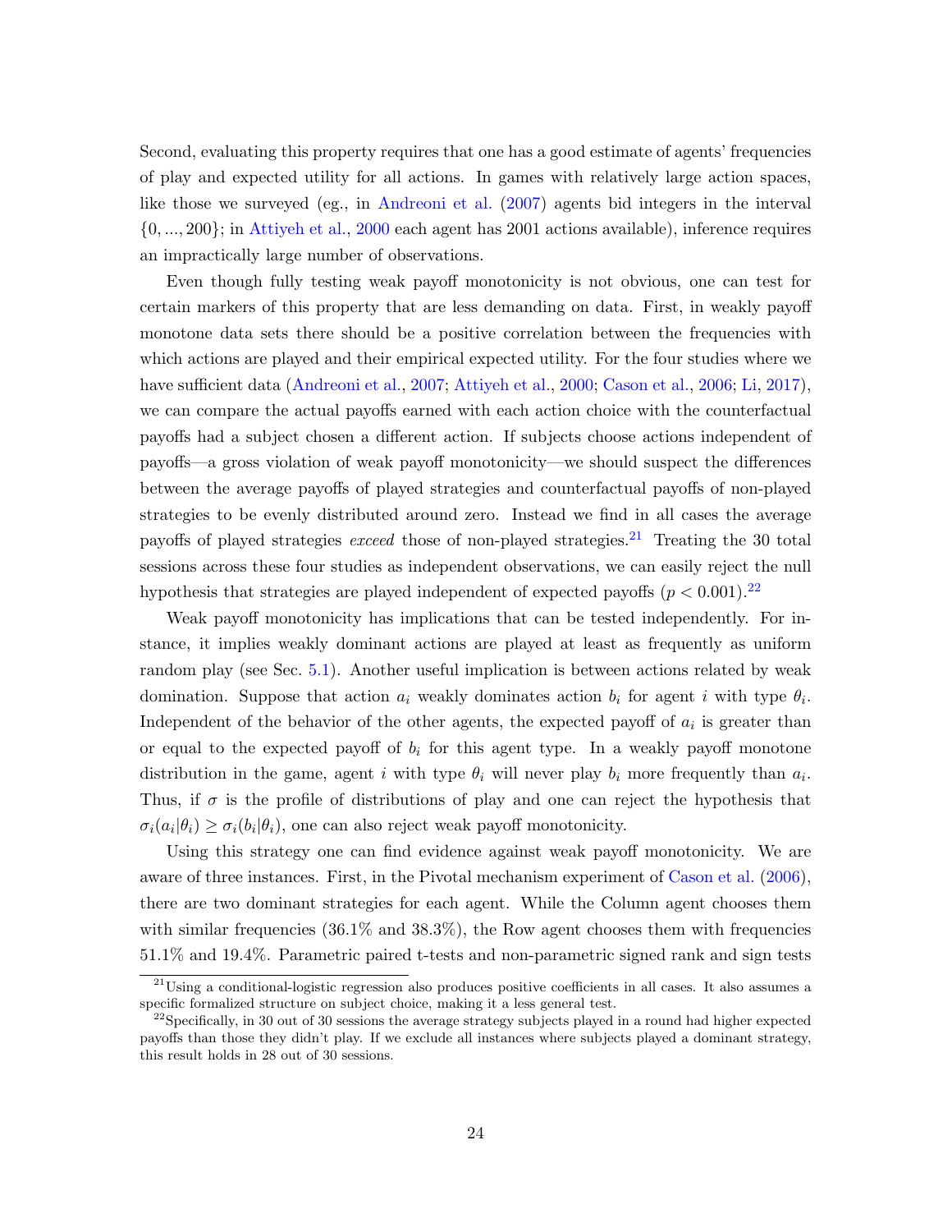Second, evaluating this property requires that one has a good estimate of agents' frequencies of play and expected utility for all actions. In games with relatively large action spaces, like those we surveyed (eg., in Andreoni et al. (2007) agents bid integers in the interval $\{0, ..., 200\}$; in Attiyeh et al., 2000 each agent has 2001 actions available), inference requires an impractically large number of observations.

Even though fully testing weak payoff monotonicity is not obvious, one can test for certain markers of this property that are less demanding on data. First, in weakly payoff monotone data sets there should be a positive correlation between the frequencies with which actions are played and their empirical expected utility. For the four studies where we have sufficient data (Andreoni et al., 2007; Attiyeh et al., 2000; Cason et al., 2006; Li, 2017), we can compare the actual payoffs earned with each action choice with the counterfactual payoffs had a subject chosen a different action. If subjects choose actions independent of payoffs—a gross violation of weak payoff monotonicity—we should suspect the differences between the average payoffs of played strategies and counterfactual payoffs of non-played strategies to be evenly distributed around zero. Instead we find in all cases the average payoffs of played strategies *exceed* those of non-played strategies.[21] Treating the 30 total sessions across these four studies as independent observations, we can easily reject the null hypothesis that strategies are played independent of expected payoffs ($p < 0.001$).[22]

Weak payoff monotonicity has implications that can be tested independently. For instance, it implies weakly dominant actions are played at least as frequently as uniform random play (see Sec. 5.1). Another useful implication is between actions related by weak domination. Suppose that action $a_i$ weakly dominates action $b_i$ for agent $i$ with type $\theta_i$. Independent of the behavior of the other agents, the expected payoff of $a_i$ is greater than or equal to the expected payoff of $b_i$ for this agent type. In a weakly payoff monotone distribution in the game, agent $i$ with type $\theta_i$ will never play $b_i$ more frequently than $a_i$. Thus, if $\sigma$ is the profile of distributions of play and one can reject the hypothesis that $\sigma_i(a_i|\theta_i) \geq \sigma_i(b_i|\theta_i)$, one can also reject weak payoff monotonicity.

Using this strategy one can find evidence against weak payoff monotonicity. We are aware of three instances. First, in the Pivotal mechanism experiment of Cason et al. (2006), there are two dominant strategies for each agent. While the Column agent chooses them with similar frequencies (36.1% and 38.3%), the Row agent chooses them with frequencies 51.1% and 19.4%. Parametric paired t-tests and non-parametric signed rank and sign tests

[21] Using a conditional-logistic regression also produces positive coefficients in all cases. It also assumes a specific formalized structure on subject choice, making it a less general test.

[22] Specifically, in 30 out of 30 sessions the average strategy subjects played in a round had higher expected payoffs than those they didn't play. If we exclude all instances where subjects played a dominant strategy, this result holds in 28 out of 30 sessions.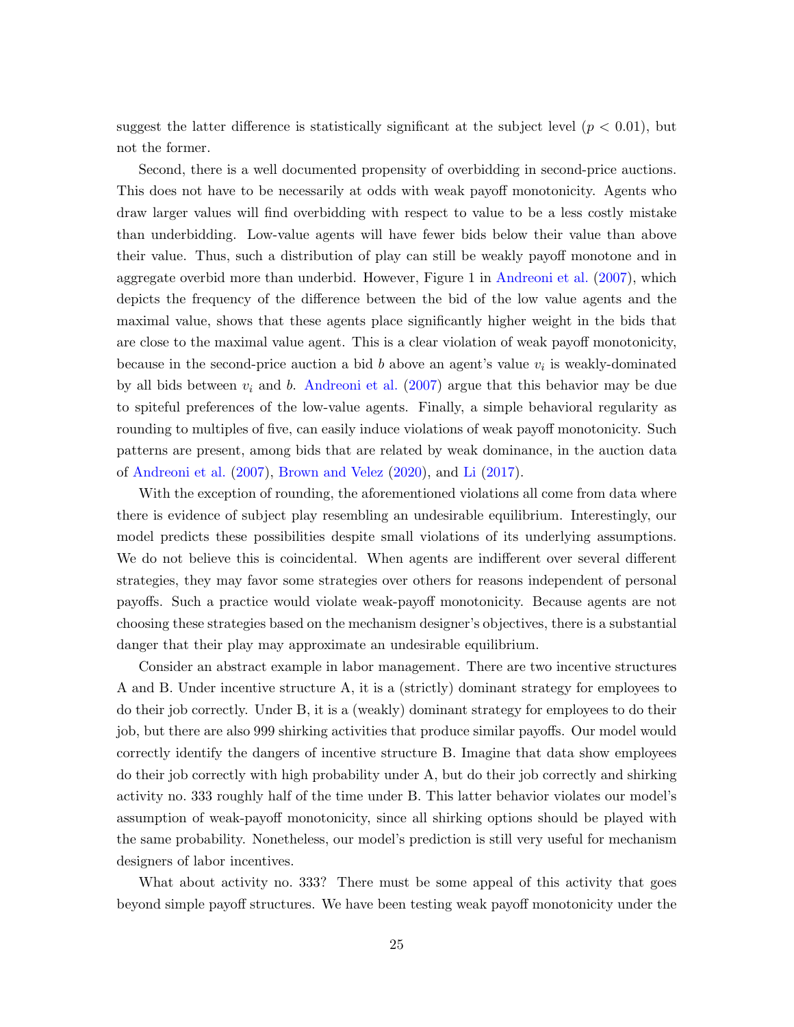suggest the latter difference is statistically significant at the subject level ($p < 0.01$), but not the former.

Second, there is a well documented propensity of overbidding in second-price auctions. This does not have to be necessarily at odds with weak payoff monotonicity. Agents who draw larger values will find overbidding with respect to value to be a less costly mistake than underbidding. Low-value agents will have fewer bids below their value than above their value. Thus, such a distribution of play can still be weakly payoff monotone and in aggregate overbid more than underbid. However, Figure 1 in Andreoni et al. (2007), which depicts the frequency of the difference between the bid of the low value agents and the maximal value, shows that these agents place significantly higher weight in the bids that are close to the maximal value agent. This is a clear violation of weak payoff monotonicity, because in the second-price auction a bid $b$ above an agent's value $v_i$ is weakly-dominated by all bids between $v_i$ and $b$. Andreoni et al. (2007) argue that this behavior may be due to spiteful preferences of the low-value agents. Finally, a simple behavioral regularity as rounding to multiples of five, can easily induce violations of weak payoff monotonicity. Such patterns are present, among bids that are related by weak dominance, in the auction data of Andreoni et al. (2007), Brown and Velez (2020), and Li (2017).

With the exception of rounding, the aforementioned violations all come from data where there is evidence of subject play resembling an undesirable equilibrium. Interestingly, our model predicts these possibilities despite small violations of its underlying assumptions. We do not believe this is coincidental. When agents are indifferent over several different strategies, they may favor some strategies over others for reasons independent of personal payoffs. Such a practice would violate weak-payoff monotonicity. Because agents are not choosing these strategies based on the mechanism designer's objectives, there is a substantial danger that their play may approximate an undesirable equilibrium.

Consider an abstract example in labor management. There are two incentive structures A and B. Under incentive structure A, it is a (strictly) dominant strategy for employees to do their job correctly. Under B, it is a (weakly) dominant strategy for employees to do their job, but there are also 999 shirking activities that produce similar payoffs. Our model would correctly identify the dangers of incentive structure B. Imagine that data show employees do their job correctly with high probability under A, but do their job correctly and shirking activity no. 333 roughly half of the time under B. This latter behavior violates our model's assumption of weak-payoff monotonicity, since all shirking options should be played with the same probability. Nonetheless, our model's prediction is still very useful for mechanism designers of labor incentives.

What about activity no. 333? There must be some appeal of this activity that goes beyond simple payoff structures. We have been testing weak payoff monotonicity under the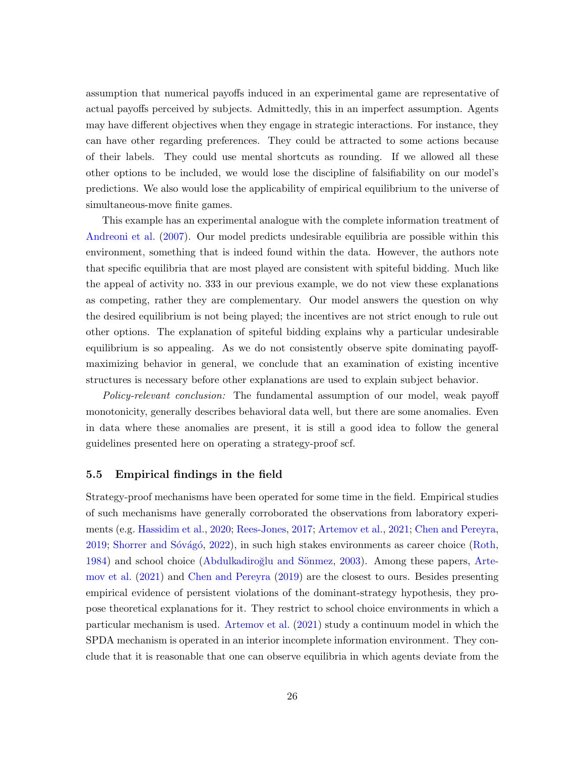assumption that numerical payoffs induced in an experimental game are representative of actual payoffs perceived by subjects. Admittedly, this in an imperfect assumption. Agents may have different objectives when they engage in strategic interactions. For instance, they can have other regarding preferences. They could be attracted to some actions because of their labels. They could use mental shortcuts as rounding. If we allowed all these other options to be included, we would lose the discipline of falsifiability on our model's predictions. We also would lose the applicability of empirical equilibrium to the universe of simultaneous-move finite games.

This example has an experimental analogue with the complete information treatment of Andreoni et al. (2007). Our model predicts undesirable equilibria are possible within this environment, something that is indeed found within the data. However, the authors note that specific equilibria that are most played are consistent with spiteful bidding. Much like the appeal of activity no. 333 in our previous example, we do not view these explanations as competing, rather they are complementary. Our model answers the question on why the desired equilibrium is not being played; the incentives are not strict enough to rule out other options. The explanation of spiteful bidding explains why a particular undesirable equilibrium is so appealing. As we do not consistently observe spite dominating payoff-maximizing behavior in general, we conclude that an examination of existing incentive structures is necessary before other explanations are used to explain subject behavior.

*Policy-relevant conclusion:* The fundamental assumption of our model, weak payoff monotonicity, generally describes behavioral data well, but there are some anomalies. Even in data where these anomalies are present, it is still a good idea to follow the general guidelines presented here on operating a strategy-proof scf.

### 5.5 Empirical findings in the field

Strategy-proof mechanisms have been operated for some time in the field. Empirical studies of such mechanisms have generally corroborated the observations from laboratory experiments (e.g. Hassidim et al., 2020; Rees-Jones, 2017; Artemov et al., 2021; Chen and Pereyra, 2019; Shorrer and Sóvágó, 2022), in such high stakes environments as career choice (Roth, 1984) and school choice (Abdulkadiroğlu and Sönmez, 2003). Among these papers, Artemov et al. (2021) and Chen and Pereyra (2019) are the closest to ours. Besides presenting empirical evidence of persistent violations of the dominant-strategy hypothesis, they propose theoretical explanations for it. They restrict to school choice environments in which a particular mechanism is used. Artemov et al. (2021) study a continuum model in which the SPDA mechanism is operated in an interior incomplete information environment. They conclude that it is reasonable that one can observe equilibria in which agents deviate from the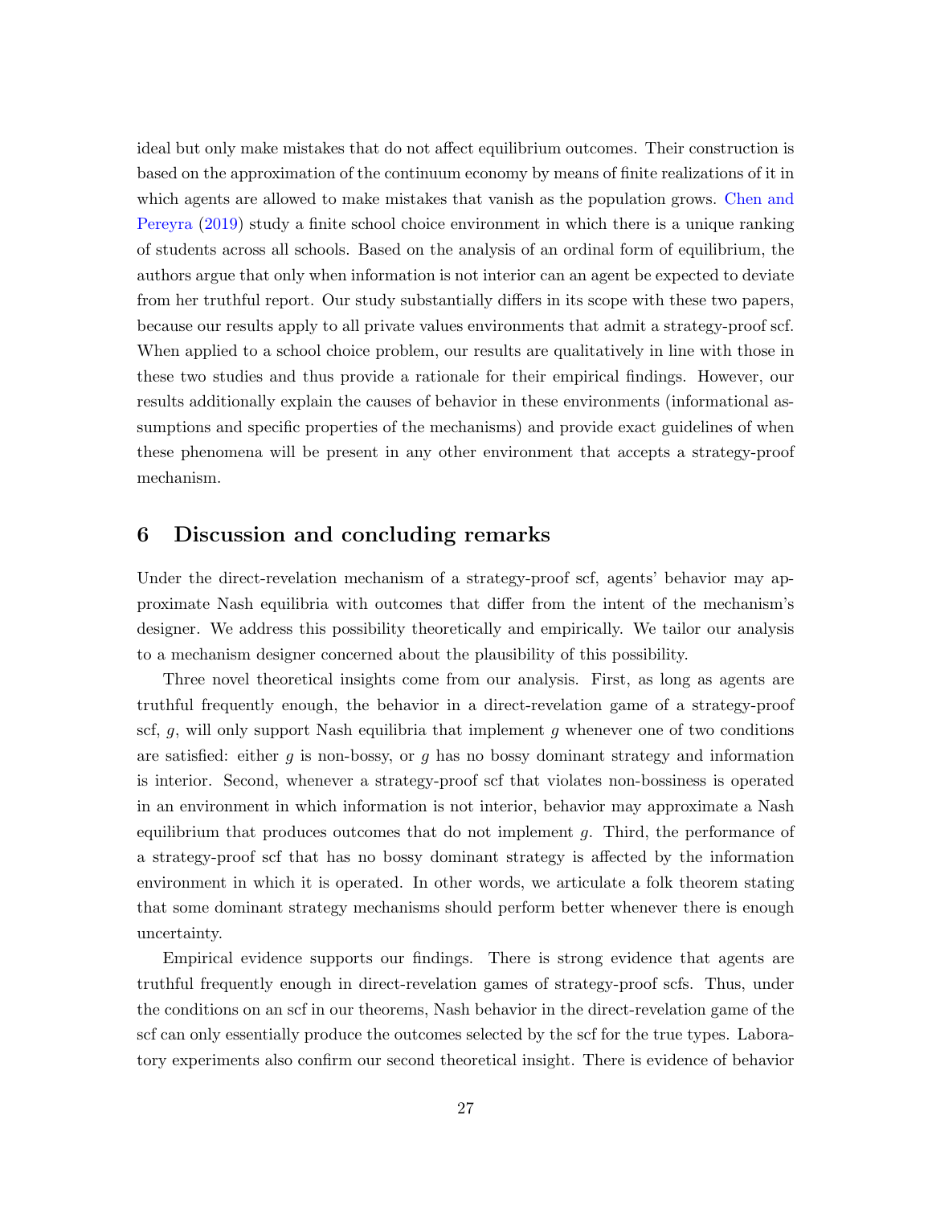ideal but only make mistakes that do not affect equilibrium outcomes. Their construction is based on the approximation of the continuum economy by means of finite realizations of it in which agents are allowed to make mistakes that vanish as the population grows. Chen and Pereyra (2019) study a finite school choice environment in which there is a unique ranking of students across all schools. Based on the analysis of an ordinal form of equilibrium, the authors argue that only when information is not interior can an agent be expected to deviate from her truthful report. Our study substantially differs in its scope with these two papers, because our results apply to all private values environments that admit a strategy-proof scf. When applied to a school choice problem, our results are qualitatively in line with those in these two studies and thus provide a rationale for their empirical findings. However, our results additionally explain the causes of behavior in these environments (informational assumptions and specific properties of the mechanisms) and provide exact guidelines of when these phenomena will be present in any other environment that accepts a strategy-proof mechanism.

## 6 Discussion and concluding remarks

Under the direct-revelation mechanism of a strategy-proof scf, agents' behavior may approximate Nash equilibria with outcomes that differ from the intent of the mechanism's designer. We address this possibility theoretically and empirically. We tailor our analysis to a mechanism designer concerned about the plausibility of this possibility.

Three novel theoretical insights come from our analysis. First, as long as agents are truthful frequently enough, the behavior in a direct-revelation game of a strategy-proof scf, $g$, will only support Nash equilibria that implement $g$ whenever one of two conditions are satisfied: either $g$ is non-bossy, or $g$ has no bossy dominant strategy and information is interior. Second, whenever a strategy-proof scf that violates non-bossiness is operated in an environment in which information is not interior, behavior may approximate a Nash equilibrium that produces outcomes that do not implement $g$. Third, the performance of a strategy-proof scf that has no bossy dominant strategy is affected by the information environment in which it is operated. In other words, we articulate a folk theorem stating that some dominant strategy mechanisms should perform better whenever there is enough uncertainty.

Empirical evidence supports our findings. There is strong evidence that agents are truthful frequently enough in direct-revelation games of strategy-proof scfs. Thus, under the conditions on an scf in our theorems, Nash behavior in the direct-revelation game of the scf can only essentially produce the outcomes selected by the scf for the true types. Laboratory experiments also confirm our second theoretical insight. There is evidence of behavior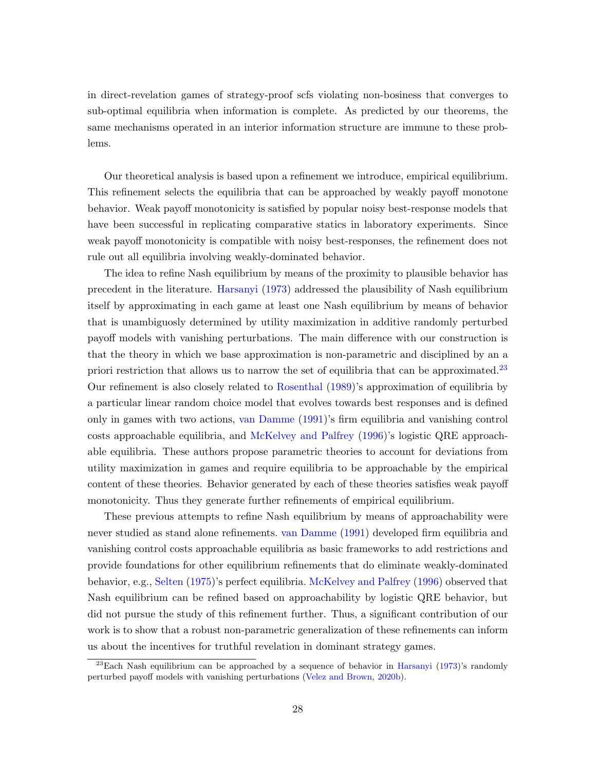in direct-revelation games of strategy-proof scfs violating non-bosiness that converges to sub-optimal equilibria when information is complete. As predicted by our theorems, the same mechanisms operated in an interior information structure are immune to these problems.

Our theoretical analysis is based upon a refinement we introduce, empirical equilibrium. This refinement selects the equilibria that can be approached by weakly payoff monotone behavior. Weak payoff monotonicity is satisfied by popular noisy best-response models that have been successful in replicating comparative statics in laboratory experiments. Since weak payoff monotonicity is compatible with noisy best-responses, the refinement does not rule out all equilibria involving weakly-dominated behavior.

The idea to refine Nash equilibrium by means of the proximity to plausible behavior has precedent in the literature. Harsanyi (1973) addressed the plausibility of Nash equilibrium itself by approximating in each game at least one Nash equilibrium by means of behavior that is unambiguosly determined by utility maximization in additive randomly perturbed payoff models with vanishing perturbations. The main difference with our construction is that the theory in which we base approximation is non-parametric and disciplined by an a priori restriction that allows us to narrow the set of equilibria that can be approximated.[23] Our refinement is also closely related to Rosenthal (1989)'s approximation of equilibria by a particular linear random choice model that evolves towards best responses and is defined only in games with two actions, van Damme (1991)'s firm equilibria and vanishing control costs approachable equilibria, and McKelvey and Palfrey (1996)'s logistic QRE approachable equilibria. These authors propose parametric theories to account for deviations from utility maximization in games and require equilibria to be approachable by the empirical content of these theories. Behavior generated by each of these theories satisfies weak payoff monotonicity. Thus they generate further refinements of empirical equilibrium.

These previous attempts to refine Nash equilibrium by means of approachability were never studied as stand alone refinements. van Damme (1991) developed firm equilibria and vanishing control costs approachable equilibria as basic frameworks to add restrictions and provide foundations for other equilibrium refinements that do eliminate weakly-dominated behavior, e.g., Selten (1975)'s perfect equilibria. McKelvey and Palfrey (1996) observed that Nash equilibrium can be refined based on approachability by logistic QRE behavior, but did not pursue the study of this refinement further. Thus, a significant contribution of our work is to show that a robust non-parametric generalization of these refinements can inform us about the incentives for truthful revelation in dominant strategy games.

[23] Each Nash equilibrium can be approached by a sequence of behavior in Harsanyi (1973)'s randomly perturbed payoff models with vanishing perturbations (Velez and Brown, 2020b).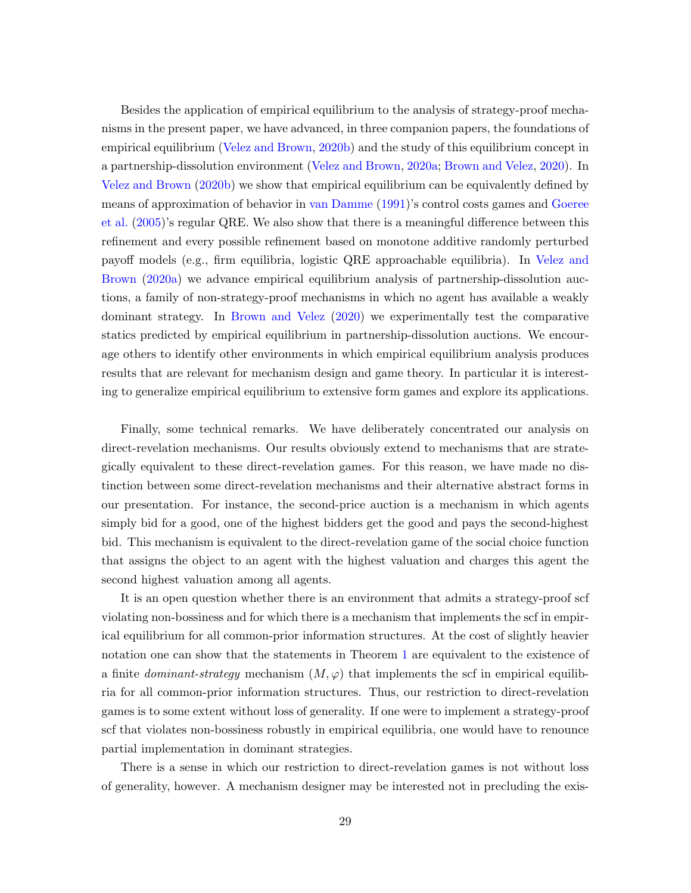Besides the application of empirical equilibrium to the analysis of strategy-proof mechanisms in the present paper, we have advanced, in three companion papers, the foundations of empirical equilibrium (Velez and Brown, 2020b) and the study of this equilibrium concept in a partnership-dissolution environment (Velez and Brown, 2020a; Brown and Velez, 2020). In Velez and Brown (2020b) we show that empirical equilibrium can be equivalently defined by means of approximation of behavior in van Damme (1991)'s control costs games and Goeree et al. (2005)'s regular QRE. We also show that there is a meaningful difference between this refinement and every possible refinement based on monotone additive randomly perturbed payoff models (e.g., firm equilibria, logistic QRE approachable equilibria). In Velez and Brown (2020a) we advance empirical equilibrium analysis of partnership-dissolution auctions, a family of non-strategy-proof mechanisms in which no agent has available a weakly dominant strategy. In Brown and Velez (2020) we experimentally test the comparative statics predicted by empirical equilibrium in partnership-dissolution auctions. We encourage others to identify other environments in which empirical equilibrium analysis produces results that are relevant for mechanism design and game theory. In particular it is interesting to generalize empirical equilibrium to extensive form games and explore its applications.

Finally, some technical remarks. We have deliberately concentrated our analysis on direct-revelation mechanisms. Our results obviously extend to mechanisms that are strategically equivalent to these direct-revelation games. For this reason, we have made no distinction between some direct-revelation mechanisms and their alternative abstract forms in our presentation. For instance, the second-price auction is a mechanism in which agents simply bid for a good, one of the highest bidders get the good and pays the second-highest bid. This mechanism is equivalent to the direct-revelation game of the social choice function that assigns the object to an agent with the highest valuation and charges this agent the second highest valuation among all agents.

It is an open question whether there is an environment that admits a strategy-proof scf violating non-bossiness and for which there is a mechanism that implements the scf in empirical equilibrium for all common-prior information structures. At the cost of slightly heavier notation one can show that the statements in Theorem 1 are equivalent to the existence of a finite *dominant-strategy* mechanism $(M, \varphi)$ that implements the scf in empirical equilibria for all common-prior information structures. Thus, our restriction to direct-revelation games is to some extent without loss of generality. If one were to implement a strategy-proof scf that violates non-bossiness robustly in empirical equilibria, one would have to renounce partial implementation in dominant strategies.

There is a sense in which our restriction to direct-revelation games is not without loss of generality, however. A mechanism designer may be interested not in precluding the exis-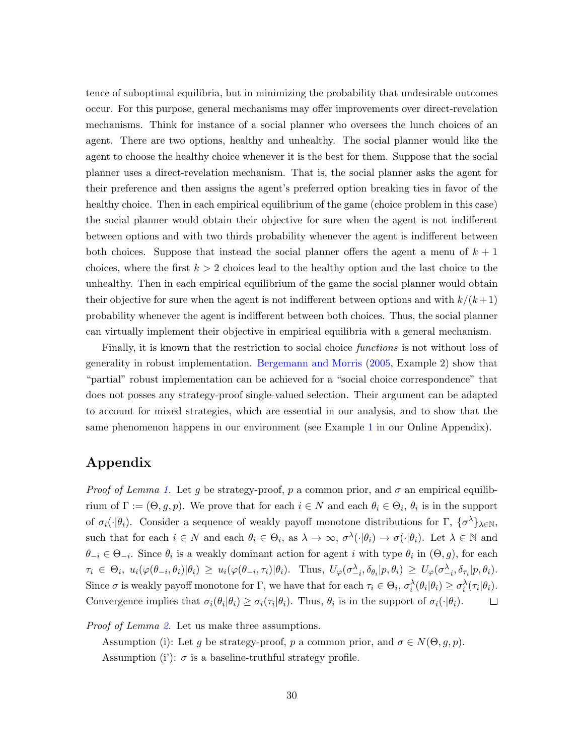tence of suboptimal equilibria, but in minimizing the probability that undesirable outcomes occur. For this purpose, general mechanisms may offer improvements over direct-revelation mechanisms. Think for instance of a social planner who oversees the lunch choices of an agent. There are two options, healthy and unhealthy. The social planner would like the agent to choose the healthy choice whenever it is the best for them. Suppose that the social planner uses a direct-revelation mechanism. That is, the social planner asks the agent for their preference and then assigns the agent's preferred option breaking ties in favor of the healthy choice. Then in each empirical equilibrium of the game (choice problem in this case) the social planner would obtain their objective for sure when the agent is not indifferent between options and with two thirds probability whenever the agent is indifferent between both choices. Suppose that instead the social planner offers the agent a menu of $k+1$ choices, where the first $k>2$ choices lead to the healthy option and the last choice to the unhealthy. Then in each empirical equilibrium of the game the social planner would obtain their objective for sure when the agent is not indifferent between options and with $k/(k+1)$ probability whenever the agent is indifferent between both choices. Thus, the social planner can virtually implement their objective in empirical equilibria with a general mechanism.

Finally, it is known that the restriction to social choice *functions* is not without loss of generality in robust implementation. Bergemann and Morris (2005, Example 2) show that "partial" robust implementation can be achieved for a "social choice correspondence" that does not posses any strategy-proof single-valued selection. Their argument can be adapted to account for mixed strategies, which are essential in our analysis, and to show that the same phenomenon happens in our environment (see Example 1 in our Online Appendix).

## Appendix

*Proof of Lemma 1.* Let $g$ be strategy-proof, $p$ a common prior, and $\sigma$ an empirical equilibrium of $\Gamma := (\Theta, g, p)$. We prove that for each $i \in N$ and each $\theta_i \in \Theta_i$, $\theta_i$ is in the support of $\sigma_i(\cdot|\theta_i)$. Consider a sequence of weakly payoff monotone distributions for $\Gamma$, $\{\sigma^\lambda\}_{\lambda\in\mathbb{N}}$, such that for each $i \in N$ and each $\theta_i \in \Theta_i$, as $\lambda \to \infty$, $\sigma^\lambda(\cdot|\theta_i) \to \sigma(\cdot|\theta_i)$. Let $\lambda \in \mathbb{N}$ and $\theta_{-i} \in \Theta_{-i}$. Since $\theta_i$ is a weakly dominant action for agent $i$ with type $\theta_i$ in $(\Theta, g)$, for each $\tau_i \in \Theta_i$, $u_i(\varphi(\theta_{-i}, \theta_i)|\theta_i) \geq u_i(\varphi(\theta_{-i}, \tau_i)|\theta_i)$. Thus, $U_\varphi(\sigma^\lambda_{-i}, \delta_{\theta_i}|p, \theta_i) \geq U_\varphi(\sigma^\lambda_{-i}, \delta_{\tau_i}|p, \theta_i)$. Since $\sigma$ is weakly payoff monotone for $\Gamma$, we have that for each $\tau_i \in \Theta_i$, $\sigma^\lambda_i(\theta_i|\theta_i) \geq \sigma^\lambda_i(\tau_i|\theta_i)$. Convergence implies that $\sigma_i(\theta_i|\theta_i) \geq \sigma_i(\tau_i|\theta_i)$. Thus, $\theta_i$ is in the support of $\sigma_i(\cdot|\theta_i)$. □

*Proof of Lemma 2.* Let us make three assumptions.

Assumption (i): Let $g$ be strategy-proof, $p$ a common prior, and $\sigma \in N(\Theta, g, p)$.

Assumption (i'): $\sigma$ is a baseline-truthful strategy profile.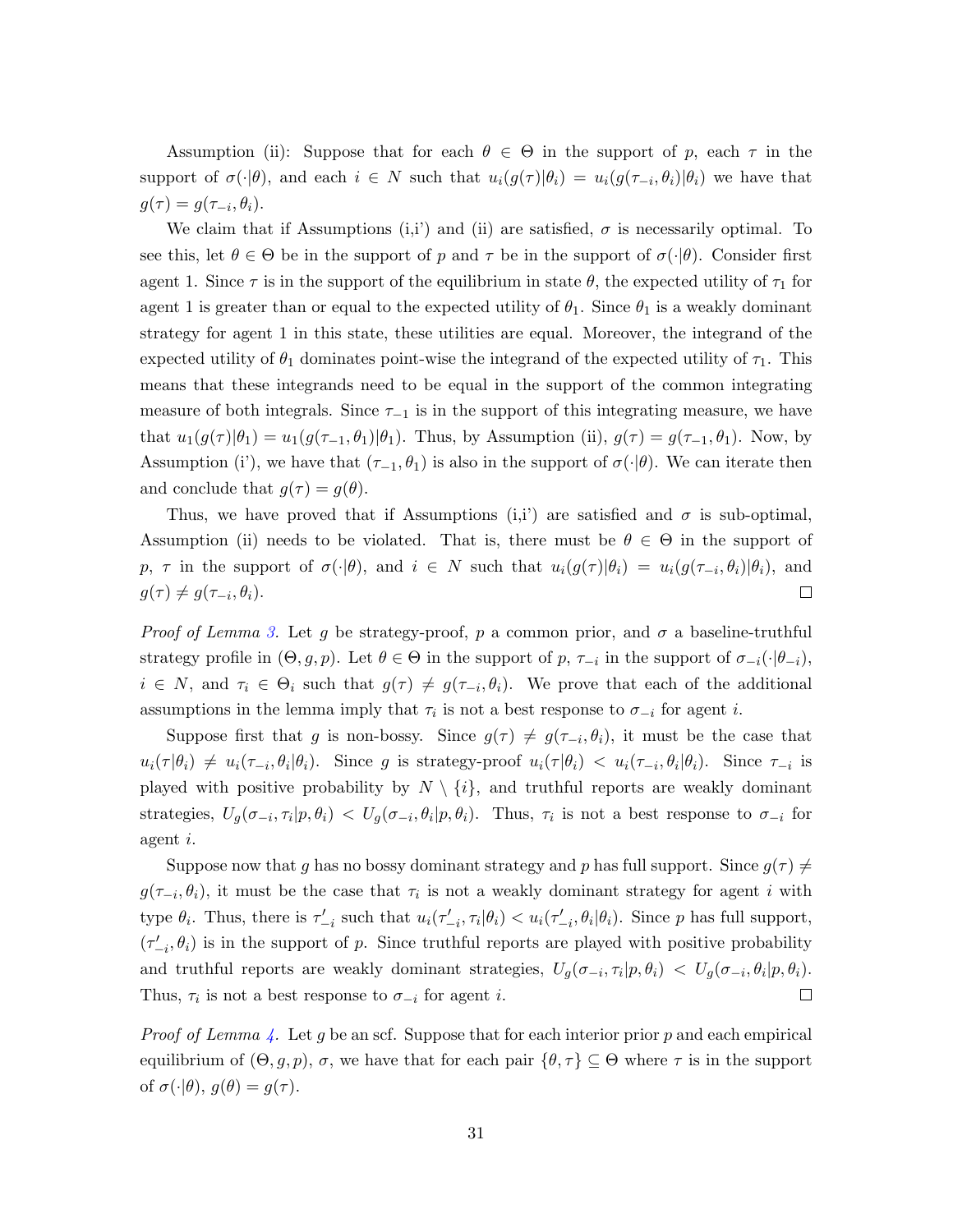Assumption (ii): Suppose that for each $\theta \in \Theta$ in the support of $p$, each $\tau$ in the support of $\sigma(\cdot|\theta)$, and each $i \in N$ such that $u_i(g(\tau)|\theta_i) = u_i(g(\tau_{-i}, \theta_i)|\theta_i)$ we have that $g(\tau) = g(\tau_{-i}, \theta_i)$.

We claim that if Assumptions (i,i') and (ii) are satisfied, $\sigma$ is necessarily optimal. To see this, let $\theta \in \Theta$ be in the support of $p$ and $\tau$ be in the support of $\sigma(\cdot|\theta)$. Consider first agent 1. Since $\tau$ is in the support of the equilibrium in state $\theta$, the expected utility of $\tau_1$ for agent 1 is greater than or equal to the expected utility of $\theta_1$. Since $\theta_1$ is a weakly dominant strategy for agent 1 in this state, these utilities are equal. Moreover, the integrand of the expected utility of $\theta_1$ dominates point-wise the integrand of the expected utility of $\tau_1$. This means that these integrands need to be equal in the support of the common integrating measure of both integrals. Since $\tau_{-1}$ is in the support of this integrating measure, we have that $u_1(g(\tau)|\theta_1) = u_1(g(\tau_{-1}, \theta_1)|\theta_1)$. Thus, by Assumption (ii), $g(\tau) = g(\tau_{-1}, \theta_1)$. Now, by Assumption (i'), we have that $(\tau_{-1}, \theta_1)$ is also in the support of $\sigma(\cdot|\theta)$. We can iterate then and conclude that $g(\tau) = g(\theta)$.

Thus, we have proved that if Assumptions (i,i') are satisfied and $\sigma$ is sub-optimal, Assumption (ii) needs to be violated. That is, there must be $\theta \in \Theta$ in the support of $p$, $\tau$ in the support of $\sigma(\cdot|\theta)$, and $i \in N$ such that $u_i(g(\tau)|\theta_i) = u_i(g(\tau_{-i}, \theta_i)|\theta_i)$, and $g(\tau) \neq g(\tau_{-i}, \theta_i)$. □

*Proof of Lemma 3.* Let $g$ be strategy-proof, $p$ a common prior, and $\sigma$ a baseline-truthful strategy profile in $(\Theta, g, p)$. Let $\theta \in \Theta$ in the support of $p$, $\tau_{-i}$ in the support of $\sigma_{-i}(\cdot|\theta_{-i})$, $i \in N$, and $\tau_i \in \Theta_i$ such that $g(\tau) \neq g(\tau_{-i}, \theta_i)$. We prove that each of the additional assumptions in the lemma imply that $\tau_i$ is not a best response to $\sigma_{-i}$ for agent $i$.

Suppose first that $g$ is non-bossy. Since $g(\tau) \neq g(\tau_{-i}, \theta_i)$, it must be the case that $u_i(\tau|\theta_i) \neq u_i(\tau_{-i}, \theta_i|\theta_i)$. Since $g$ is strategy-proof $u_i(\tau|\theta_i) < u_i(\tau_{-i}, \theta_i|\theta_i)$. Since $\tau_{-i}$ is played with positive probability by $N \setminus \{i\}$, and truthful reports are weakly dominant strategies, $U_g(\sigma_{-i}, \tau_i|p, \theta_i) < U_g(\sigma_{-i}, \theta_i|p, \theta_i)$. Thus, $\tau_i$ is not a best response to $\sigma_{-i}$ for agent $i$.

Suppose now that $g$ has no bossy dominant strategy and $p$ has full support. Since $g(\tau) \neq g(\tau_{-i}, \theta_i)$, it must be the case that $\tau_i$ is not a weakly dominant strategy for agent $i$ with type $\theta_i$. Thus, there is $\tau'_{-i}$ such that $u_i(\tau'_{-i}, \tau_i|\theta_i) < u_i(\tau'_{-i}, \theta_i|\theta_i)$. Since $p$ has full support, $(\tau'_{-i}, \theta_i)$ is in the support of $p$. Since truthful reports are played with positive probability and truthful reports are weakly dominant strategies, $U_g(\sigma_{-i}, \tau_i|p, \theta_i) < U_g(\sigma_{-i}, \theta_i|p, \theta_i)$. Thus, $\tau_i$ is not a best response to $\sigma_{-i}$ for agent $i$. □

*Proof of Lemma 4.* Let $g$ be an scf. Suppose that for each interior prior $p$ and each empirical equilibrium of $(\Theta, g, p)$, $\sigma$, we have that for each pair $\{\theta, \tau\} \subseteq \Theta$ where $\tau$ is in the support of $\sigma(\cdot|\theta)$, $g(\theta) = g(\tau)$.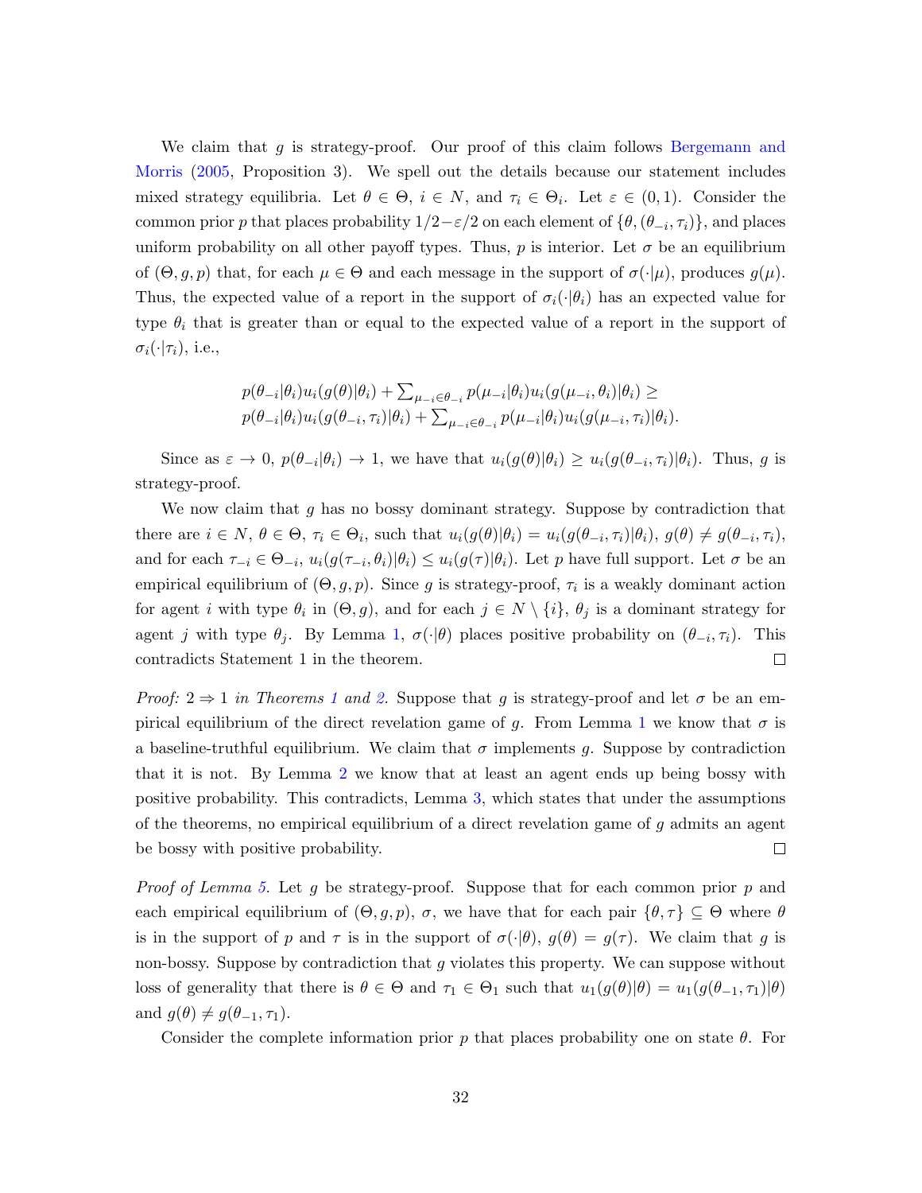We claim that $g$ is strategy-proof. Our proof of this claim follows Bergemann and Morris (2005, Proposition 3). We spell out the details because our statement includes mixed strategy equilibria. Let $\theta \in \Theta$, $i \in N$, and $\tau_i \in \Theta_i$. Let $\varepsilon \in (0,1)$. Consider the common prior $p$ that places probability $1/2-\varepsilon/2$ on each element of $\{\theta, (\theta_{-i}, \tau_i)\}$, and places uniform probability on all other payoff types. Thus, $p$ is interior. Let $\sigma$ be an equilibrium of $(\Theta, g, p)$ that, for each $\mu \in \Theta$ and each message in the support of $\sigma(\cdot|\mu)$, produces $g(\mu)$. Thus, the expected value of a report in the support of $\sigma_i(\cdot|\theta_i)$ has an expected value for type $\theta_i$ that is greater than or equal to the expected value of a report in the support of $\sigma_i(\cdot|\tau_i)$, i.e.,

$$
\begin{aligned}
&p(\theta_{-i}|\theta_i)u_i(g(\theta)|\theta_i) + \textstyle\sum_{\mu_{-i} \in \theta_{-i}} p(\mu_{-i}|\theta_i)u_i(g(\mu_{-i}, \theta_i)|\theta_i) \geq \\
&p(\theta_{-i}|\theta_i)u_i(g(\theta_{-i}, \tau_i)|\theta_i) + \textstyle\sum_{\mu_{-i} \in \theta_{-i}} p(\mu_{-i}|\theta_i)u_i(g(\mu_{-i}, \tau_i)|\theta_i).
\end{aligned}
$$

Since as $\varepsilon \to 0$, $p(\theta_{-i}|\theta_i) \to 1$, we have that $u_i(g(\theta)|\theta_i) \geq u_i(g(\theta_{-i}, \tau_i)|\theta_i)$. Thus, $g$ is strategy-proof.

We now claim that $g$ has no bossy dominant strategy. Suppose by contradiction that there are $i \in N$, $\theta \in \Theta$, $\tau_i \in \Theta_i$, such that $u_i(g(\theta)|\theta_i) = u_i(g(\theta_{-i}, \tau_i)|\theta_i)$, $g(\theta) \neq g(\theta_{-i}, \tau_i)$, and for each $\tau_{-i} \in \Theta_{-i}$, $u_i(g(\tau_{-i}, \theta_i)|\theta_i) \leq u_i(g(\tau)|\theta_i)$. Let $p$ have full support. Let $\sigma$ be an empirical equilibrium of $(\Theta, g, p)$. Since $g$ is strategy-proof, $\tau_i$ is a weakly dominant action for agent $i$ with type $\theta_i$ in $(\Theta, g)$, and for each $j \in N \setminus \{i\}$, $\theta_j$ is a dominant strategy for agent $j$ with type $\theta_j$. By Lemma 1, $\sigma(\cdot|\theta)$ places positive probability on $(\theta_{-i}, \tau_i)$. This contradicts Statement 1 in the theorem. $\square$

*Proof: 2 ⇒ 1 in Theorems 1 and 2.* Suppose that $g$ is strategy-proof and let $\sigma$ be an empirical equilibrium of the direct revelation game of $g$. From Lemma 1 we know that $\sigma$ is a baseline-truthful equilibrium. We claim that $\sigma$ implements $g$. Suppose by contradiction that it is not. By Lemma 2 we know that at least an agent ends up being bossy with positive probability. This contradicts, Lemma 3, which states that under the assumptions of the theorems, no empirical equilibrium of a direct revelation game of $g$ admits an agent be bossy with positive probability. $\square$

*Proof of Lemma 5.* Let $g$ be strategy-proof. Suppose that for each common prior $p$ and each empirical equilibrium of $(\Theta, g, p)$, $\sigma$, we have that for each pair $\{\theta, \tau\} \subseteq \Theta$ where $\theta$ is in the support of $p$ and $\tau$ is in the support of $\sigma(\cdot|\theta)$, $g(\theta) = g(\tau)$. We claim that $g$ is non-bossy. Suppose by contradiction that $g$ violates this property. We can suppose without loss of generality that there is $\theta \in \Theta$ and $\tau_1 \in \Theta_1$ such that $u_1(g(\theta)|\theta) = u_1(g(\theta_{-1}, \tau_1)|\theta)$ and $g(\theta) \neq g(\theta_{-1}, \tau_1)$.

Consider the complete information prior $p$ that places probability one on state $\theta$. For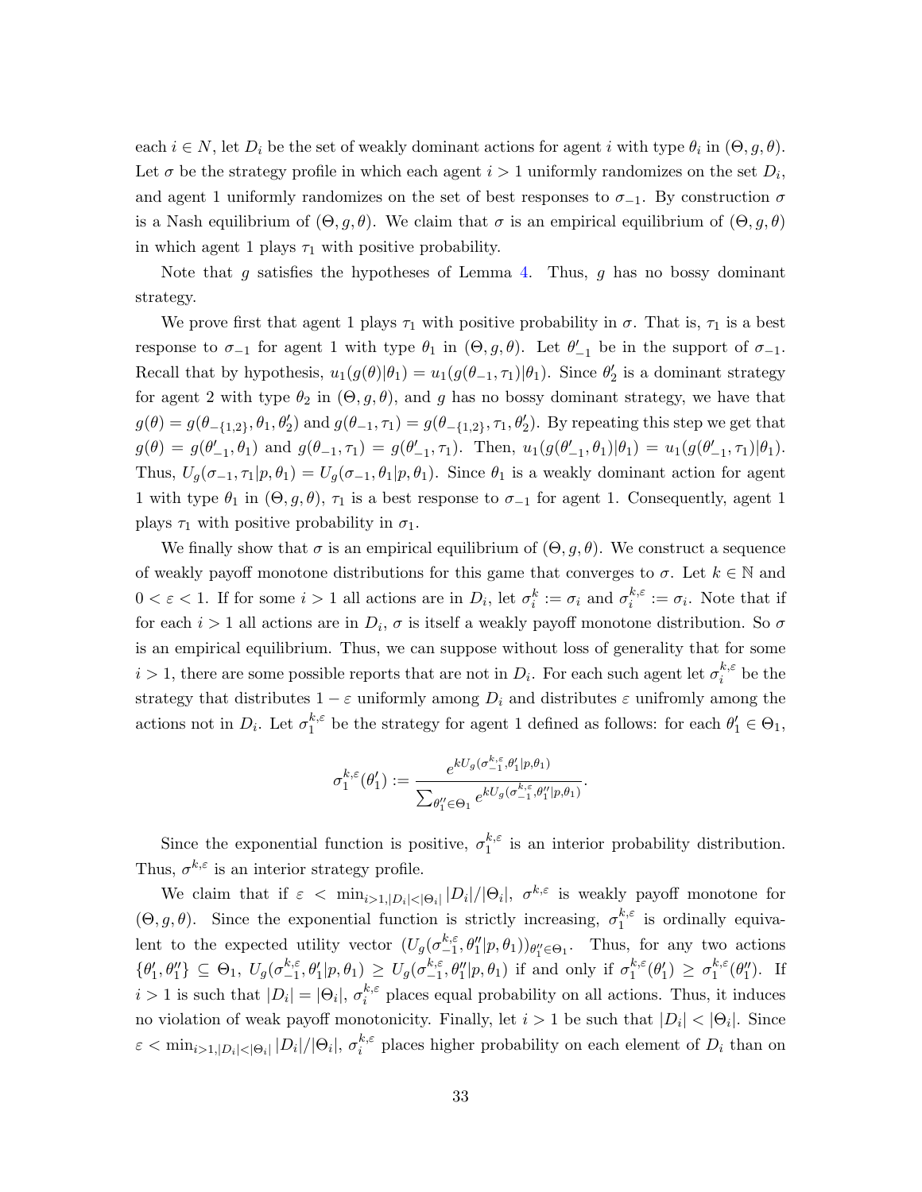each $i \in N$, let $D_i$ be the set of weakly dominant actions for agent $i$ with type $\theta_i$ in $(\Theta, g, \theta)$. Let $\sigma$ be the strategy profile in which each agent $i > 1$ uniformly randomizes on the set $D_i$, and agent 1 uniformly randomizes on the set of best responses to $\sigma_{-1}$. By construction $\sigma$ is a Nash equilibrium of $(\Theta, g, \theta)$. We claim that $\sigma$ is an empirical equilibrium of $(\Theta, g, \theta)$ in which agent 1 plays $\tau_1$ with positive probability.

Note that $g$ satisfies the hypotheses of Lemma 4. Thus, $g$ has no bossy dominant strategy.

We prove first that agent 1 plays $\tau_1$ with positive probability in $\sigma$. That is, $\tau_1$ is a best response to $\sigma_{-1}$ for agent 1 with type $\theta_1$ in $(\Theta, g, \theta)$. Let $\theta'_{-1}$ be in the support of $\sigma_{-1}$. Recall that by hypothesis, $u_1(g(\theta)|\theta_1) = u_1(g(\theta_{-1}, \tau_1)|\theta_1)$. Since $\theta'_2$ is a dominant strategy for agent 2 with type $\theta_2$ in $(\Theta, g, \theta)$, and $g$ has no bossy dominant strategy, we have that $g(\theta) = g(\theta_{-\{1,2\}}, \theta_1, \theta'_2)$ and $g(\theta_{-1}, \tau_1) = g(\theta_{-\{1,2\}}, \tau_1, \theta'_2)$. By repeating this step we get that $g(\theta) = g(\theta'_{-1}, \theta_1)$ and $g(\theta_{-1}, \tau_1) = g(\theta'_{-1}, \tau_1)$. Then, $u_1(g(\theta'_{-1}, \theta_1)|\theta_1) = u_1(g(\theta'_{-1}, \tau_1)|\theta_1)$. Thus, $U_g(\sigma_{-1}, \tau_1|p, \theta_1) = U_g(\sigma_{-1}, \theta_1|p, \theta_1)$. Since $\theta_1$ is a weakly dominant action for agent 1 with type $\theta_1$ in $(\Theta, g, \theta)$, $\tau_1$ is a best response to $\sigma_{-1}$ for agent 1. Consequently, agent 1 plays $\tau_1$ with positive probability in $\sigma_1$.

We finally show that $\sigma$ is an empirical equilibrium of $(\Theta, g, \theta)$. We construct a sequence of weakly payoff monotone distributions for this game that converges to $\sigma$. Let $k \in \mathbb{N}$ and $0 < \varepsilon < 1$. If for some $i > 1$ all actions are in $D_i$, let $\sigma_i^k := \sigma_i$ and $\sigma_i^{k,\varepsilon} := \sigma_i$. Note that if for each $i > 1$ all actions are in $D_i$, $\sigma$ is itself a weakly payoff monotone distribution. So $\sigma$ is an empirical equilibrium. Thus, we can suppose without loss of generality that for some $i > 1$, there are some possible reports that are not in $D_i$. For each such agent let $\sigma_i^{k,\varepsilon}$ be the strategy that distributes $1 - \varepsilon$ uniformly among $D_i$ and distributes $\varepsilon$ unifromly among the actions not in $D_i$. Let $\sigma_1^{k,\varepsilon}$ be the strategy for agent 1 defined as follows: for each $\theta'_1 \in \Theta_1$,

$$\sigma_1^{k,\varepsilon}(\theta'_1) := \frac{e^{kU_g(\sigma_{-1}^{k,\varepsilon}, \theta'_1|p, \theta_1)}}{\sum_{\theta''_1 \in \Theta_1} e^{kU_g(\sigma_{-1}^{k,\varepsilon}, \theta''_1|p, \theta_1)}}.$$

Since the exponential function is positive, $\sigma_1^{k,\varepsilon}$ is an interior probability distribution. Thus, $\sigma^{k,\varepsilon}$ is an interior strategy profile.

We claim that if $\varepsilon < \min_{i>1, |D_i| < |\Theta_i|} |D_i|/|\Theta_i|$, $\sigma^{k,\varepsilon}$ is weakly payoff monotone for $(\Theta, g, \theta)$. Since the exponential function is strictly increasing, $\sigma_1^{k,\varepsilon}$ is ordinally equivalent to the expected utility vector $(U_g(\sigma_{-1}^{k,\varepsilon}, \theta''_1|p, \theta_1))_{\theta''_1 \in \Theta_1}$. Thus, for any two actions $\{\theta'_1, \theta''_1\} \subseteq \Theta_1$, $U_g(\sigma_{-1}^{k,\varepsilon}, \theta'_1|p, \theta_1) \geq U_g(\sigma_{-1}^{k,\varepsilon}, \theta''_1|p, \theta_1)$ if and only if $\sigma_1^{k,\varepsilon}(\theta'_1) \geq \sigma_1^{k,\varepsilon}(\theta''_1)$. If $i > 1$ is such that $|D_i| = |\Theta_i|$, $\sigma_i^{k,\varepsilon}$ places equal probability on all actions. Thus, it induces no violation of weak payoff monotonicity. Finally, let $i > 1$ be such that $|D_i| < |\Theta_i|$. Since $\varepsilon < \min_{i>1, |D_i| < |\Theta_i|} |D_i|/|\Theta_i|$, $\sigma_i^{k,\varepsilon}$ places higher probability on each element of $D_i$ than on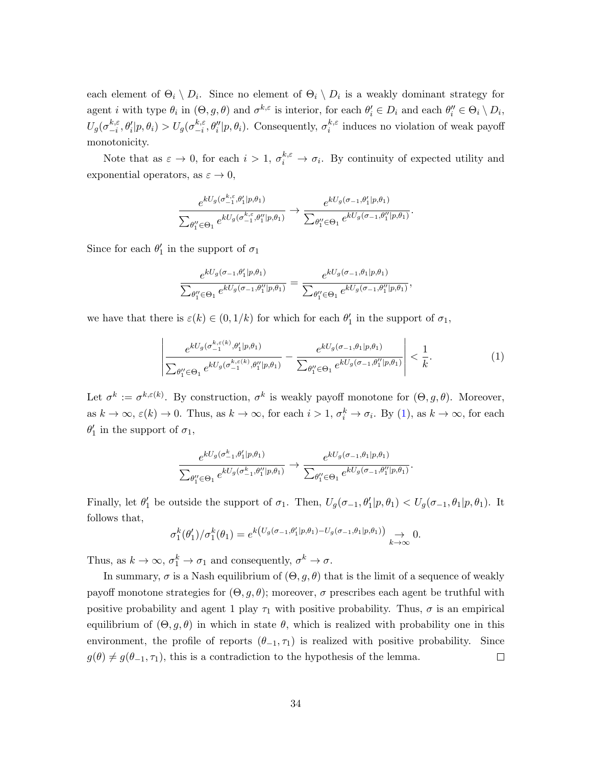each element of $\Theta_i \setminus D_i$. Since no element of $\Theta_i \setminus D_i$ is a weakly dominant strategy for agent $i$ with type $\theta_i$ in $(\Theta, g, \theta)$ and $\sigma^{k,\varepsilon}$ is interior, for each $\theta_i' \in D_i$ and each $\theta_i'' \in \Theta_i \setminus D_i$, $U_g(\sigma_{-i}^{k,\varepsilon}, \theta_i'|p, \theta_i) > U_g(\sigma_{-i}^{k,\varepsilon}, \theta_i''|p, \theta_i)$. Consequently, $\sigma_i^{k,\varepsilon}$ induces no violation of weak payoff monotonicity.

Note that as $\varepsilon \to 0$, for each $i > 1$, $\sigma_i^{k,\varepsilon} \to \sigma_i$. By continuity of expected utility and exponential operators, as $\varepsilon \to 0$,

$$\frac{e^{kU_g(\sigma_{-1}^{k,\varepsilon}, \theta_1'|p, \theta_1)}}{\sum_{\theta_1'' \in \Theta_1} e^{kU_g(\sigma_{-1}^{k,\varepsilon}, \theta_1''|p, \theta_1)}} \to \frac{e^{kU_g(\sigma_{-1}, \theta_1'|p, \theta_1)}}{\sum_{\theta_1'' \in \Theta_1} e^{kU_g(\sigma_{-1}, \theta_1''|p, \theta_1)}}.$$

Since for each $\theta_1'$ in the support of $\sigma_1$

$$\frac{e^{kU_g(\sigma_{-1}, \theta_1'|p, \theta_1)}}{\sum_{\theta_1'' \in \Theta_1} e^{kU_g(\sigma_{-1}, \theta_1''|p, \theta_1)}} = \frac{e^{kU_g(\sigma_{-1}, \theta_1|p, \theta_1)}}{\sum_{\theta_1'' \in \Theta_1} e^{kU_g(\sigma_{-1}, \theta_1''|p, \theta_1)}},$$

we have that there is $\varepsilon(k) \in (0, 1/k)$ for which for each $\theta_1'$ in the support of $\sigma_1$,

$$\left| \frac{e^{kU_g(\sigma_{-1}^{k,\varepsilon(k)}, \theta_1'|p, \theta_1)}}{\sum_{\theta_1'' \in \Theta_1} e^{kU_g(\sigma_{-1}^{k,\varepsilon(k)}, \theta_1''|p, \theta_1)}} - \frac{e^{kU_g(\sigma_{-1}, \theta_1|p, \theta_1)}}{\sum_{\theta_1'' \in \Theta_1} e^{kU_g(\sigma_{-1}, \theta_1''|p, \theta_1)}} \right| < \frac{1}{k}. \tag{1}$$

Let $\sigma^k := \sigma^{k,\varepsilon(k)}$. By construction, $\sigma^k$ is weakly payoff monotone for $(\Theta, g, \theta)$. Moreover, as $k \to \infty$, $\varepsilon(k) \to 0$. Thus, as $k \to \infty$, for each $i > 1$, $\sigma_i^k \to \sigma_i$. By (1), as $k \to \infty$, for each $\theta_1'$ in the support of $\sigma_1$,

$$\frac{e^{kU_g(\sigma_{-1}^k, \theta_1'|p, \theta_1)}}{\sum_{\theta_1'' \in \Theta_1} e^{kU_g(\sigma_{-1}^k, \theta_1''|p, \theta_1)}} \to \frac{e^{kU_g(\sigma_{-1}, \theta_1|p, \theta_1)}}{\sum_{\theta_1'' \in \Theta_1} e^{kU_g(\sigma_{-1}, \theta_1''|p, \theta_1)}}.$$

Finally, let $\theta_1'$ be outside the support of $\sigma_1$. Then, $U_g(\sigma_{-1}, \theta_1'|p, \theta_1) < U_g(\sigma_{-1}, \theta_1|p, \theta_1)$. It follows that,

$$\sigma_1^k(\theta_1')/\sigma_1^k(\theta_1) = e^{k\left(U_g(\sigma_{-1}, \theta_1'|p, \theta_1) - U_g(\sigma_{-1}, \theta_1|p, \theta_1)\right)} \underset{k \to \infty}{\to} 0.$$

Thus, as $k \to \infty$, $\sigma_1^k \to \sigma_1$ and consequently, $\sigma^k \to \sigma$.

In summary, $\sigma$ is a Nash equilibrium of $(\Theta, g, \theta)$ that is the limit of a sequence of weakly payoff monotone strategies for $(\Theta, g, \theta)$; moreover, $\sigma$ prescribes each agent be truthful with positive probability and agent 1 play $\tau_1$ with positive probability. Thus, $\sigma$ is an empirical equilibrium of $(\Theta, g, \theta)$ in which in state $\theta$, which is realized with probability one in this environment, the profile of reports $(\theta_{-1}, \tau_1)$ is realized with positive probability. Since $g(\theta) \neq g(\theta_{-1}, \tau_1)$, this is a contradiction to the hypothesis of the lemma. □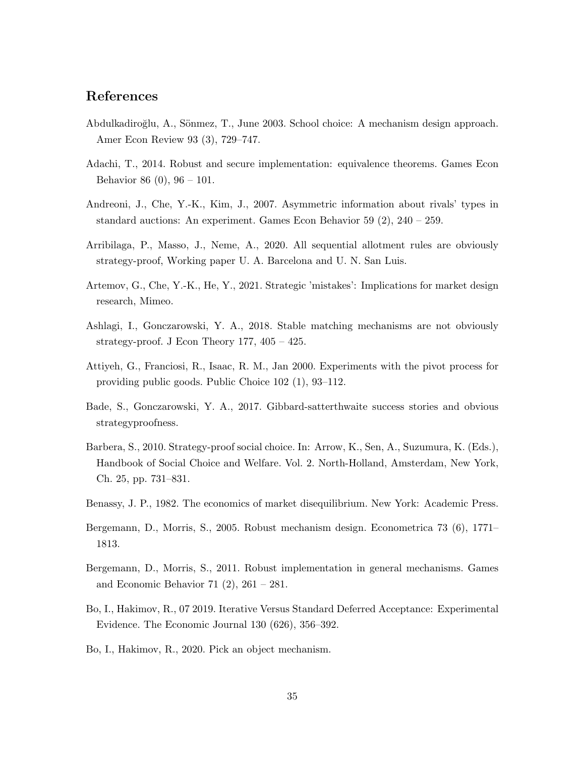## References

Abdulkadiroğlu, A., Sönmez, T., June 2003. School choice: A mechanism design approach. Amer Econ Review 93 (3), 729–747.

Adachi, T., 2014. Robust and secure implementation: equivalence theorems. Games Econ Behavior 86 (0), 96 – 101.

Andreoni, J., Che, Y.-K., Kim, J., 2007. Asymmetric information about rivals' types in standard auctions: An experiment. Games Econ Behavior 59 (2), 240 – 259.

Arribilaga, P., Masso, J., Neme, A., 2020. All sequential allotment rules are obviously strategy-proof, Working paper U. A. Barcelona and U. N. San Luis.

Artemov, G., Che, Y.-K., He, Y., 2021. Strategic 'mistakes': Implications for market design research, Mimeo.

Ashlagi, I., Gonczarowski, Y. A., 2018. Stable matching mechanisms are not obviously strategy-proof. J Econ Theory 177, 405 – 425.

Attiyeh, G., Franciosi, R., Isaac, R. M., Jan 2000. Experiments with the pivot process for providing public goods. Public Choice 102 (1), 93–112.

Bade, S., Gonczarowski, Y. A., 2017. Gibbard-satterthwaite success stories and obvious strategyproofness.

Barbera, S., 2010. Strategy-proof social choice. In: Arrow, K., Sen, A., Suzumura, K. (Eds.), Handbook of Social Choice and Welfare. Vol. 2. North-Holland, Amsterdam, New York, Ch. 25, pp. 731–831.

Benassy, J. P., 1982. The economics of market disequilibrium. New York: Academic Press.

Bergemann, D., Morris, S., 2005. Robust mechanism design. Econometrica 73 (6), 1771–1813.

Bergemann, D., Morris, S., 2011. Robust implementation in general mechanisms. Games and Economic Behavior 71 (2), 261 – 281.

Bo, I., Hakimov, R., 07 2019. Iterative Versus Standard Deferred Acceptance: Experimental Evidence. The Economic Journal 130 (626), 356–392.

Bo, I., Hakimov, R., 2020. Pick an object mechanism.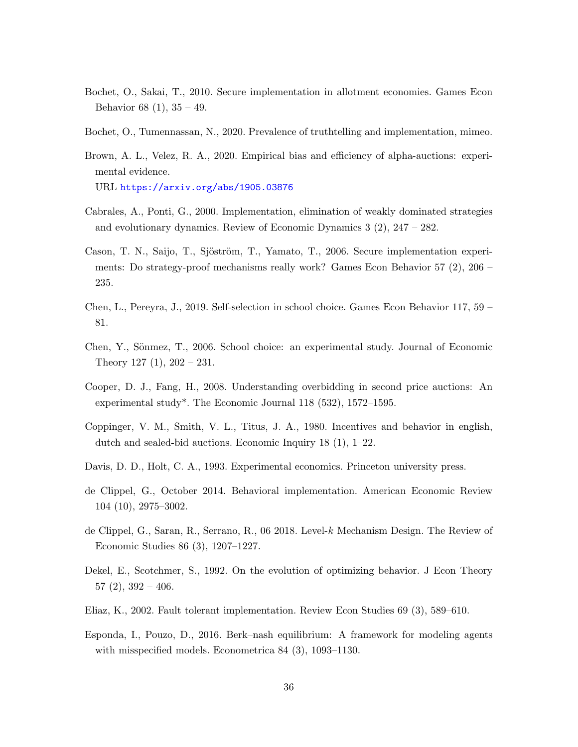Bochet, O., Sakai, T., 2010. Secure implementation in allotment economies. Games Econ Behavior 68 (1), 35 – 49.

Bochet, O., Tumennassan, N., 2020. Prevalence of truthtelling and implementation, mimeo.

Brown, A. L., Velez, R. A., 2020. Empirical bias and efficiency of alpha-auctions: experimental evidence.
URL https://arxiv.org/abs/1905.03876

Cabrales, A., Ponti, G., 2000. Implementation, elimination of weakly dominated strategies and evolutionary dynamics. Review of Economic Dynamics 3 (2), 247 – 282.

Cason, T. N., Saijo, T., Sjöström, T., Yamato, T., 2006. Secure implementation experiments: Do strategy-proof mechanisms really work? Games Econ Behavior 57 (2), 206 – 235.

Chen, L., Pereyra, J., 2019. Self-selection in school choice. Games Econ Behavior 117, 59 – 81.

Chen, Y., Sönmez, T., 2006. School choice: an experimental study. Journal of Economic Theory 127 (1), 202 – 231.

Cooper, D. J., Fang, H., 2008. Understanding overbidding in second price auctions: An experimental study*. The Economic Journal 118 (532), 1572–1595.

Coppinger, V. M., Smith, V. L., Titus, J. A., 1980. Incentives and behavior in english, dutch and sealed-bid auctions. Economic Inquiry 18 (1), 1–22.

Davis, D. D., Holt, C. A., 1993. Experimental economics. Princeton university press.

de Clippel, G., October 2014. Behavioral implementation. American Economic Review 104 (10), 2975–3002.

de Clippel, G., Saran, R., Serrano, R., 06 2018. Level-$k$ Mechanism Design. The Review of Economic Studies 86 (3), 1207–1227.

Dekel, E., Scotchmer, S., 1992. On the evolution of optimizing behavior. J Econ Theory 57 (2), 392 – 406.

Eliaz, K., 2002. Fault tolerant implementation. Review Econ Studies 69 (3), 589–610.

Esponda, I., Pouzo, D., 2016. Berk–nash equilibrium: A framework for modeling agents with misspecified models. Econometrica 84 (3), 1093–1130.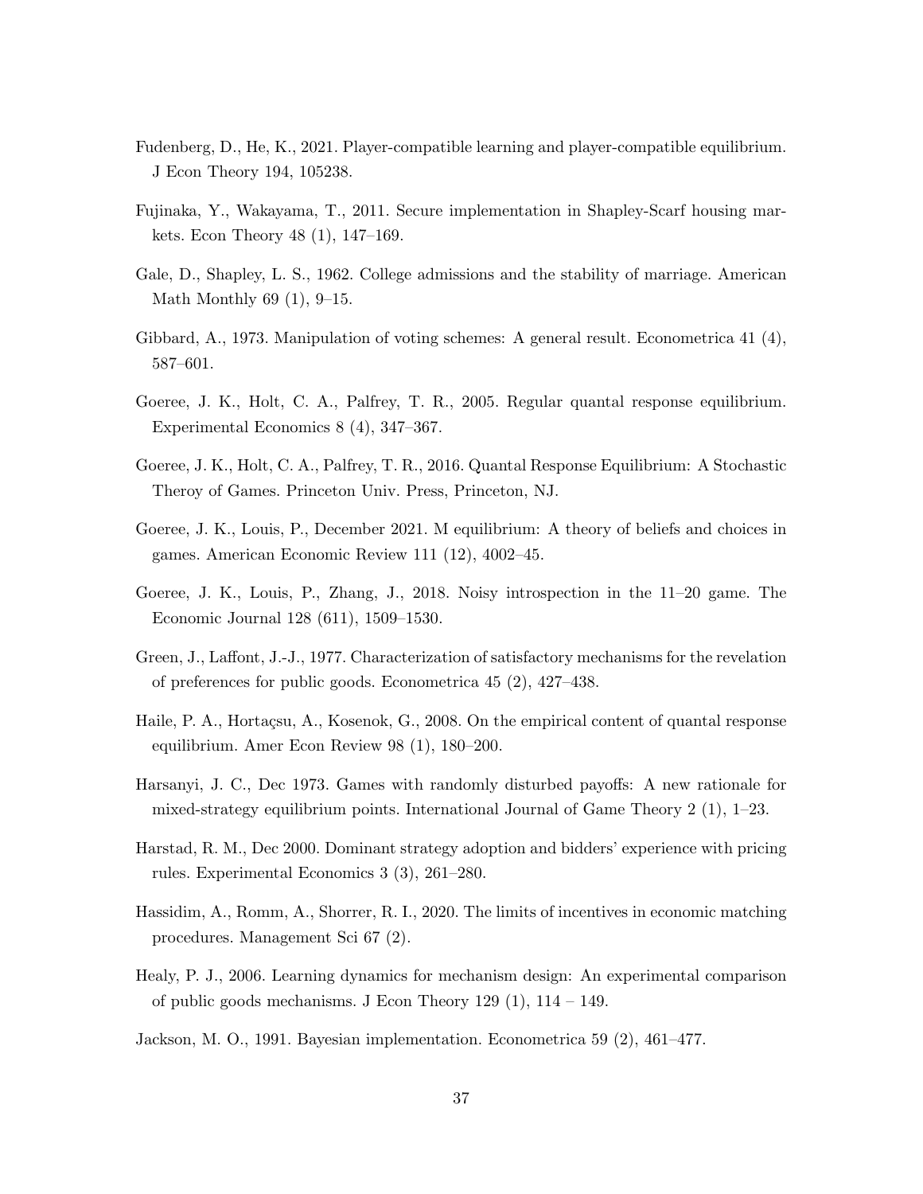Fudenberg, D., He, K., 2021. Player-compatible learning and player-compatible equilibrium. J Econ Theory 194, 105238.

Fujinaka, Y., Wakayama, T., 2011. Secure implementation in Shapley-Scarf housing markets. Econ Theory 48 (1), 147–169.

Gale, D., Shapley, L. S., 1962. College admissions and the stability of marriage. American Math Monthly 69 (1), 9–15.

Gibbard, A., 1973. Manipulation of voting schemes: A general result. Econometrica 41 (4), 587–601.

Goeree, J. K., Holt, C. A., Palfrey, T. R., 2005. Regular quantal response equilibrium. Experimental Economics 8 (4), 347–367.

Goeree, J. K., Holt, C. A., Palfrey, T. R., 2016. Quantal Response Equilibrium: A Stochastic Theroy of Games. Princeton Univ. Press, Princeton, NJ.

Goeree, J. K., Louis, P., December 2021. M equilibrium: A theory of beliefs and choices in games. American Economic Review 111 (12), 4002–45.

Goeree, J. K., Louis, P., Zhang, J., 2018. Noisy introspection in the 11–20 game. The Economic Journal 128 (611), 1509–1530.

Green, J., Laffont, J.-J., 1977. Characterization of satisfactory mechanisms for the revelation of preferences for public goods. Econometrica 45 (2), 427–438.

Haile, P. A., Hortaçsu, A., Kosenok, G., 2008. On the empirical content of quantal response equilibrium. Amer Econ Review 98 (1), 180–200.

Harsanyi, J. C., Dec 1973. Games with randomly disturbed payoffs: A new rationale for mixed-strategy equilibrium points. International Journal of Game Theory 2 (1), 1–23.

Harstad, R. M., Dec 2000. Dominant strategy adoption and bidders' experience with pricing rules. Experimental Economics 3 (3), 261–280.

Hassidim, A., Romm, A., Shorrer, R. I., 2020. The limits of incentives in economic matching procedures. Management Sci 67 (2).

Healy, P. J., 2006. Learning dynamics for mechanism design: An experimental comparison of public goods mechanisms. J Econ Theory 129 (1), 114 – 149.

Jackson, M. O., 1991. Bayesian implementation. Econometrica 59 (2), 461–477.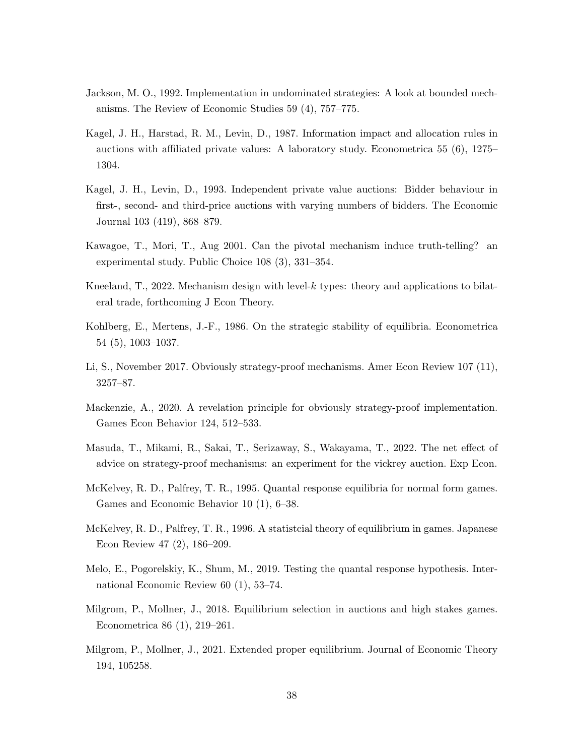Jackson, M. O., 1992. Implementation in undominated strategies: A look at bounded mechanisms. The Review of Economic Studies 59 (4), 757–775.

Kagel, J. H., Harstad, R. M., Levin, D., 1987. Information impact and allocation rules in auctions with affiliated private values: A laboratory study. Econometrica 55 (6), 1275–1304.

Kagel, J. H., Levin, D., 1993. Independent private value auctions: Bidder behaviour in first-, second- and third-price auctions with varying numbers of bidders. The Economic Journal 103 (419), 868–879.

Kawagoe, T., Mori, T., Aug 2001. Can the pivotal mechanism induce truth-telling? an experimental study. Public Choice 108 (3), 331–354.

Kneeland, T., 2022. Mechanism design with level-$k$ types: theory and applications to bilateral trade, forthcoming J Econ Theory.

Kohlberg, E., Mertens, J.-F., 1986. On the strategic stability of equilibria. Econometrica 54 (5), 1003–1037.

Li, S., November 2017. Obviously strategy-proof mechanisms. Amer Econ Review 107 (11), 3257–87.

Mackenzie, A., 2020. A revelation principle for obviously strategy-proof implementation. Games Econ Behavior 124, 512–533.

Masuda, T., Mikami, R., Sakai, T., Serizaway, S., Wakayama, T., 2022. The net effect of advice on strategy-proof mechanisms: an experiment for the vickrey auction. Exp Econ.

McKelvey, R. D., Palfrey, T. R., 1995. Quantal response equilibria for normal form games. Games and Economic Behavior 10 (1), 6–38.

McKelvey, R. D., Palfrey, T. R., 1996. A statistcial theory of equilibrium in games. Japanese Econ Review 47 (2), 186–209.

Melo, E., Pogorelskiy, K., Shum, M., 2019. Testing the quantal response hypothesis. International Economic Review 60 (1), 53–74.

Milgrom, P., Mollner, J., 2018. Equilibrium selection in auctions and high stakes games. Econometrica 86 (1), 219–261.

Milgrom, P., Mollner, J., 2021. Extended proper equilibrium. Journal of Economic Theory 194, 105258.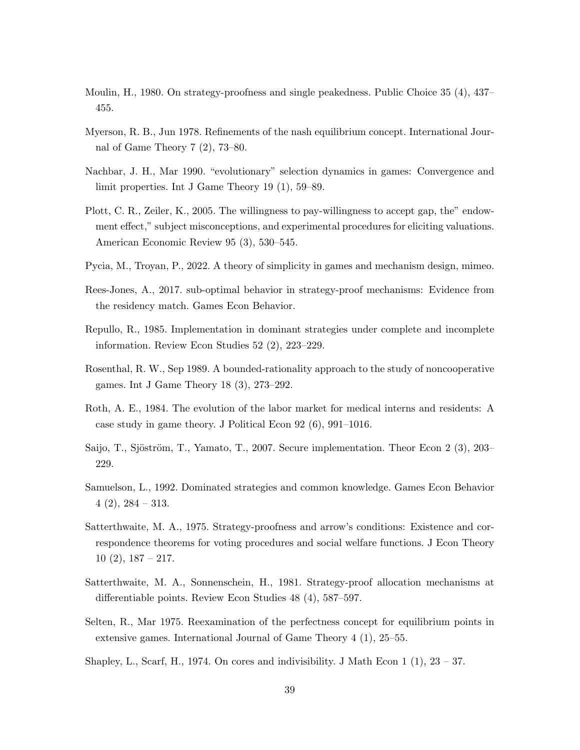Moulin, H., 1980. On strategy-proofness and single peakedness. Public Choice 35 (4), 437–455.

Myerson, R. B., Jun 1978. Refinements of the nash equilibrium concept. International Journal of Game Theory 7 (2), 73–80.

Nachbar, J. H., Mar 1990. "evolutionary" selection dynamics in games: Convergence and limit properties. Int J Game Theory 19 (1), 59–89.

Plott, C. R., Zeiler, K., 2005. The willingness to pay-willingness to accept gap, the" endowment effect," subject misconceptions, and experimental procedures for eliciting valuations. American Economic Review 95 (3), 530–545.

Pycia, M., Troyan, P., 2022. A theory of simplicity in games and mechanism design, mimeo.

Rees-Jones, A., 2017. sub-optimal behavior in strategy-proof mechanisms: Evidence from the residency match. Games Econ Behavior.

Repullo, R., 1985. Implementation in dominant strategies under complete and incomplete information. Review Econ Studies 52 (2), 223–229.

Rosenthal, R. W., Sep 1989. A bounded-rationality approach to the study of noncooperative games. Int J Game Theory 18 (3), 273–292.

Roth, A. E., 1984. The evolution of the labor market for medical interns and residents: A case study in game theory. J Political Econ 92 (6), 991–1016.

Saijo, T., Sjöström, T., Yamato, T., 2007. Secure implementation. Theor Econ 2 (3), 203–229.

Samuelson, L., 1992. Dominated strategies and common knowledge. Games Econ Behavior 4 (2), 284 – 313.

Satterthwaite, M. A., 1975. Strategy-proofness and arrow's conditions: Existence and correspondence theorems for voting procedures and social welfare functions. J Econ Theory 10 (2), 187 – 217.

Satterthwaite, M. A., Sonnenschein, H., 1981. Strategy-proof allocation mechanisms at differentiable points. Review Econ Studies 48 (4), 587–597.

Selten, R., Mar 1975. Reexamination of the perfectness concept for equilibrium points in extensive games. International Journal of Game Theory 4 (1), 25–55.

Shapley, L., Scarf, H., 1974. On cores and indivisibility. J Math Econ 1 (1), 23 – 37.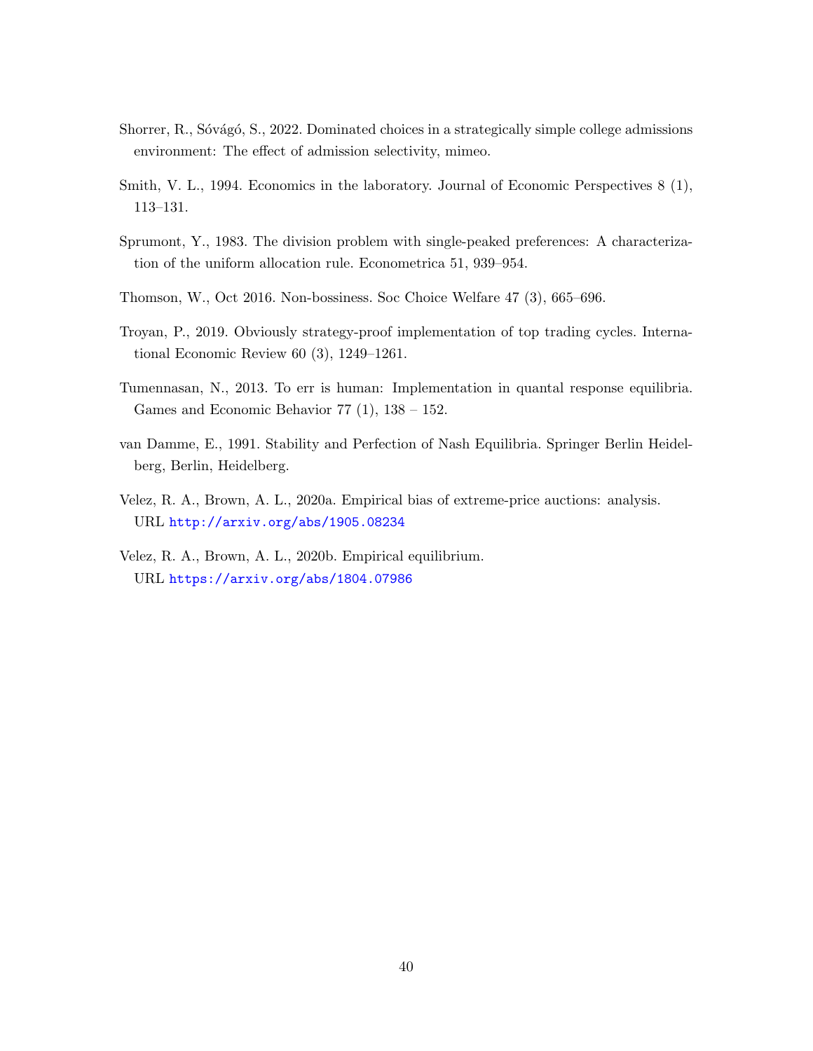Shorrer, R., Sóvágó, S., 2022. Dominated choices in a strategically simple college admissions environment: The effect of admission selectivity, mimeo.

Smith, V. L., 1994. Economics in the laboratory. Journal of Economic Perspectives 8 (1), 113–131.

Sprumont, Y., 1983. The division problem with single-peaked preferences: A characterization of the uniform allocation rule. Econometrica 51, 939–954.

Thomson, W., Oct 2016. Non-bossiness. Soc Choice Welfare 47 (3), 665–696.

Troyan, P., 2019. Obviously strategy-proof implementation of top trading cycles. International Economic Review 60 (3), 1249–1261.

Tumennasan, N., 2013. To err is human: Implementation in quantal response equilibria. Games and Economic Behavior 77 (1), 138 – 152.

van Damme, E., 1991. Stability and Perfection of Nash Equilibria. Springer Berlin Heidelberg, Berlin, Heidelberg.

Velez, R. A., Brown, A. L., 2020a. Empirical bias of extreme-price auctions: analysis. URL http://arxiv.org/abs/1905.08234

Velez, R. A., Brown, A. L., 2020b. Empirical equilibrium. URL https://arxiv.org/abs/1804.07986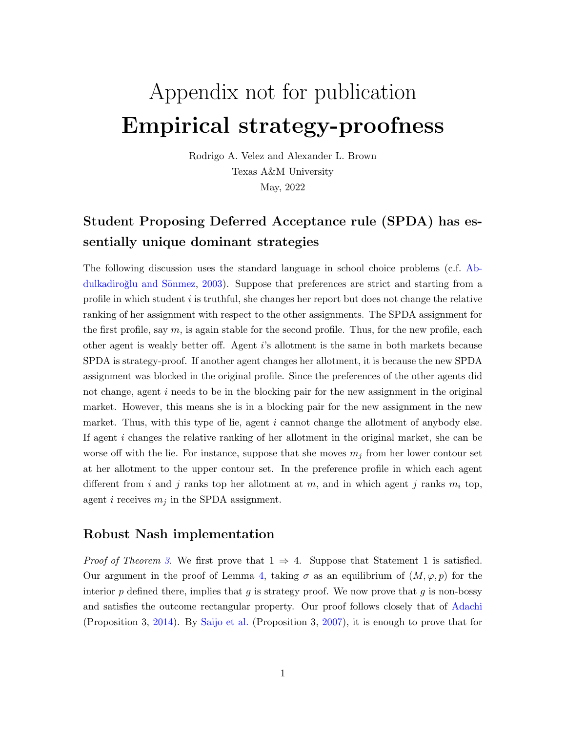// Appendix not for publication
# Empirical strategy-proofness

Rodrigo A. Velez and Alexander L. Brown
Texas A&M University
May, 2022

## Student Proposing Deferred Acceptance rule (SPDA) has essentially unique dominant strategies

The following discussion uses the standard language in school choice problems (c.f. Abdulkadiroğlu and Sönmez, 2003). Suppose that preferences are strict and starting from a profile in which student $i$ is truthful, she changes her report but does not change the relative ranking of her assignment with respect to the other assignments. The SPDA assignment for the first profile, say $m$, is again stable for the second profile. Thus, for the new profile, each other agent is weakly better off. Agent $i$'s allotment is the same in both markets because SPDA is strategy-proof. If another agent changes her allotment, it is because the new SPDA assignment was blocked in the original profile. Since the preferences of the other agents did not change, agent $i$ needs to be in the blocking pair for the new assignment in the original market. However, this means she is in a blocking pair for the new assignment in the new market. Thus, with this type of lie, agent $i$ cannot change the allotment of anybody else. If agent $i$ changes the relative ranking of her allotment in the original market, she can be worse off with the lie. For instance, suppose that she moves $m_j$ from her lower contour set at her allotment to the upper contour set. In the preference profile in which each agent different from $i$ and $j$ ranks top her allotment at $m$, and in which agent $j$ ranks $m_i$ top, agent $i$ receives $m_j$ in the SPDA assignment.

## Robust Nash implementation

*Proof of Theorem 3.* We first prove that $1 \Rightarrow 4$. Suppose that Statement 1 is satisfied. Our argument in the proof of Lemma 4, taking $\sigma$ as an equilibrium of $(M, \varphi, p)$ for the interior $p$ defined there, implies that $g$ is strategy proof. We now prove that $g$ is non-bossy and satisfies the outcome rectangular property. Our proof follows closely that of Adachi (Proposition 3, 2014). By Saijo et al. (Proposition 3, 2007), it is enough to prove that for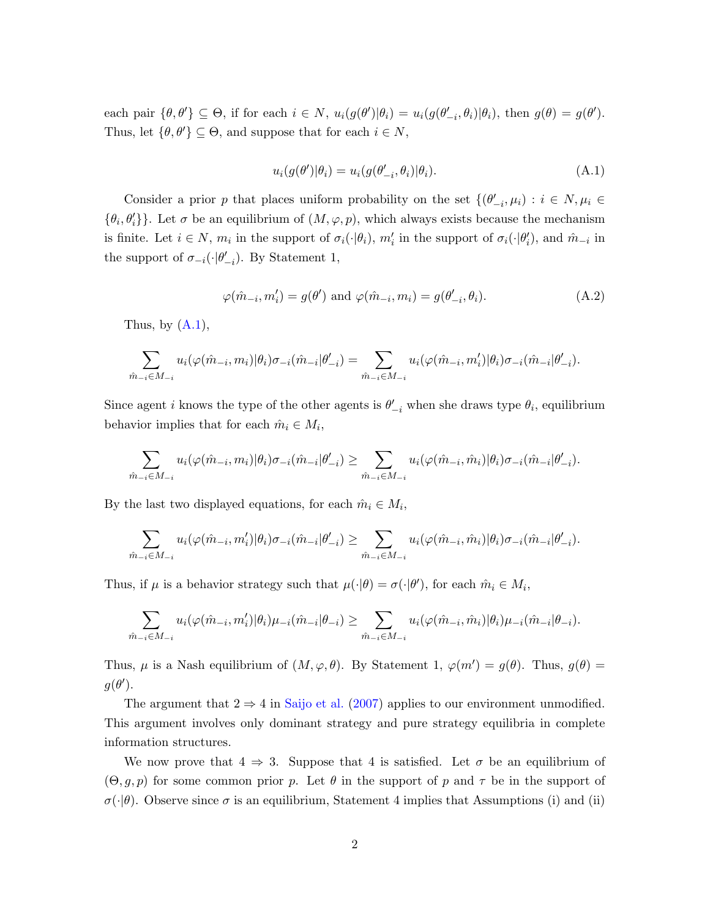each pair $\{\theta, \theta'\} \subseteq \Theta$, if for each $i \in N$, $u_i(g(\theta')|\theta_i) = u_i(g(\theta'_{-i}, \theta_i)|\theta_i)$, then $g(\theta) = g(\theta')$. Thus, let $\{\theta, \theta'\} \subseteq \Theta$, and suppose that for each $i \in N$,

$$u_i(g(\theta')|\theta_i) = u_i(g(\theta'_{-i}, \theta_i)|\theta_i). \tag{A.1}$$

Consider a prior $p$ that places uniform probability on the set $\{(\theta'_{-i}, \mu_i) : i \in N, \mu_i \in \{\theta_i, \theta'_i\}\}$. Let $\sigma$ be an equilibrium of $(M, \varphi, p)$, which always exists because the mechanism is finite. Let $i \in N$, $m_i$ in the support of $\sigma_i(\cdot|\theta_i)$, $m'_i$ in the support of $\sigma_i(\cdot|\theta'_i)$, and $\hat{m}_{-i}$ in the support of $\sigma_{-i}(\cdot|\theta'_{-i})$. By Statement 1,

$$\varphi(\hat{m}_{-i}, m'_i) = g(\theta') \text{ and } \varphi(\hat{m}_{-i}, m_i) = g(\theta'_{-i}, \theta_i). \tag{A.2}$$

Thus, by (A.1),

$$\sum_{\hat{m}_{-i} \in M_{-i}} u_i(\varphi(\hat{m}_{-i}, m_i)|\theta_i)\sigma_{-i}(\hat{m}_{-i}|\theta'_{-i}) = \sum_{\hat{m}_{-i} \in M_{-i}} u_i(\varphi(\hat{m}_{-i}, m'_i)|\theta_i)\sigma_{-i}(\hat{m}_{-i}|\theta'_{-i}).$$

Since agent $i$ knows the type of the other agents is $\theta'_{-i}$ when she draws type $\theta_i$, equilibrium behavior implies that for each $\hat{m}_i \in M_i$,

$$\sum_{\hat{m}_{-i} \in M_{-i}} u_i(\varphi(\hat{m}_{-i}, m_i)|\theta_i)\sigma_{-i}(\hat{m}_{-i}|\theta'_{-i}) \geq \sum_{\hat{m}_{-i} \in M_{-i}} u_i(\varphi(\hat{m}_{-i}, \hat{m}_i)|\theta_i)\sigma_{-i}(\hat{m}_{-i}|\theta'_{-i}).$$

By the last two displayed equations, for each $\hat{m}_i \in M_i$,

$$\sum_{\hat{m}_{-i} \in M_{-i}} u_i(\varphi(\hat{m}_{-i}, m'_i)|\theta_i)\sigma_{-i}(\hat{m}_{-i}|\theta'_{-i}) \geq \sum_{\hat{m}_{-i} \in M_{-i}} u_i(\varphi(\hat{m}_{-i}, \hat{m}_i)|\theta_i)\sigma_{-i}(\hat{m}_{-i}|\theta'_{-i}).$$

Thus, if $\mu$ is a behavior strategy such that $\mu(\cdot|\theta) = \sigma(\cdot|\theta')$, for each $\hat{m}_i \in M_i$,

$$\sum_{\hat{m}_{-i} \in M_{-i}} u_i(\varphi(\hat{m}_{-i}, m'_i)|\theta_i)\mu_{-i}(\hat{m}_{-i}|\theta_{-i}) \geq \sum_{\hat{m}_{-i} \in M_{-i}} u_i(\varphi(\hat{m}_{-i}, \hat{m}_i)|\theta_i)\mu_{-i}(\hat{m}_{-i}|\theta_{-i}).$$

Thus, $\mu$ is a Nash equilibrium of $(M, \varphi, \theta)$. By Statement 1, $\varphi(m') = g(\theta)$. Thus, $g(\theta) = g(\theta')$.

The argument that $2 \Rightarrow 4$ in Saijo et al. (2007) applies to our environment unmodified. This argument involves only dominant strategy and pure strategy equilibria in complete information structures.

We now prove that $4 \Rightarrow 3$. Suppose that 4 is satisfied. Let $\sigma$ be an equilibrium of $(\Theta, g, p)$ for some common prior $p$. Let $\theta$ in the support of $p$ and $\tau$ be in the support of $\sigma(\cdot|\theta)$. Observe since $\sigma$ is an equilibrium, Statement 4 implies that Assumptions (i) and (ii)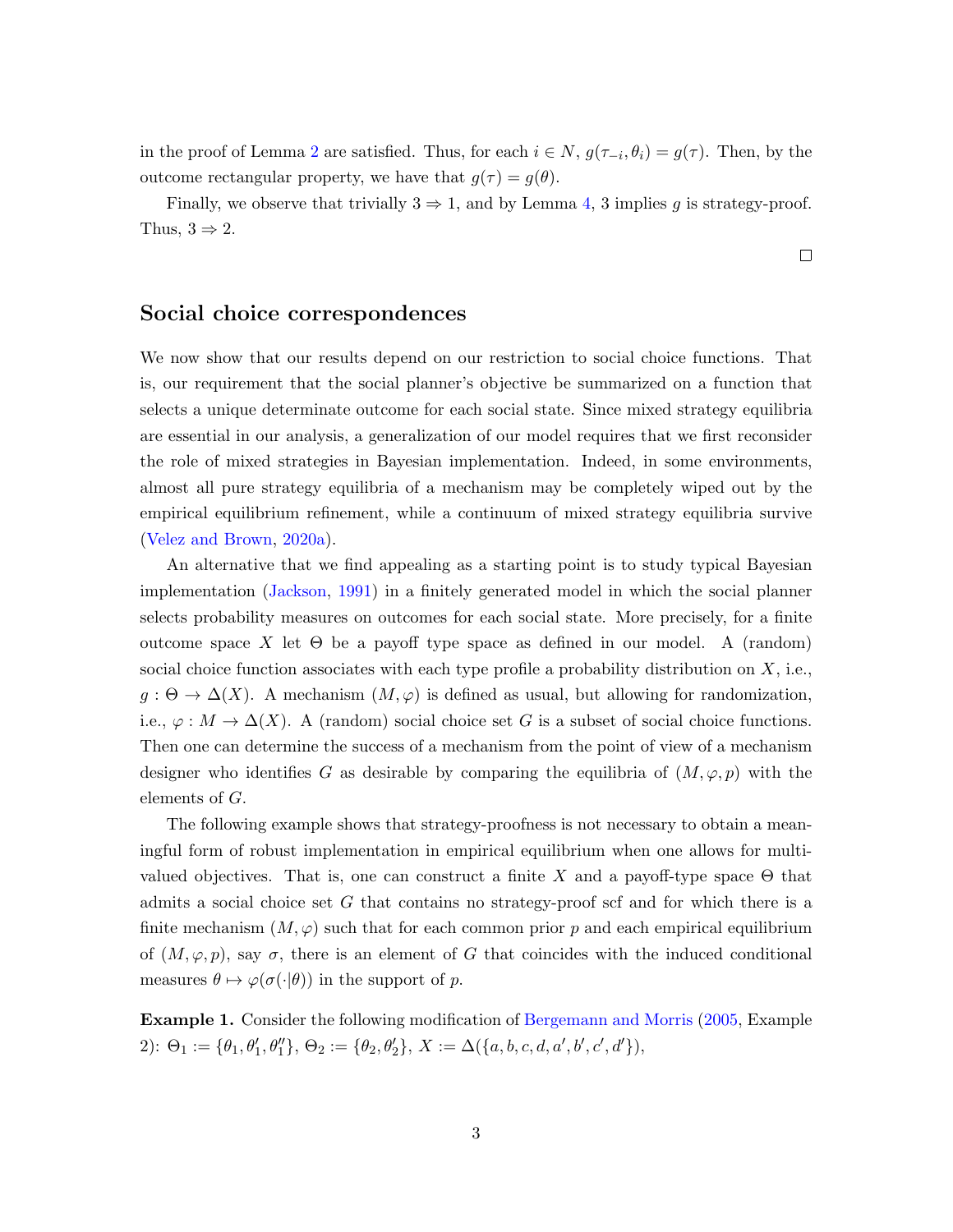in the proof of Lemma 2 are satisfied. Thus, for each $i \in N$, $g(\tau_{-i}, \theta_i) = g(\tau)$. Then, by the outcome rectangular property, we have that $g(\tau) = g(\theta)$.

Finally, we observe that trivially $3 \Rightarrow 1$, and by Lemma 4, 3 implies $g$ is strategy-proof. Thus, $3 \Rightarrow 2$.

□

## Social choice correspondences

We now show that our results depend on our restriction to social choice functions. That is, our requirement that the social planner's objective be summarized on a function that selects a unique determinate outcome for each social state. Since mixed strategy equilibria are essential in our analysis, a generalization of our model requires that we first reconsider the role of mixed strategies in Bayesian implementation. Indeed, in some environments, almost all pure strategy equilibria of a mechanism may be completely wiped out by the empirical equilibrium refinement, while a continuum of mixed strategy equilibria survive (Velez and Brown, 2020a).

An alternative that we find appealing as a starting point is to study typical Bayesian implementation (Jackson, 1991) in a finitely generated model in which the social planner selects probability measures on outcomes for each social state. More precisely, for a finite outcome space $X$ let $\Theta$ be a payoff type space as defined in our model. A (random) social choice function associates with each type profile a probability distribution on $X$, i.e., $g : \Theta \to \Delta(X)$. A mechanism $(M, \varphi)$ is defined as usual, but allowing for randomization, i.e., $\varphi : M \to \Delta(X)$. A (random) social choice set $G$ is a subset of social choice functions. Then one can determine the success of a mechanism from the point of view of a mechanism designer who identifies $G$ as desirable by comparing the equilibria of $(M, \varphi, p)$ with the elements of $G$.

The following example shows that strategy-proofness is not necessary to obtain a meaningful form of robust implementation in empirical equilibrium when one allows for multi-valued objectives. That is, one can construct a finite $X$ and a payoff-type space $\Theta$ that admits a social choice set $G$ that contains no strategy-proof scf and for which there is a finite mechanism $(M, \varphi)$ such that for each common prior $p$ and each empirical equilibrium of $(M, \varphi, p)$, say $\sigma$, there is an element of $G$ that coincides with the induced conditional measures $\theta \mapsto \varphi(\sigma(\cdot|\theta))$ in the support of $p$.

**Example 1.** Consider the following modification of Bergemann and Morris (2005, Example 2): $\Theta_1 := \{\theta_1, \theta_1', \theta_1''\}$, $\Theta_2 := \{\theta_2, \theta_2'\}$, $X := \Delta(\{a, b, c, d, a', b', c', d'\})$,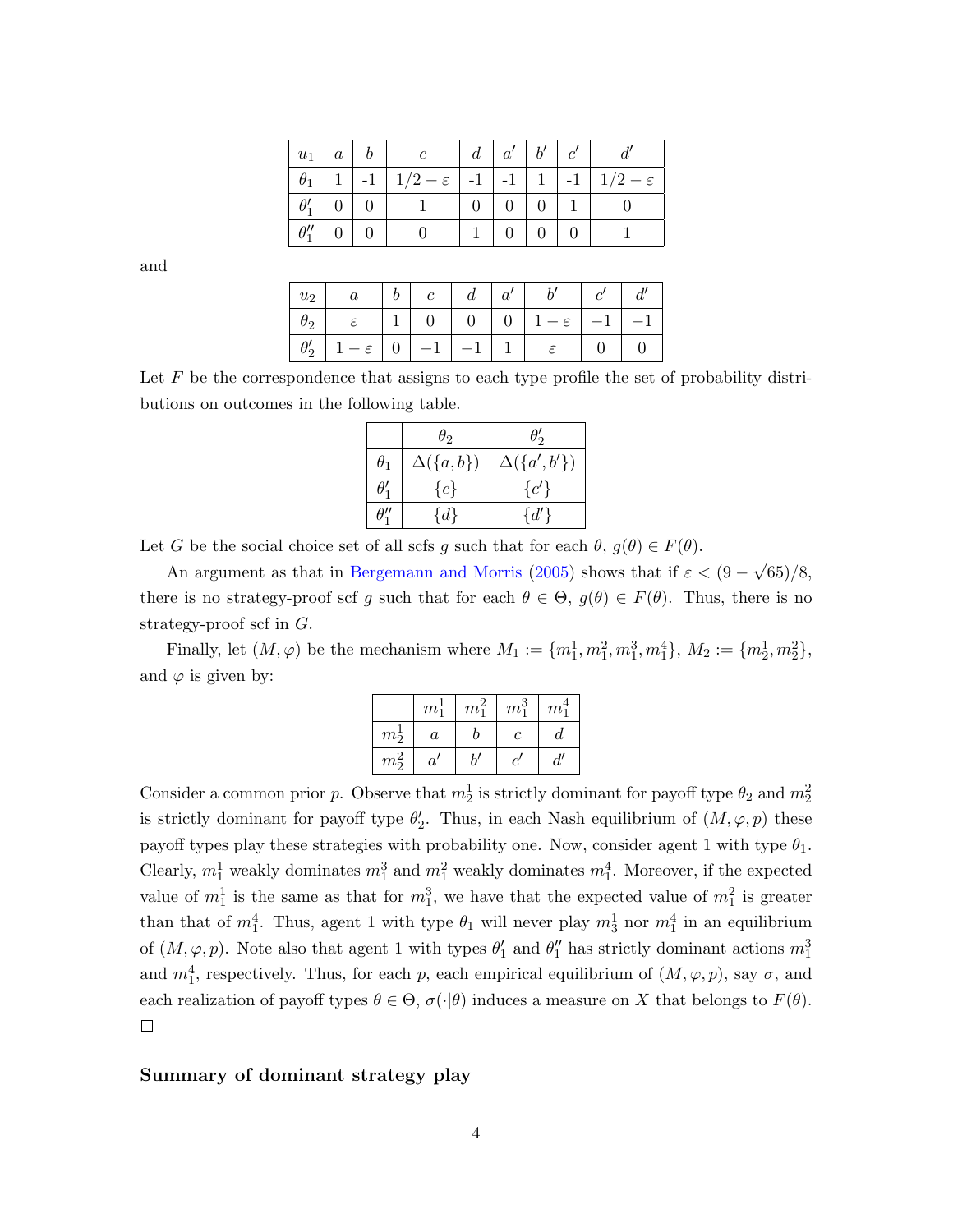| $u_1$ | $a$ | $b$ | $c$ | $d$ | $a'$ | $b'$ | $c'$ | $d'$ |
|---|---|---|---|---|---|---|---|---|
| $\theta_1$ | 1 | -1 | $1/2-\varepsilon$ | -1 | -1 | 1 | -1 | $1/2-\varepsilon$ |
| $\theta_1'$ | 0 | 0 | 1 | 0 | 0 | 0 | 1 | 0 |
| $\theta_1''$ | 0 | 0 | 0 | 1 | 0 | 0 | 0 | 1 |

and

| $u_2$ | $a$ | $b$ | $c$ | $d$ | $a'$ | $b'$ | $c'$ | $d'$ |
|---|---|---|---|---|---|---|---|---|
| $\theta_2$ | $\varepsilon$ | 1 | 0 | 0 | 0 | $1-\varepsilon$ | $-1$ | $-1$ |
| $\theta_2'$ | $1-\varepsilon$ | 0 | $-1$ | $-1$ | 1 | $\varepsilon$ | 0 | 0 |

Let $F$ be the correspondence that assigns to each type profile the set of probability distributions on outcomes in the following table.

| | $\theta_2$ | $\theta_2'$ |
|---|---|---|
| $\theta_1$ | $\Delta(\{a,b\})$ | $\Delta(\{a',b'\})$ |
| $\theta_1'$ | $\{c\}$ | $\{c'\}$ |
| $\theta_1''$ | $\{d\}$ | $\{d'\}$ |

Let $G$ be the social choice set of all scfs $g$ such that for each $\theta$, $g(\theta) \in F(\theta)$.

An argument as that in Bergemann and Morris (2005) shows that if $\varepsilon < (9-\sqrt{65})/8$, there is no strategy-proof scf $g$ such that for each $\theta \in \Theta$, $g(\theta) \in F(\theta)$. Thus, there is no strategy-proof scf in $G$.

Finally, let $(M, \varphi)$ be the mechanism where $M_1 := \{m_1^1, m_1^2, m_1^3, m_1^4\}$, $M_2 := \{m_2^1, m_2^2\}$, and $\varphi$ is given by:

| | $m_1^1$ | $m_1^2$ | $m_1^3$ | $m_1^4$ |
|---|---|---|---|---|
| $m_2^1$ | $a$ | $b$ | $c$ | $d$ |
| $m_2^2$ | $a'$ | $b'$ | $c'$ | $d'$ |

Consider a common prior $p$. Observe that $m_2^1$ is strictly dominant for payoff type $\theta_2$ and $m_2^2$ is strictly dominant for payoff type $\theta_2'$. Thus, in each Nash equilibrium of $(M, \varphi, p)$ these payoff types play these strategies with probability one. Now, consider agent 1 with type $\theta_1$. Clearly, $m_1^1$ weakly dominates $m_1^3$ and $m_1^2$ weakly dominates $m_1^4$. Moreover, if the expected value of $m_1^1$ is the same as that for $m_1^3$, we have that the expected value of $m_1^2$ is greater than that of $m_1^4$. Thus, agent 1 with type $\theta_1$ will never play $m_3^1$ nor $m_1^4$ in an equilibrium of $(M, \varphi, p)$. Note also that agent 1 with types $\theta_1'$ and $\theta_1''$ has strictly dominant actions $m_1^3$ and $m_1^4$, respectively. Thus, for each $p$, each empirical equilibrium of $(M, \varphi, p)$, say $\sigma$, and each realization of payoff types $\theta \in \Theta$, $\sigma(\cdot|\theta)$ induces a measure on $X$ that belongs to $F(\theta)$. $\square$

**Summary of dominant strategy play**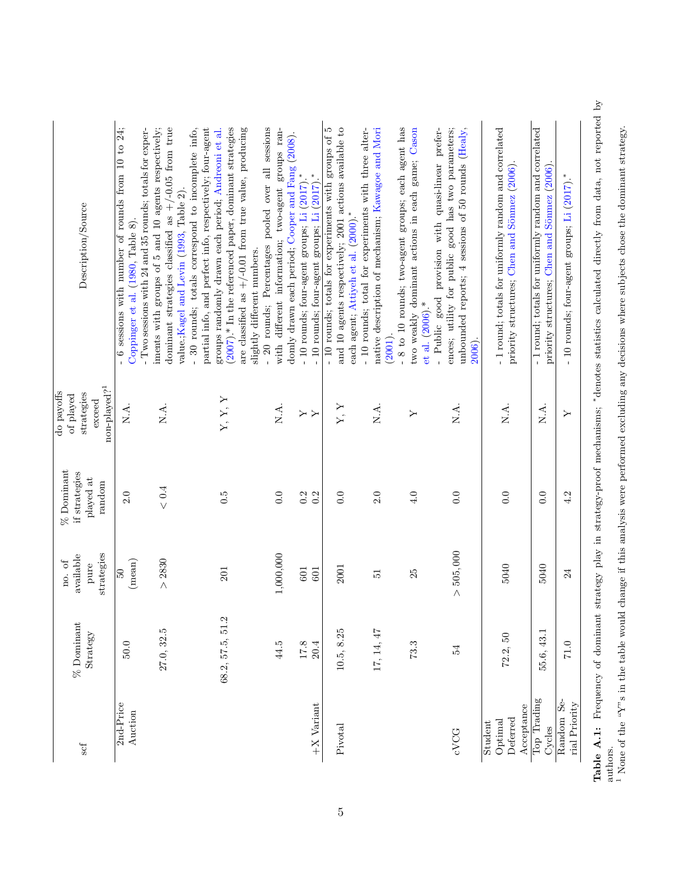| scf | % Dominant Strategy | no. of available pure strategies | % Dominant if strategies played at random | do payoffs of played strategies exceed non-played?[1] | Description/Source |
|---|---|---|---|---|---|
| 2nd-Price Auction | 50.0 | 50 (mean) | 2.0 | N.A. | - 6 sessions with number of rounds from 10 to 24; Coppinger et al. (1980, Table 8). |
| | 27.0, 32.5 | > 2830 | < 0.4 | N.A. | - Two sessions with 24 and 35 rounds; totals for experiments with groups of 5 and 10 agents respectively; dominant strategies classified as +/-0.05 from true value.;Kagel and Levin (1993, Table 2). |
| | 68.2, 57.5, 51.2 | 201 | 0.5 | Y, Y, Y | - 30 rounds; totals correspond to incomplete info, partial info, and perfect info, respectively; four-agent groups randomly drawn each period; Andreoni et al. (2007).* In the referenced paper, dominant strategies are classified as +/-0.01 from true value, producing slightly different numbers. |
| | 44.5 | 1,000,000 | 0.0 | N.A. | - 20 rounds; Percentages pooled over all sessions with different information; two-agent groups randomly drawn each period; Cooper and Fang (2008). |
| | 17.8 | 601 | 0.2 | Y | - 10 rounds; four-agent groups; Li (2017).* |
| +X Variant | 20.4 | 601 | 0.2 | Y | - 10 rounds; four-agent groups; Li (2017).* |
| Pivotal | 10.5, 8.25 | 2001 | 0.0 | Y, Y | - 10 rounds; totals for experiments with groups of 5 and 10 agents respectively; 2001 actions available to each agent; Attiyeh et al. (2000).* |
| | 17, 14, 47 | 51 | 2.0 | N.A. | - 10 rounds; total for experiments with three alternative description of mechanism; Kawagoe and Mori (2001). |
| | 73.3 | 25 | 4.0 | Y | - 8 to 10 rounds; two-agent groups; each agent has two weakly dominant actions in each game; Cason et al. (2006).* |
| cVCG | 54 | > 505,000 | 0.0 | N.A. | - Public good provision with quasi-linear preferences; utility for public good has two parameters; unbounded reports; 4 sessions of 50 rounds (Healy, 2006). |
| Student Optimal Deferred Acceptance | 72.2, 50 | 5040 | 0.0 | N.A. | - 1 round; totals for uniformly random and correlated priority structures; Chen and Sönmez (2006). |
| Top Trading Cycles | 55.6, 43.1 | 5040 | 0.0 | N.A. | - 1 round; totals for uniformly random and correlated priority structures; Chen and Sönmez (2006). |
| Random Serial Priority | 71.0 | 24 | 4.2 | Y | - 10 rounds; four-agent groups; Li (2017).* |

**Table A.1:** Frequency of dominant strategy play in strategy-proof mechanisms; *denotes statistics calculated directly from data, not reported by authors.
[1] None of the "Y"'s in the table would change if this analysis were performed excluding any decisions where subjects chose the dominant strategy.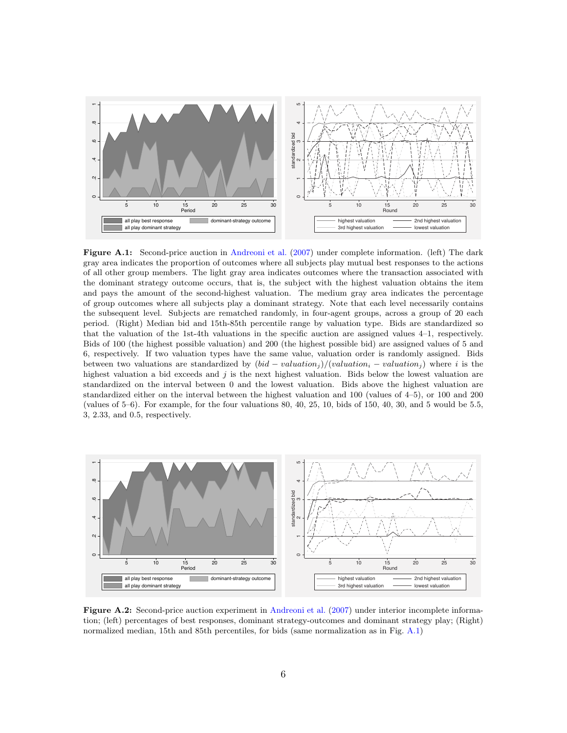**Figure A.1:** Second-price auction in Andreoni et al. (2007) under complete information. (left) The dark gray area indicates the proportion of outcomes where all subjects play mutual best responses to the actions of all other group members. The light gray area indicates outcomes where the transaction associated with the dominant strategy outcome occurs, that is, the subject with the highest valuation obtains the item and pays the amount of the second-highest valuation. The medium gray area indicates the percentage of group outcomes where all subjects play a dominant strategy. Note that each level necessarily contains the subsequent level. Subjects are rematched randomly, in four-agent groups, across a group of 20 each period. (Right) Median bid and 15th-85th percentile range by valuation type. Bids are standardized so that the valuation of the 1st-4th valuations in the specific auction are assigned values 4–1, respectively. Bids of 100 (the highest possible valuation) and 200 (the highest possible bid) are assigned values of 5 and 6, respectively. If two valuation types have the same value, valuation order is randomly assigned. Bids between two valuations are standardized by $(bid - valuation_j)/(valuation_i - valuation_j)$ where $i$ is the highest valuation a bid exceeds and $j$ is the next highest valuation. Bids below the lowest valuation are standardized on the interval between 0 and the lowest valuation. Bids above the highest valuation are standardized either on the interval between the highest valuation and 100 (values of 4–5), or 100 and 200 (values of 5–6). For example, for the four valuations 80, 40, 25, 10, bids of 150, 40, 30, and 5 would be 5.5, 3, 2.33, and 0.5, respectively.

**Figure A.2:** Second-price auction experiment in Andreoni et al. (2007) under interior incomplete information; (left) percentages of best responses, dominant strategy-outcomes and dominant strategy play; (Right) normalized median, 15th and 85th percentiles, for bids (same normalization as in Fig. A.1)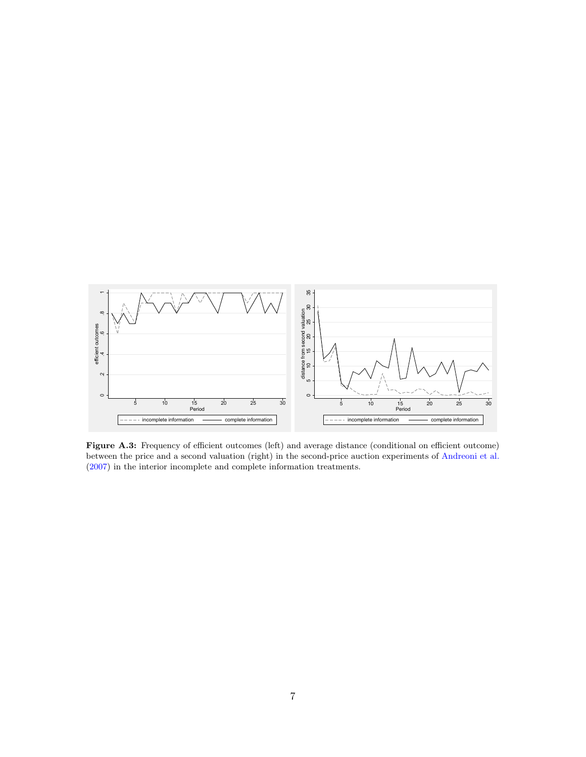efficient outcomes

0 .2 .4 .6 .8 1

Period

5 10 15 20 25 30

incomplete information complete information

distance from second valuation

0 5 10 15 20 25 30 35

Period

5 10 15 20 25 30

incomplete information complete information

**Figure A.3:** Frequency of efficient outcomes (left) and average distance (conditional on efficient outcome) between the price and a second valuation (right) in the second-price auction experiments of Andreoni et al. (2007) in the interior incomplete and complete information treatments.